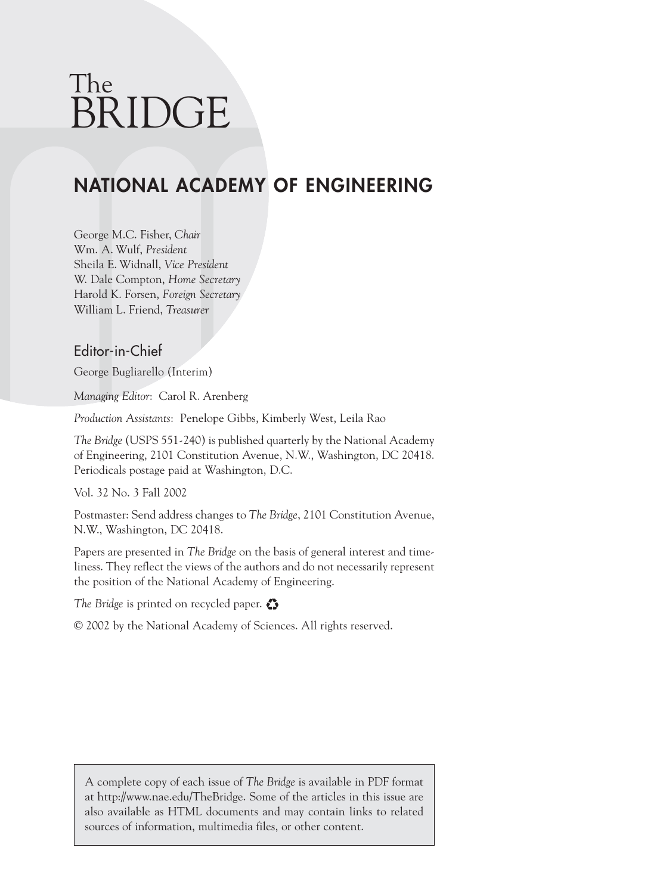# The BRIDGE

## NATIONAL ACADEMY OF ENGINEERING

George M.C. Fisher, *Chair*
Wm. A. Wulf, *President*
Sheila E. Widnall, *Vice President*
W. Dale Compton, *Home Secretary*
Harold K. Forsen, *Foreign Secretary*
William L. Friend, *Treasurer*

### Editor-in-Chief

George Bugliarello (Interim)

*Managing Editor*: Carol R. Arenberg

*Production Assistants*: Penelope Gibbs, Kimberly West, Leila Rao

*The Bridge* (USPS 551-240) is published quarterly by the National Academy of Engineering, 2101 Constitution Avenue, N.W., Washington, DC 20418. Periodicals postage paid at Washington, D.C.

Vol. 32 No. 3 Fall 2002

Postmaster: Send address changes to *The Bridge*, 2101 Constitution Avenue, N.W., Washington, DC 20418.

Papers are presented in *The Bridge* on the basis of general interest and timeliness. They reflect the views of the authors and do not necessarily represent the position of the National Academy of Engineering.

*The Bridge* is printed on recycled paper. ♻

© 2002 by the National Academy of Sciences. All rights reserved.

A complete copy of each issue of *The Bridge* is available in PDF format at http://www.nae.edu/TheBridge. Some of the articles in this issue are also available as HTML documents and may contain links to related sources of information, multimedia files, or other content.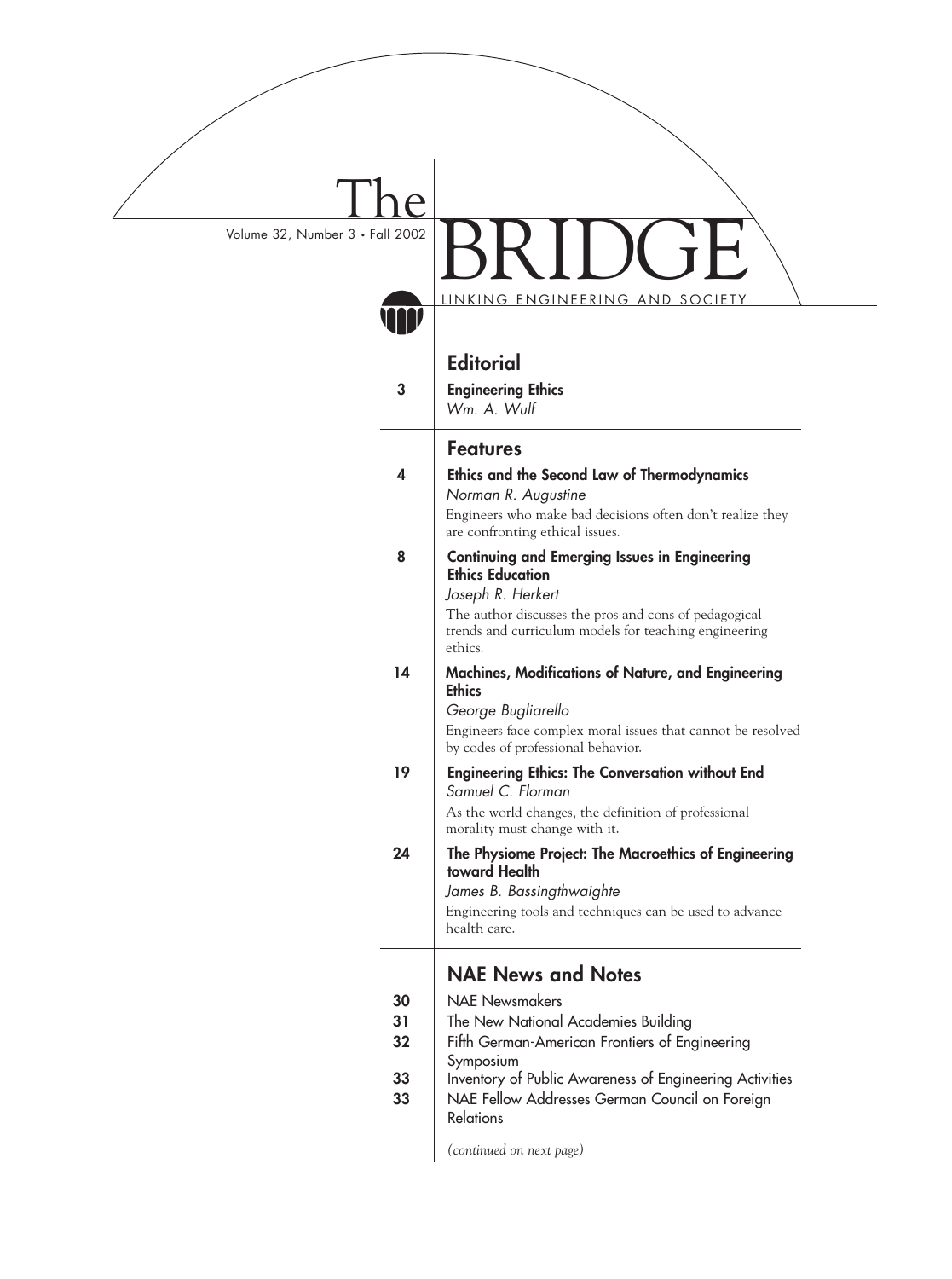# The BRIDGE

Volume 32, Number 3 • Fall 2002

LINKING ENGINEERING AND SOCIETY

## Editorial

3 **Engineering Ethics**
*Wm. A. Wulf*

## Features

4 **Ethics and the Second Law of Thermodynamics**
*Norman R. Augustine*
Engineers who make bad decisions often don't realize they are confronting ethical issues.

8 **Continuing and Emerging Issues in Engineering Ethics Education**
*Joseph R. Herkert*
The author discusses the pros and cons of pedagogical trends and curriculum models for teaching engineering ethics.

14 **Machines, Modifications of Nature, and Engineering Ethics**
*George Bugliarello*
Engineers face complex moral issues that cannot be resolved by codes of professional behavior.

19 **Engineering Ethics: The Conversation without End**
*Samuel C. Florman*
As the world changes, the definition of professional morality must change with it.

24 **The Physiome Project: The Macroethics of Engineering toward Health**
*James B. Bassingthwaighte*
Engineering tools and techniques can be used to advance health care.

## NAE News and Notes

30 NAE Newsmakers
31 The New National Academies Building
32 Fifth German-American Frontiers of Engineering Symposium
33 Inventory of Public Awareness of Engineering Activities
33 NAE Fellow Addresses German Council on Foreign Relations

*(continued on next page)*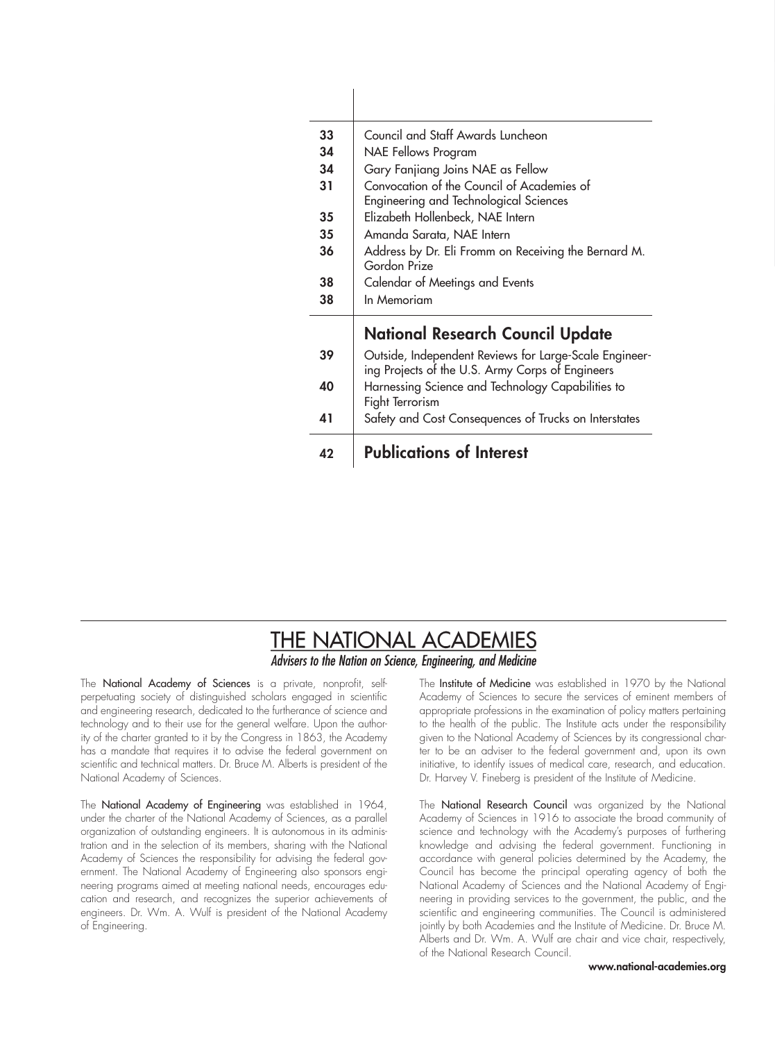| | |
|---|---|
| **33** | Council and Staff Awards Luncheon |
| **34** | NAE Fellows Program |
| **34** | Gary Fanjiang Joins NAE as Fellow |
| **31** | Convocation of the Council of Academies of Engineering and Technological Sciences |
| **35** | Elizabeth Hollenbeck, NAE Intern |
| **35** | Amanda Sarata, NAE Intern |
| **36** | Address by Dr. Eli Fromm on Receiving the Bernard M. Gordon Prize |
| **38** | Calendar of Meetings and Events |
| **38** | In Memoriam |
| | **National Research Council Update** |
| **39** | Outside, Independent Reviews for Large-Scale Engineering Projects of the U.S. Army Corps of Engineers |
| **40** | Harnessing Science and Technology Capabilities to Fight Terrorism |
| **41** | Safety and Cost Consequences of Trucks on Interstates |
| **42** | **Publications of Interest** |

# THE NATIONAL ACADEMIES

***Advisers to the Nation on Science, Engineering, and Medicine***

The **National Academy of Sciences** is a private, nonprofit, self-perpetuating society of distinguished scholars engaged in scientific and engineering research, dedicated to the furtherance of science and technology and to their use for the general welfare. Upon the authority of the charter granted to it by the Congress in 1863, the Academy has a mandate that requires it to advise the federal government on scientific and technical matters. Dr. Bruce M. Alberts is president of the National Academy of Sciences.

The **National Academy of Engineering** was established in 1964, under the charter of the National Academy of Sciences, as a parallel organization of outstanding engineers. It is autonomous in its administration and in the selection of its members, sharing with the National Academy of Sciences the responsibility for advising the federal government. The National Academy of Engineering also sponsors engineering programs aimed at meeting national needs, encourages education and research, and recognizes the superior achievements of engineers. Dr. Wm. A. Wulf is president of the National Academy of Engineering.

The **Institute of Medicine** was established in 1970 by the National Academy of Sciences to secure the services of eminent members of appropriate professions in the examination of policy matters pertaining to the health of the public. The Institute acts under the responsibility given to the National Academy of Sciences by its congressional charter to be an adviser to the federal government and, upon its own initiative, to identify issues of medical care, research, and education. Dr. Harvey V. Fineberg is president of the Institute of Medicine.

The **National Research Council** was organized by the National Academy of Sciences in 1916 to associate the broad community of science and technology with the Academy's purposes of furthering knowledge and advising the federal government. Functioning in accordance with general policies determined by the Academy, the Council has become the principal operating agency of both the National Academy of Sciences and the National Academy of Engineering in providing services to the government, the public, and the scientific and engineering communities. The Council is administered jointly by both Academies and the Institute of Medicine. Dr. Bruce M. Alberts and Dr. Wm. A. Wulf are chair and vice chair, respectively, of the National Research Council.

**www.national-academies.org**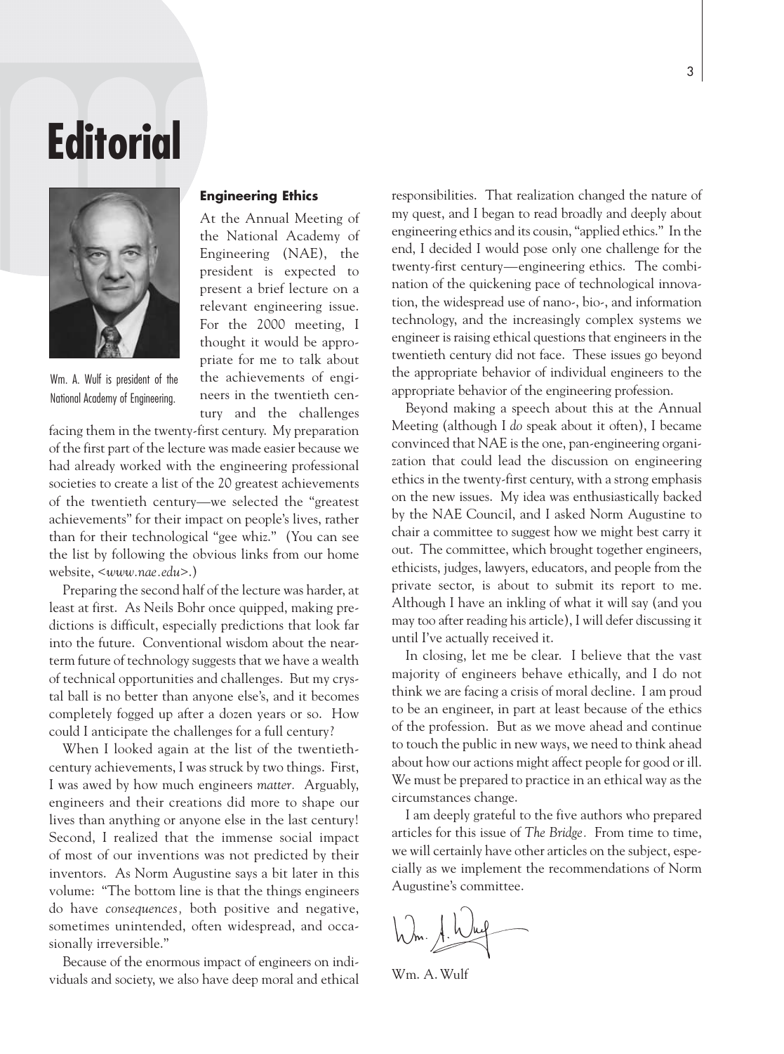# Editorial

Wm. A. Wulf is president of the National Academy of Engineering.

## Engineering Ethics

At the Annual Meeting of the National Academy of Engineering (NAE), the president is expected to present a brief lecture on a relevant engineering issue. For the 2000 meeting, I thought it would be appropriate for me to talk about the achievements of engineers in the twentieth century and the challenges facing them in the twenty-first century. My preparation of the first part of the lecture was made easier because we had already worked with the engineering professional societies to create a list of the 20 greatest achievements of the twentieth century—we selected the "greatest achievements" for their impact on people's lives, rather than for their technological "gee whiz." (You can see the list by following the obvious links from our home website, <*www.nae.edu*>.)

Preparing the second half of the lecture was harder, at least at first. As Neils Bohr once quipped, making predictions is difficult, especially predictions that look far into the future. Conventional wisdom about the near-term future of technology suggests that we have a wealth of technical opportunities and challenges. But my crystal ball is no better than anyone else's, and it becomes completely fogged up after a dozen years or so. How could I anticipate the challenges for a full century?

When I looked again at the list of the twentieth-century achievements, I was struck by two things. First, I was awed by how much engineers *matter.* Arguably, engineers and their creations did more to shape our lives than anything or anyone else in the last century! Second, I realized that the immense social impact of most of our inventions was not predicted by their inventors. As Norm Augustine says a bit later in this volume: "The bottom line is that the things engineers do have *consequences,* both positive and negative, sometimes unintended, often widespread, and occasionally irreversible."

Because of the enormous impact of engineers on individuals and society, we also have deep moral and ethical responsibilities. That realization changed the nature of my quest, and I began to read broadly and deeply about engineering ethics and its cousin, "applied ethics." In the end, I decided I would pose only one challenge for the twenty-first century—engineering ethics. The combination of the quickening pace of technological innovation, the widespread use of nano-, bio-, and information technology, and the increasingly complex systems we engineer is raising ethical questions that engineers in the twentieth century did not face. These issues go beyond the appropriate behavior of individual engineers to the appropriate behavior of the engineering profession.

Beyond making a speech about this at the Annual Meeting (although I *do* speak about it often), I became convinced that NAE is the one, pan-engineering organization that could lead the discussion on engineering ethics in the twenty-first century, with a strong emphasis on the new issues. My idea was enthusiastically backed by the NAE Council, and I asked Norm Augustine to chair a committee to suggest how we might best carry it out. The committee, which brought together engineers, ethicists, judges, lawyers, educators, and people from the private sector, is about to submit its report to me. Although I have an inkling of what it will say (and you may too after reading his article), I will defer discussing it until I've actually received it.

In closing, let me be clear. I believe that the vast majority of engineers behave ethically, and I do not think we are facing a crisis of moral decline. I am proud to be an engineer, in part at least because of the ethics of the profession. But as we move ahead and continue to touch the public in new ways, we need to think ahead about how our actions might affect people for good or ill. We must be prepared to practice in an ethical way as the circumstances change.

I am deeply grateful to the five authors who prepared articles for this issue of *The Bridge.* From time to time, we will certainly have other articles on the subject, especially as we implement the recommendations of Norm Augustine's committee.

Wm. A. Wulf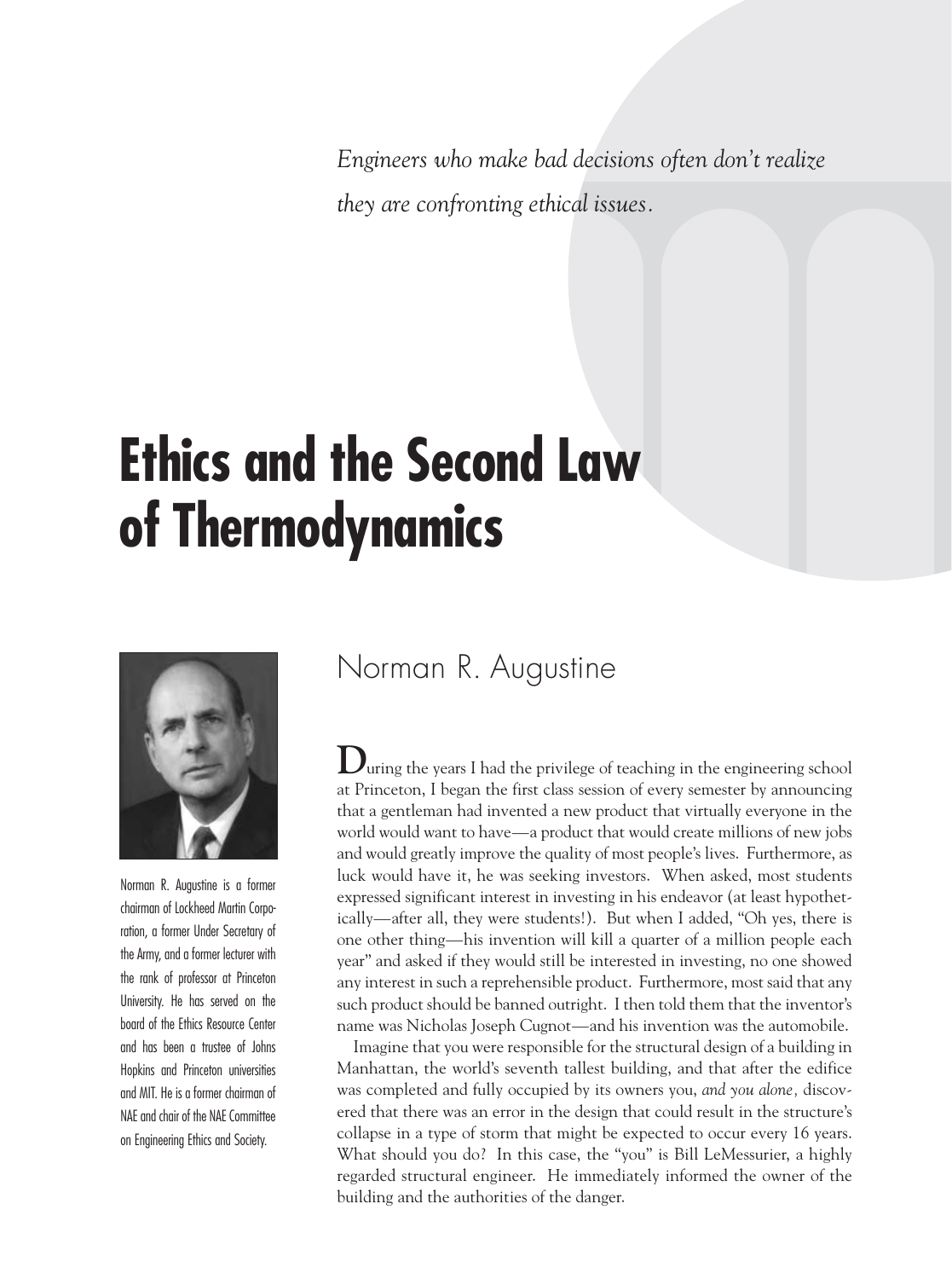*Engineers who make bad decisions often don't realize they are confronting ethical issues.*

# Ethics and the Second Law of Thermodynamics

Norman R. Augustine is a former chairman of Lockheed Martin Corporation, a former Under Secretary of the Army, and a former lecturer with the rank of professor at Princeton University. He has served on the board of the Ethics Resource Center and has been a trustee of Johns Hopkins and Princeton universities and MIT. He is a former chairman of NAE and chair of the NAE Committee on Engineering Ethics and Society.

## Norman R. Augustine

During the years I had the privilege of teaching in the engineering school at Princeton, I began the first class session of every semester by announcing that a gentleman had invented a new product that virtually everyone in the world would want to have—a product that would create millions of new jobs and would greatly improve the quality of most people's lives. Furthermore, as luck would have it, he was seeking investors. When asked, most students expressed significant interest in investing in his endeavor (at least hypothetically—after all, they were students!). But when I added, "Oh yes, there is one other thing—his invention will kill a quarter of a million people each year" and asked if they would still be interested in investing, no one showed any interest in such a reprehensible product. Furthermore, most said that any such product should be banned outright. I then told them that the inventor's name was Nicholas Joseph Cugnot—and his invention was the automobile.

Imagine that you were responsible for the structural design of a building in Manhattan, the world's seventh tallest building, and that after the edifice was completed and fully occupied by its owners you, *and you alone,* discovered that there was an error in the design that could result in the structure's collapse in a type of storm that might be expected to occur every 16 years. What should you do? In this case, the "you" is Bill LeMessurier, a highly regarded structural engineer. He immediately informed the owner of the building and the authorities of the danger.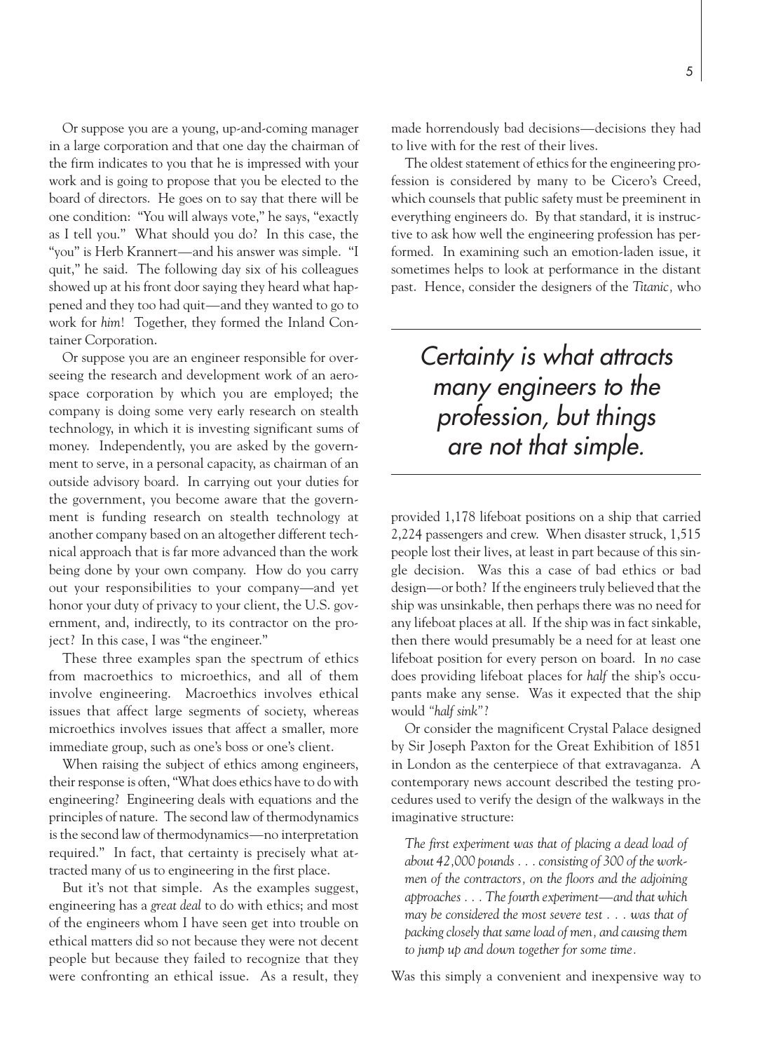Or suppose you are a young, up-and-coming manager in a large corporation and that one day the chairman of the firm indicates to you that he is impressed with your work and is going to propose that you be elected to the board of directors. He goes on to say that there will be one condition: "You will always vote," he says, "exactly as I tell you." What should you do? In this case, the "you" is Herb Krannert—and his answer was simple. "I quit," he said. The following day six of his colleagues showed up at his front door saying they heard what happened and they too had quit—and they wanted to go to work for *him*! Together, they formed the Inland Container Corporation.

Or suppose you are an engineer responsible for overseeing the research and development work of an aerospace corporation by which you are employed; the company is doing some very early research on stealth technology, in which it is investing significant sums of money. Independently, you are asked by the government to serve, in a personal capacity, as chairman of an outside advisory board. In carrying out your duties for the government, you become aware that the government is funding research on stealth technology at another company based on an altogether different technical approach that is far more advanced than the work being done by your own company. How do you carry out your responsibilities to your company—and yet honor your duty of privacy to your client, the U.S. government, and, indirectly, to its contractor on the project? In this case, I was "the engineer."

These three examples span the spectrum of ethics from macroethics to microethics, and all of them involve engineering. Macroethics involves ethical issues that affect large segments of society, whereas microethics involves issues that affect a smaller, more immediate group, such as one's boss or one's client.

When raising the subject of ethics among engineers, their response is often, "What does ethics have to do with engineering? Engineering deals with equations and the principles of nature. The second law of thermodynamics is the second law of thermodynamics—no interpretation required." In fact, that certainty is precisely what attracted many of us to engineering in the first place.

But it's not that simple. As the examples suggest, engineering has a *great deal* to do with ethics; and most of the engineers whom I have seen get into trouble on ethical matters did so not because they were not decent people but because they failed to recognize that they were confronting an ethical issue. As a result, they made horrendously bad decisions—decisions they had to live with for the rest of their lives.

The oldest statement of ethics for the engineering profession is considered by many to be Cicero's Creed, which counsels that public safety must be preeminent in everything engineers do. By that standard, it is instructive to ask how well the engineering profession has performed. In examining such an emotion-laden issue, it sometimes helps to look at performance in the distant past. Hence, consider the designers of the *Titanic,* who provided 1,178 lifeboat positions on a ship that carried 2,224 passengers and crew. When disaster struck, 1,515 people lost their lives, at least in part because of this single decision. Was this a case of bad ethics or bad design—or both? If the engineers truly believed that the ship was unsinkable, then perhaps there was no need for any lifeboat places at all. If the ship was in fact sinkable, then there would presumably be a need for at least one lifeboat position for every person on board. In *no* case does providing lifeboat places for *half* the ship's occupants make any sense. Was it expected that the ship would *"half sink"*?

> *Certainty is what attracts many engineers to the profession, but things are not that simple.*

Or consider the magnificent Crystal Palace designed by Sir Joseph Paxton for the Great Exhibition of 1851 in London as the centerpiece of that extravaganza. A contemporary news account described the testing procedures used to verify the design of the walkways in the imaginative structure:

> *The first experiment was that of placing a dead load of about 42,000 pounds . . . consisting of 300 of the workmen of the contractors, on the floors and the adjoining approaches . . . The fourth experiment—and that which may be considered the most severe test . . . was that of packing closely that same load of men, and causing them to jump up and down together for some time.*

Was this simply a convenient and inexpensive way to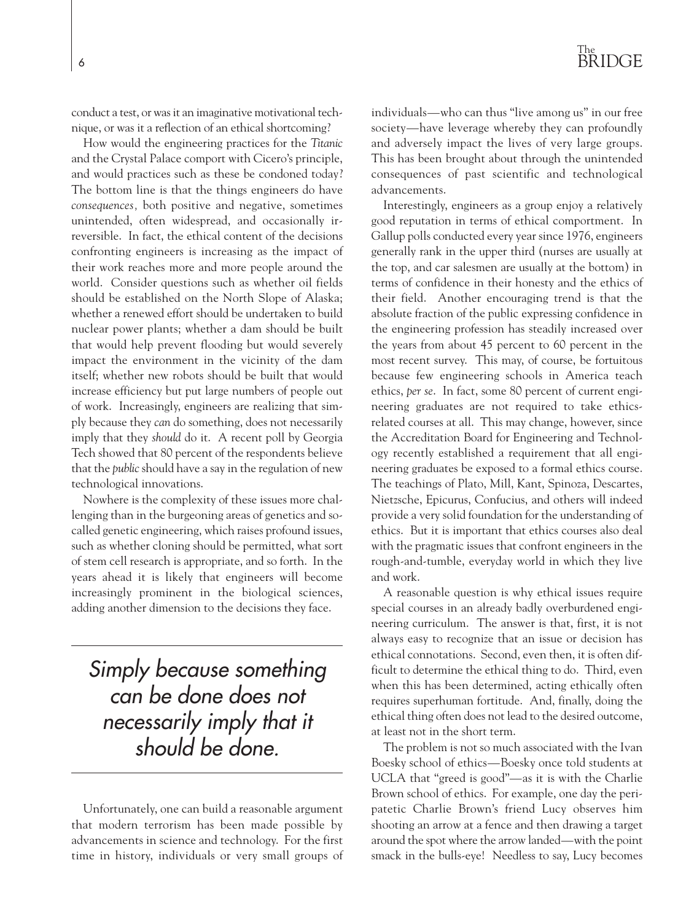conduct a test, or was it an imaginative motivational technique, or was it a reflection of an ethical shortcoming?

How would the engineering practices for the *Titanic* and the Crystal Palace comport with Cicero's principle, and would practices such as these be condoned today? The bottom line is that the things engineers do have *consequences*, both positive and negative, sometimes unintended, often widespread, and occasionally irreversible. In fact, the ethical content of the decisions confronting engineers is increasing as the impact of their work reaches more and more people around the world. Consider questions such as whether oil fields should be established on the North Slope of Alaska; whether a renewed effort should be undertaken to build nuclear power plants; whether a dam should be built that would help prevent flooding but would severely impact the environment in the vicinity of the dam itself; whether new robots should be built that would increase efficiency but put large numbers of people out of work. Increasingly, engineers are realizing that simply because they *can* do something, does not necessarily imply that they *should* do it. A recent poll by Georgia Tech showed that 80 percent of the respondents believe that the *public* should have a say in the regulation of new technological innovations.

Nowhere is the complexity of these issues more challenging than in the burgeoning areas of genetics and so-called genetic engineering, which raises profound issues, such as whether cloning should be permitted, what sort of stem cell research is appropriate, and so forth. In the years ahead it is likely that engineers will become increasingly prominent in the biological sciences, adding another dimension to the decisions they face.

> *Simply because something can be done does not necessarily imply that it should be done.*

Unfortunately, one can build a reasonable argument that modern terrorism has been made possible by advancements in science and technology. For the first time in history, individuals or very small groups of individuals—who can thus "live among us" in our free society—have leverage whereby they can profoundly and adversely impact the lives of very large groups. This has been brought about through the unintended consequences of past scientific and technological advancements.

Interestingly, engineers as a group enjoy a relatively good reputation in terms of ethical comportment. In Gallup polls conducted every year since 1976, engineers generally rank in the upper third (nurses are usually at the top, and car salesmen are usually at the bottom) in terms of confidence in their honesty and the ethics of their field. Another encouraging trend is that the absolute fraction of the public expressing confidence in the engineering profession has steadily increased over the years from about 45 percent to 60 percent in the most recent survey. This may, of course, be fortuitous because few engineering schools in America teach ethics, *per se*. In fact, some 80 percent of current engineering graduates are not required to take ethics-related courses at all. This may change, however, since the Accreditation Board for Engineering and Technology recently established a requirement that all engineering graduates be exposed to a formal ethics course. The teachings of Plato, Mill, Kant, Spinoza, Descartes, Nietzsche, Epicurus, Confucius, and others will indeed provide a very solid foundation for the understanding of ethics. But it is important that ethics courses also deal with the pragmatic issues that confront engineers in the rough-and-tumble, everyday world in which they live and work.

A reasonable question is why ethical issues require special courses in an already badly overburdened engineering curriculum. The answer is that, first, it is not always easy to recognize that an issue or decision has ethical connotations. Second, even then, it is often difficult to determine the ethical thing to do. Third, even when this has been determined, acting ethically often requires superhuman fortitude. And, finally, doing the ethical thing often does not lead to the desired outcome, at least not in the short term.

The problem is not so much associated with the Ivan Boesky school of ethics—Boesky once told students at UCLA that "greed is good"—as it is with the Charlie Brown school of ethics. For example, one day the peripatetic Charlie Brown's friend Lucy observes him shooting an arrow at a fence and then drawing a target around the spot where the arrow landed—with the point smack in the bulls-eye! Needless to say, Lucy becomes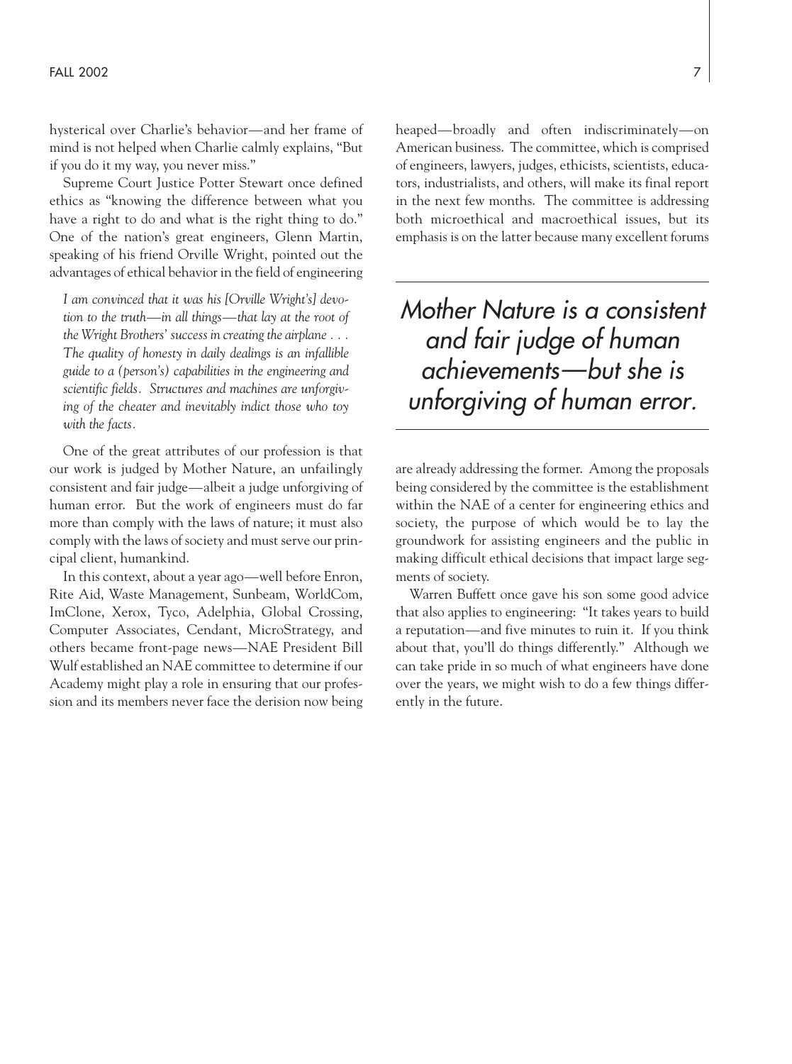hysterical over Charlie's behavior—and her frame of mind is not helped when Charlie calmly explains, "But if you do it my way, you never miss."

Supreme Court Justice Potter Stewart once defined ethics as "knowing the difference between what you have a right to do and what is the right thing to do." One of the nation's great engineers, Glenn Martin, speaking of his friend Orville Wright, pointed out the advantages of ethical behavior in the field of engineering

> *I am convinced that it was his [Orville Wright's] devotion to the truth—in all things—that lay at the root of the Wright Brothers' success in creating the airplane . . . The quality of honesty in daily dealings is an infallible guide to a (person's) capabilities in the engineering and scientific fields. Structures and machines are unforgiving of the cheater and inevitably indict those who toy with the facts.*

One of the great attributes of our profession is that our work is judged by Mother Nature, an unfailingly consistent and fair judge—albeit a judge unforgiving of human error. But the work of engineers must do far more than comply with the laws of nature; it must also comply with the laws of society and must serve our principal client, humankind.

In this context, about a year ago—well before Enron, Rite Aid, Waste Management, Sunbeam, WorldCom, ImClone, Xerox, Tyco, Adelphia, Global Crossing, Computer Associates, Cendant, MicroStrategy, and others became front-page news—NAE President Bill Wulf established an NAE committee to determine if our Academy might play a role in ensuring that our profession and its members never face the derision now being heaped—broadly and often indiscriminately—on American business. The committee, which is comprised of engineers, lawyers, judges, ethicists, scientists, educators, industrialists, and others, will make its final report in the next few months. The committee is addressing both microethical and macroethical issues, but its emphasis is on the latter because many excellent forums are already addressing the former. Among the proposals being considered by the committee is the establishment within the NAE of a center for engineering ethics and society, the purpose of which would be to lay the groundwork for assisting engineers and the public in making difficult ethical decisions that impact large segments of society.

> *Mother Nature is a consistent and fair judge of human achievements—but she is unforgiving of human error.*

Warren Buffett once gave his son some good advice that also applies to engineering: "It takes years to build a reputation—and five minutes to ruin it. If you think about that, you'll do things differently." Although we can take pride in so much of what engineers have done over the years, we might wish to do a few things differently in the future.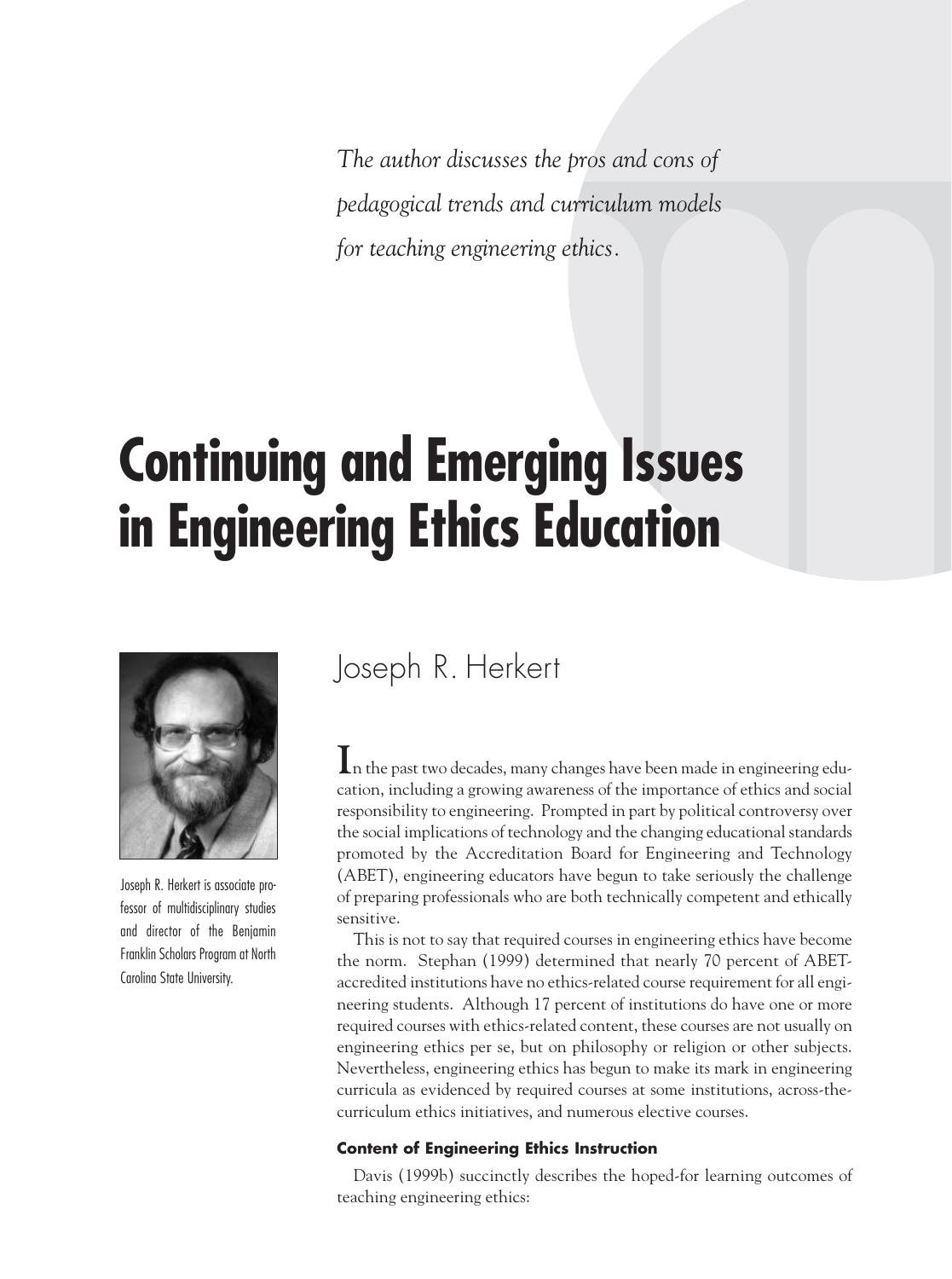*The author discusses the pros and cons of pedagogical trends and curriculum models for teaching engineering ethics.*

# Continuing and Emerging Issues in Engineering Ethics Education

## Joseph R. Herkert

Joseph R. Herkert is associate professor of multidisciplinary studies and director of the Benjamin Franklin Scholars Program at North Carolina State University.

In the past two decades, many changes have been made in engineering education, including a growing awareness of the importance of ethics and social responsibility to engineering. Prompted in part by political controversy over the social implications of technology and the changing educational standards promoted by the Accreditation Board for Engineering and Technology (ABET), engineering educators have begun to take seriously the challenge of preparing professionals who are both technically competent and ethically sensitive.

This is not to say that required courses in engineering ethics have become the norm. Stephan (1999) determined that nearly 70 percent of ABET-accredited institutions have no ethics-related course requirement for all engineering students. Although 17 percent of institutions do have one or more required courses with ethics-related content, these courses are not usually on engineering ethics per se, but on philosophy or religion or other subjects. Nevertheless, engineering ethics has begun to make its mark in engineering curricula as evidenced by required courses at some institutions, across-the-curriculum ethics initiatives, and numerous elective courses.

### Content of Engineering Ethics Instruction

Davis (1999b) succinctly describes the hoped-for learning outcomes of teaching engineering ethics: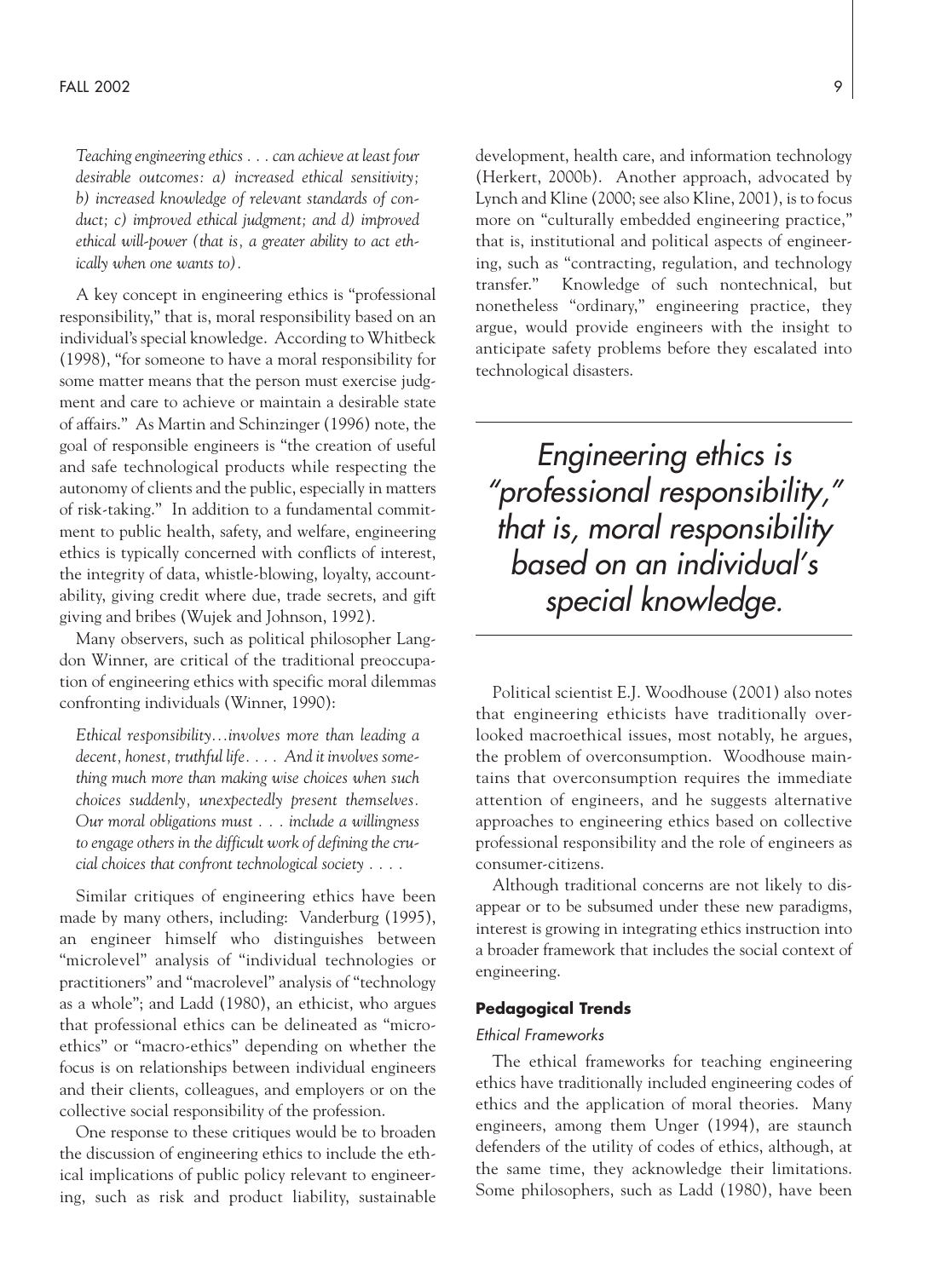*Teaching engineering ethics . . . can achieve at least four desirable outcomes: a) increased ethical sensitivity; b) increased knowledge of relevant standards of conduct; c) improved ethical judgment; and d) improved ethical will-power (that is, a greater ability to act ethically when one wants to).*

A key concept in engineering ethics is "professional responsibility," that is, moral responsibility based on an individual's special knowledge. According to Whitbeck (1998), "for someone to have a moral responsibility for some matter means that the person must exercise judgment and care to achieve or maintain a desirable state of affairs." As Martin and Schinzinger (1996) note, the goal of responsible engineers is "the creation of useful and safe technological products while respecting the autonomy of clients and the public, especially in matters of risk-taking." In addition to a fundamental commitment to public health, safety, and welfare, engineering ethics is typically concerned with conflicts of interest, the integrity of data, whistle-blowing, loyalty, accountability, giving credit where due, trade secrets, and gift giving and bribes (Wujek and Johnson, 1992).

Many observers, such as political philosopher Langdon Winner, are critical of the traditional preoccupation of engineering ethics with specific moral dilemmas confronting individuals (Winner, 1990):

*Ethical responsibility…involves more than leading a decent, honest, truthful life. . . . And it involves something much more than making wise choices when such choices suddenly, unexpectedly present themselves. Our moral obligations must . . . include a willingness to engage others in the difficult work of defining the crucial choices that confront technological society . . . .*

Similar critiques of engineering ethics have been made by many others, including: Vanderburg (1995), an engineer himself who distinguishes between "microlevel" analysis of "individual technologies or practitioners" and "macrolevel" analysis of "technology as a whole"; and Ladd (1980), an ethicist, who argues that professional ethics can be delineated as "micro-ethics" or "macro-ethics" depending on whether the focus is on relationships between individual engineers and their clients, colleagues, and employers or on the collective social responsibility of the profession.

One response to these critiques would be to broaden the discussion of engineering ethics to include the ethical implications of public policy relevant to engineering, such as risk and product liability, sustainable development, health care, and information technology (Herkert, 2000b). Another approach, advocated by Lynch and Kline (2000; see also Kline, 2001), is to focus more on "culturally embedded engineering practice," that is, institutional and political aspects of engineering, such as "contracting, regulation, and technology transfer." Knowledge of such nontechnical, but nonetheless "ordinary," engineering practice, they argue, would provide engineers with the insight to anticipate safety problems before they escalated into technological disasters.

*Engineering ethics is "professional responsibility," that is, moral responsibility based on an individual's special knowledge.*

Political scientist E.J. Woodhouse (2001) also notes that engineering ethicists have traditionally overlooked macroethical issues, most notably, he argues, the problem of overconsumption. Woodhouse maintains that overconsumption requires the immediate attention of engineers, and he suggests alternative approaches to engineering ethics based on collective professional responsibility and the role of engineers as consumer-citizens.

Although traditional concerns are not likely to disappear or to be subsumed under these new paradigms, interest is growing in integrating ethics instruction into a broader framework that includes the social context of engineering.

## Pedagogical Trends

### *Ethical Frameworks*

The ethical frameworks for teaching engineering ethics have traditionally included engineering codes of ethics and the application of moral theories. Many engineers, among them Unger (1994), are staunch defenders of the utility of codes of ethics, although, at the same time, they acknowledge their limitations. Some philosophers, such as Ladd (1980), have been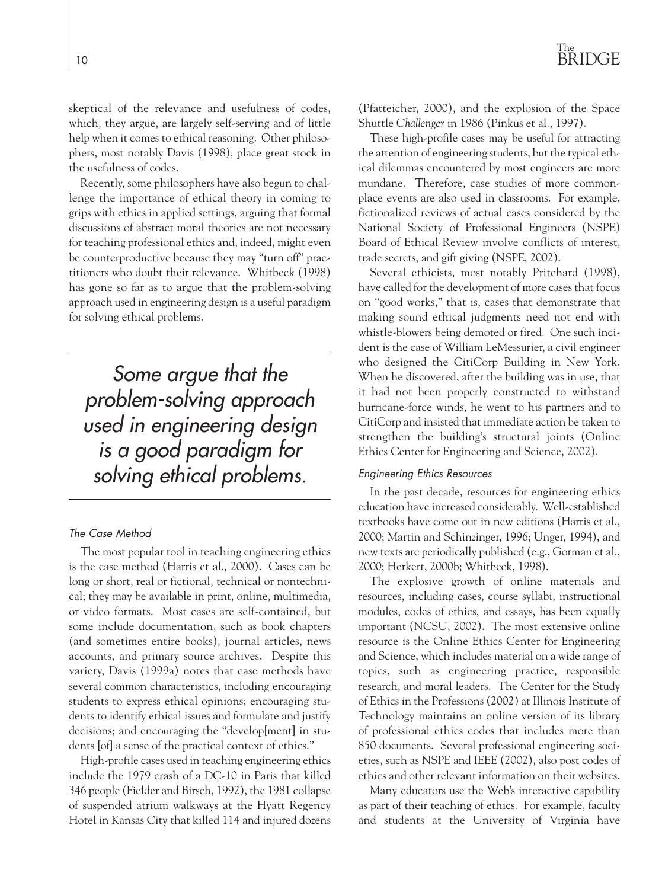skeptical of the relevance and usefulness of codes, which, they argue, are largely self-serving and of little help when it comes to ethical reasoning. Other philosophers, most notably Davis (1998), place great stock in the usefulness of codes.

Recently, some philosophers have also begun to challenge the importance of ethical theory in coming to grips with ethics in applied settings, arguing that formal discussions of abstract moral theories are not necessary for teaching professional ethics and, indeed, might even be counterproductive because they may "turn off" practitioners who doubt their relevance. Whitbeck (1998) has gone so far as to argue that the problem-solving approach used in engineering design is a useful paradigm for solving ethical problems.

*Some argue that the problem-solving approach used in engineering design is a good paradigm for solving ethical problems.*

#### *The Case Method*

The most popular tool in teaching engineering ethics is the case method (Harris et al., 2000). Cases can be long or short, real or fictional, technical or nontechnical; they may be available in print, online, multimedia, or video formats. Most cases are self-contained, but some include documentation, such as book chapters (and sometimes entire books), journal articles, news accounts, and primary source archives. Despite this variety, Davis (1999a) notes that case methods have several common characteristics, including encouraging students to express ethical opinions; encouraging students to identify ethical issues and formulate and justify decisions; and encouraging the "develop[ment] in students [of] a sense of the practical context of ethics."

High-profile cases used in teaching engineering ethics include the 1979 crash of a DC-10 in Paris that killed 346 people (Fielder and Birsch, 1992), the 1981 collapse of suspended atrium walkways at the Hyatt Regency Hotel in Kansas City that killed 114 and injured dozens (Pfatteicher, 2000), and the explosion of the Space Shuttle *Challenger* in 1986 (Pinkus et al., 1997).

These high-profile cases may be useful for attracting the attention of engineering students, but the typical ethical dilemmas encountered by most engineers are more mundane. Therefore, case studies of more commonplace events are also used in classrooms. For example, fictionalized reviews of actual cases considered by the National Society of Professional Engineers (NSPE) Board of Ethical Review involve conflicts of interest, trade secrets, and gift giving (NSPE, 2002).

Several ethicists, most notably Pritchard (1998), have called for the development of more cases that focus on "good works," that is, cases that demonstrate that making sound ethical judgments need not end with whistle-blowers being demoted or fired. One such incident is the case of William LeMessurier, a civil engineer who designed the CitiCorp Building in New York. When he discovered, after the building was in use, that it had not been properly constructed to withstand hurricane-force winds, he went to his partners and to CitiCorp and insisted that immediate action be taken to strengthen the building's structural joints (Online Ethics Center for Engineering and Science, 2002).

#### *Engineering Ethics Resources*

In the past decade, resources for engineering ethics education have increased considerably. Well-established textbooks have come out in new editions (Harris et al., 2000; Martin and Schinzinger, 1996; Unger, 1994), and new texts are periodically published (e.g., Gorman et al., 2000; Herkert, 2000b; Whitbeck, 1998).

The explosive growth of online materials and resources, including cases, course syllabi, instructional modules, codes of ethics, and essays, has been equally important (NCSU, 2002). The most extensive online resource is the Online Ethics Center for Engineering and Science, which includes material on a wide range of topics, such as engineering practice, responsible research, and moral leaders. The Center for the Study of Ethics in the Professions (2002) at Illinois Institute of Technology maintains an online version of its library of professional ethics codes that includes more than 850 documents. Several professional engineering societies, such as NSPE and IEEE (2002), also post codes of ethics and other relevant information on their websites.

Many educators use the Web's interactive capability as part of their teaching of ethics. For example, faculty and students at the University of Virginia have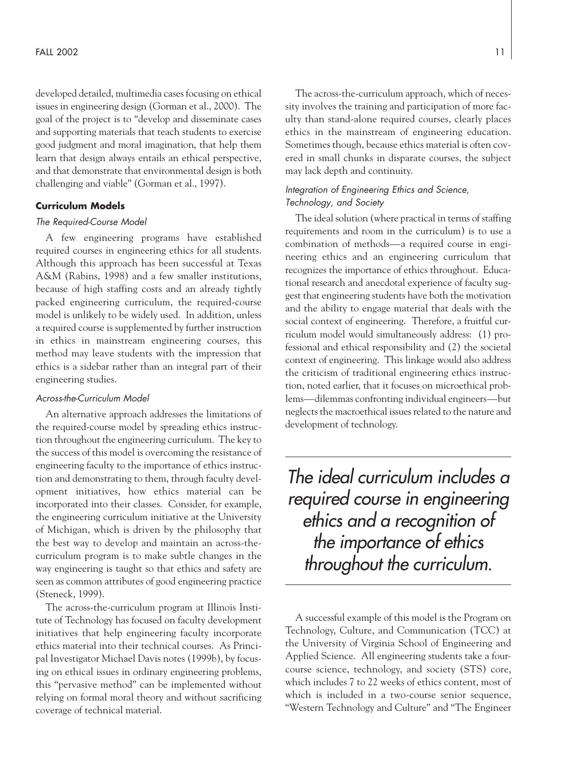developed detailed, multimedia cases focusing on ethical issues in engineering design (Gorman et al., 2000). The goal of the project is to "develop and disseminate cases and supporting materials that teach students to exercise good judgment and moral imagination, that help them learn that design always entails an ethical perspective, and that demonstrate that environmental design is both challenging and viable" (Gorman et al., 1997).

## Curriculum Models

### *The Required-Course Model*

A few engineering programs have established required courses in engineering ethics for all students. Although this approach has been successful at Texas A&M (Rabins, 1998) and a few smaller institutions, because of high staffing costs and an already tightly packed engineering curriculum, the required-course model is unlikely to be widely used. In addition, unless a required course is supplemented by further instruction in ethics in mainstream engineering courses, this method may leave students with the impression that ethics is a sidebar rather than an integral part of their engineering studies.

### *Across-the-Curriculum Model*

An alternative approach addresses the limitations of the required-course model by spreading ethics instruction throughout the engineering curriculum. The key to the success of this model is overcoming the resistance of engineering faculty to the importance of ethics instruction and demonstrating to them, through faculty development initiatives, how ethics material can be incorporated into their classes. Consider, for example, the engineering curriculum initiative at the University of Michigan, which is driven by the philosophy that the best way to develop and maintain an across-the-curriculum program is to make subtle changes in the way engineering is taught so that ethics and safety are seen as common attributes of good engineering practice (Steneck, 1999).

The across-the-curriculum program at Illinois Institute of Technology has focused on faculty development initiatives that help engineering faculty incorporate ethics material into their technical courses. As Principal Investigator Michael Davis notes (1999b), by focusing on ethical issues in ordinary engineering problems, this "pervasive method" can be implemented without relying on formal moral theory and without sacrificing coverage of technical material.

The across-the-curriculum approach, which of necessity involves the training and participation of more faculty than stand-alone required courses, clearly places ethics in the mainstream of engineering education. Sometimes though, because ethics material is often covered in small chunks in disparate courses, the subject may lack depth and continuity.

### *Integration of Engineering Ethics and Science, Technology, and Society*

The ideal solution (where practical in terms of staffing requirements and room in the curriculum) is to use a combination of methods—a required course in engineering ethics and an engineering curriculum that recognizes the importance of ethics throughout. Educational research and anecdotal experience of faculty suggest that engineering students have both the motivation and the ability to engage material that deals with the social context of engineering. Therefore, a fruitful curriculum model would simultaneously address: (1) professional and ethical responsibility and (2) the societal context of engineering. This linkage would also address the criticism of traditional engineering ethics instruction, noted earlier, that it focuses on microethical problems—dilemmas confronting individual engineers—but neglects the macroethical issues related to the nature and development of technology.

*The ideal curriculum includes a required course in engineering ethics and a recognition of the importance of ethics throughout the curriculum.*

A successful example of this model is the Program on Technology, Culture, and Communication (TCC) at the University of Virginia School of Engineering and Applied Science. All engineering students take a four-course science, technology, and society (STS) core, which includes 7 to 22 weeks of ethics content, most of which is included in a two-course senior sequence, "Western Technology and Culture" and "The Engineer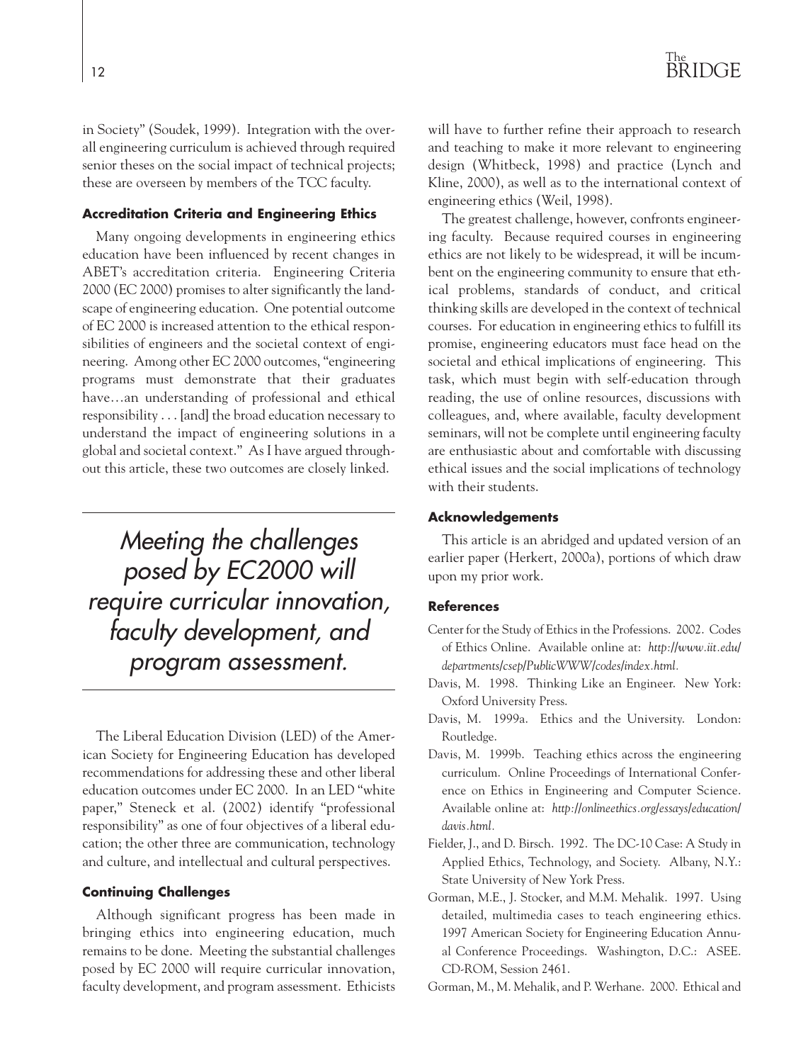in Society" (Soudek, 1999). Integration with the overall engineering curriculum is achieved through required senior theses on the social impact of technical projects; these are overseen by members of the TCC faculty.

### Accreditation Criteria and Engineering Ethics

Many ongoing developments in engineering ethics education have been influenced by recent changes in ABET's accreditation criteria. Engineering Criteria 2000 (EC 2000) promises to alter significantly the landscape of engineering education. One potential outcome of EC 2000 is increased attention to the ethical responsibilities of engineers and the societal context of engineering. Among other EC 2000 outcomes, "engineering programs must demonstrate that their graduates have…an understanding of professional and ethical responsibility . . . [and] the broad education necessary to understand the impact of engineering solutions in a global and societal context." As I have argued throughout this article, these two outcomes are closely linked.

> *Meeting the challenges posed by EC2000 will require curricular innovation, faculty development, and program assessment.*

The Liberal Education Division (LED) of the American Society for Engineering Education has developed recommendations for addressing these and other liberal education outcomes under EC 2000. In an LED "white paper," Steneck et al. (2002) identify "professional responsibility" as one of four objectives of a liberal education; the other three are communication, technology and culture, and intellectual and cultural perspectives.

### Continuing Challenges

Although significant progress has been made in bringing ethics into engineering education, much remains to be done. Meeting the substantial challenges posed by EC 2000 will require curricular innovation, faculty development, and program assessment. Ethicists will have to further refine their approach to research and teaching to make it more relevant to engineering design (Whitbeck, 1998) and practice (Lynch and Kline, 2000), as well as to the international context of engineering ethics (Weil, 1998).

The greatest challenge, however, confronts engineering faculty. Because required courses in engineering ethics are not likely to be widespread, it will be incumbent on the engineering community to ensure that ethical problems, standards of conduct, and critical thinking skills are developed in the context of technical courses. For education in engineering ethics to fulfill its promise, engineering educators must face head on the societal and ethical implications of engineering. This task, which must begin with self-education through reading, the use of online resources, discussions with colleagues, and, where available, faculty development seminars, will not be complete until engineering faculty are enthusiastic about and comfortable with discussing ethical issues and the social implications of technology with their students.

### Acknowledgements

This article is an abridged and updated version of an earlier paper (Herkert, 2000a), portions of which draw upon my prior work.

### References

Center for the Study of Ethics in the Professions. 2002. Codes of Ethics Online. Available online at: *http://www.iit.edu/departments/csep/PublicWWW/codes/index.html.*

Davis, M. 1998. Thinking Like an Engineer. New York: Oxford University Press.

Davis, M. 1999a. Ethics and the University. London: Routledge.

Davis, M. 1999b. Teaching ethics across the engineering curriculum. Online Proceedings of International Conference on Ethics in Engineering and Computer Science. Available online at: *http://onlineethics.org/essays/education/davis.html.*

Fielder, J., and D. Birsch. 1992. The DC-10 Case: A Study in Applied Ethics, Technology, and Society. Albany, N.Y.: State University of New York Press.

Gorman, M.E., J. Stocker, and M.M. Mehalik. 1997. Using detailed, multimedia cases to teach engineering ethics. 1997 American Society for Engineering Education Annual Conference Proceedings. Washington, D.C.: ASEE. CD-ROM, Session 2461.

Gorman, M., M. Mehalik, and P. Werhane. 2000. Ethical and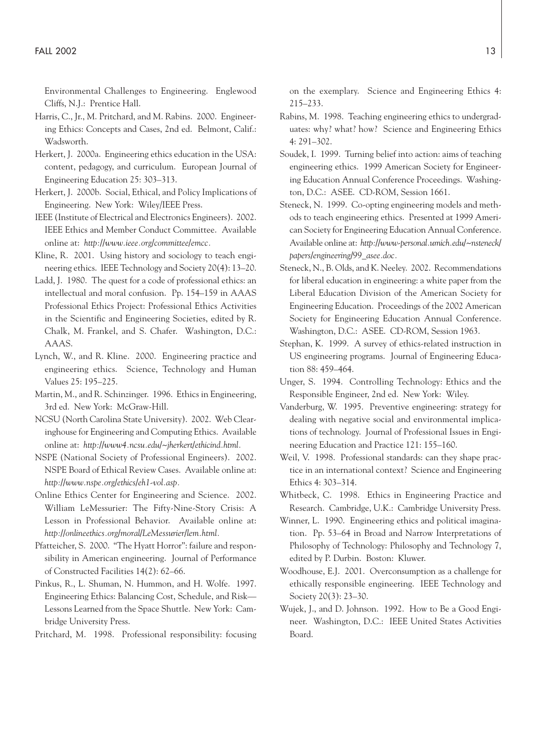Environmental Challenges to Engineering. Englewood Cliffs, N.J.: Prentice Hall.

Harris, C., Jr., M. Pritchard, and M. Rabins. 2000. Engineering Ethics: Concepts and Cases, 2nd ed. Belmont, Calif.: Wadsworth.

Herkert, J. 2000a. Engineering ethics education in the USA: content, pedagogy, and curriculum. European Journal of Engineering Education 25: 303–313.

Herkert, J. 2000b. Social, Ethical, and Policy Implications of Engineering. New York: Wiley/IEEE Press.

IEEE (Institute of Electrical and Electronics Engineers). 2002. IEEE Ethics and Member Conduct Committee. Available online at: *http://www.ieee.org/committee/emcc.*

Kline, R. 2001. Using history and sociology to teach engineering ethics. IEEE Technology and Society 20(4): 13–20.

Ladd, J. 1980. The quest for a code of professional ethics: an intellectual and moral confusion. Pp. 154–159 in AAAS Professional Ethics Project: Professional Ethics Activities in the Scientific and Engineering Societies, edited by R. Chalk, M. Frankel, and S. Chafer. Washington, D.C.: AAAS.

Lynch, W., and R. Kline. 2000. Engineering practice and engineering ethics. Science, Technology and Human Values 25: 195–225.

Martin, M., and R. Schinzinger. 1996. Ethics in Engineering, 3rd ed. New York: McGraw-Hill.

NCSU (North Carolina State University). 2002. Web Clearinghouse for Engineering and Computing Ethics. Available online at: *http://www4.ncsu.edu/~jherkert/ethicind.html.*

NSPE (National Society of Professional Engineers). 2002. NSPE Board of Ethical Review Cases. Available online at: *http://www.nspe.org/ethics/eh1-vol.asp.*

Online Ethics Center for Engineering and Science. 2002. William LeMessurier: The Fifty-Nine-Story Crisis: A Lesson in Professional Behavior. Available online at: *http://onlineethics.org/moral/LeMessurier/lem.html.*

Pfatteicher, S. 2000. "The Hyatt Horror": failure and responsibility in American engineering. Journal of Performance of Constructed Facilities 14(2): 62–66.

Pinkus, R., L. Shuman, N. Hummon, and H. Wolfe. 1997. Engineering Ethics: Balancing Cost, Schedule, and Risk—Lessons Learned from the Space Shuttle. New York: Cambridge University Press.

Pritchard, M. 1998. Professional responsibility: focusing on the exemplary. Science and Engineering Ethics 4: 215–233.

Rabins, M. 1998. Teaching engineering ethics to undergraduates: why? what? how? Science and Engineering Ethics 4: 291–302.

Soudek, I. 1999. Turning belief into action: aims of teaching engineering ethics. 1999 American Society for Engineering Education Annual Conference Proceedings. Washington, D.C.: ASEE. CD-ROM, Session 1661.

Steneck, N. 1999. Co-opting engineering models and methods to teach engineering ethics. Presented at 1999 American Society for Engineering Education Annual Conference. Available online at: *http://www-personal.umich.edu/~nsteneck/papers/engineering/99_asee.doc.*

Steneck, N., B. Olds, and K. Neeley. 2002. Recommendations for liberal education in engineering: a white paper from the Liberal Education Division of the American Society for Engineering Education. Proceedings of the 2002 American Society for Engineering Education Annual Conference. Washington, D.C.: ASEE. CD-ROM, Session 1963.

Stephan, K. 1999. A survey of ethics-related instruction in US engineering programs. Journal of Engineering Education 88: 459–464.

Unger, S. 1994. Controlling Technology: Ethics and the Responsible Engineer, 2nd ed. New York: Wiley.

Vanderburg, W. 1995. Preventive engineering: strategy for dealing with negative social and environmental implications of technology. Journal of Professional Issues in Engineering Education and Practice 121: 155–160.

Weil, V. 1998. Professional standards: can they shape practice in an international context? Science and Engineering Ethics 4: 303–314.

Whitbeck, C. 1998. Ethics in Engineering Practice and Research. Cambridge, U.K.: Cambridge University Press.

Winner, L. 1990. Engineering ethics and political imagination. Pp. 53–64 in Broad and Narrow Interpretations of Philosophy of Technology: Philosophy and Technology 7, edited by P. Durbin. Boston: Kluwer.

Woodhouse, E.J. 2001. Overconsumption as a challenge for ethically responsible engineering. IEEE Technology and Society 20(3): 23–30.

Wujek, J., and D. Johnson. 1992. How to Be a Good Engineer. Washington, D.C.: IEEE United States Activities Board.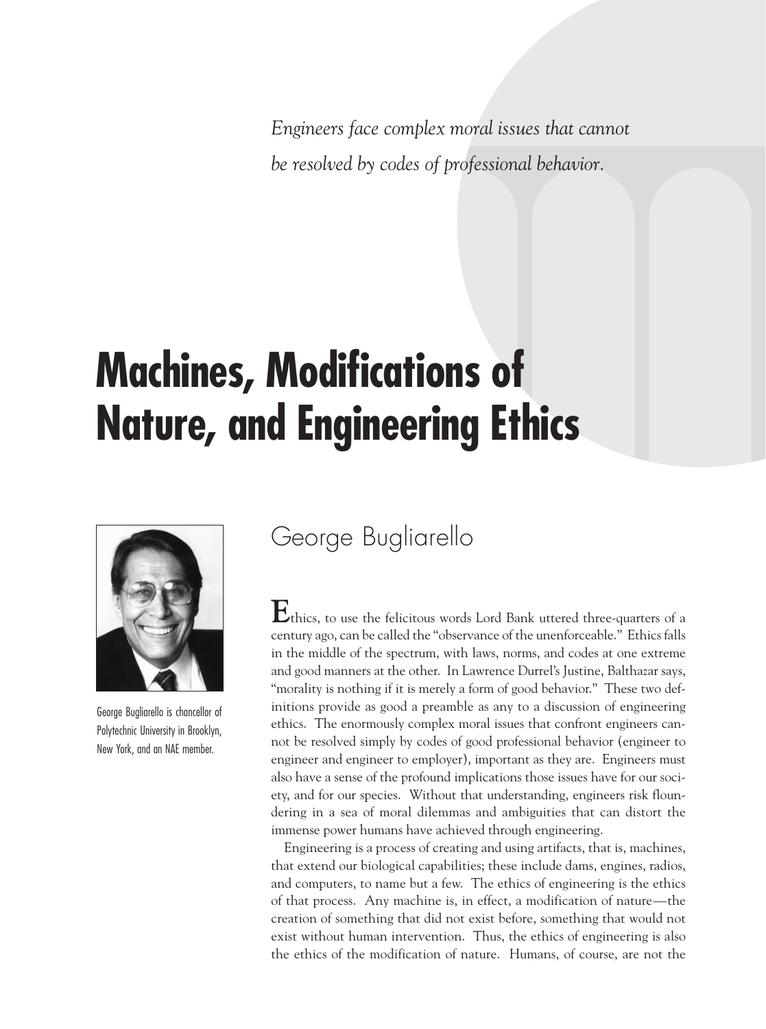*Engineers face complex moral issues that cannot be resolved by codes of professional behavior.*

# Machines, Modifications of Nature, and Engineering Ethics

George Bugliarello is chancellor of Polytechnic University in Brooklyn, New York, and an NAE member.

## George Bugliarello

Ethics, to use the felicitous words Lord Bank uttered three-quarters of a century ago, can be called the "observance of the unenforceable." Ethics falls in the middle of the spectrum, with laws, norms, and codes at one extreme and good manners at the other. In Lawrence Durrel's Justine, Balthazar says, "morality is nothing if it is merely a form of good behavior." These two definitions provide as good a preamble as any to a discussion of engineering ethics. The enormously complex moral issues that confront engineers cannot be resolved simply by codes of good professional behavior (engineer to engineer and engineer to employer), important as they are. Engineers must also have a sense of the profound implications those issues have for our society, and for our species. Without that understanding, engineers risk floundering in a sea of moral dilemmas and ambiguities that can distort the immense power humans have achieved through engineering.

Engineering is a process of creating and using artifacts, that is, machines, that extend our biological capabilities; these include dams, engines, radios, and computers, to name but a few. The ethics of engineering is the ethics of that process. Any machine is, in effect, a modification of nature—the creation of something that did not exist before, something that would not exist without human intervention. Thus, the ethics of engineering is also the ethics of the modification of nature. Humans, of course, are not the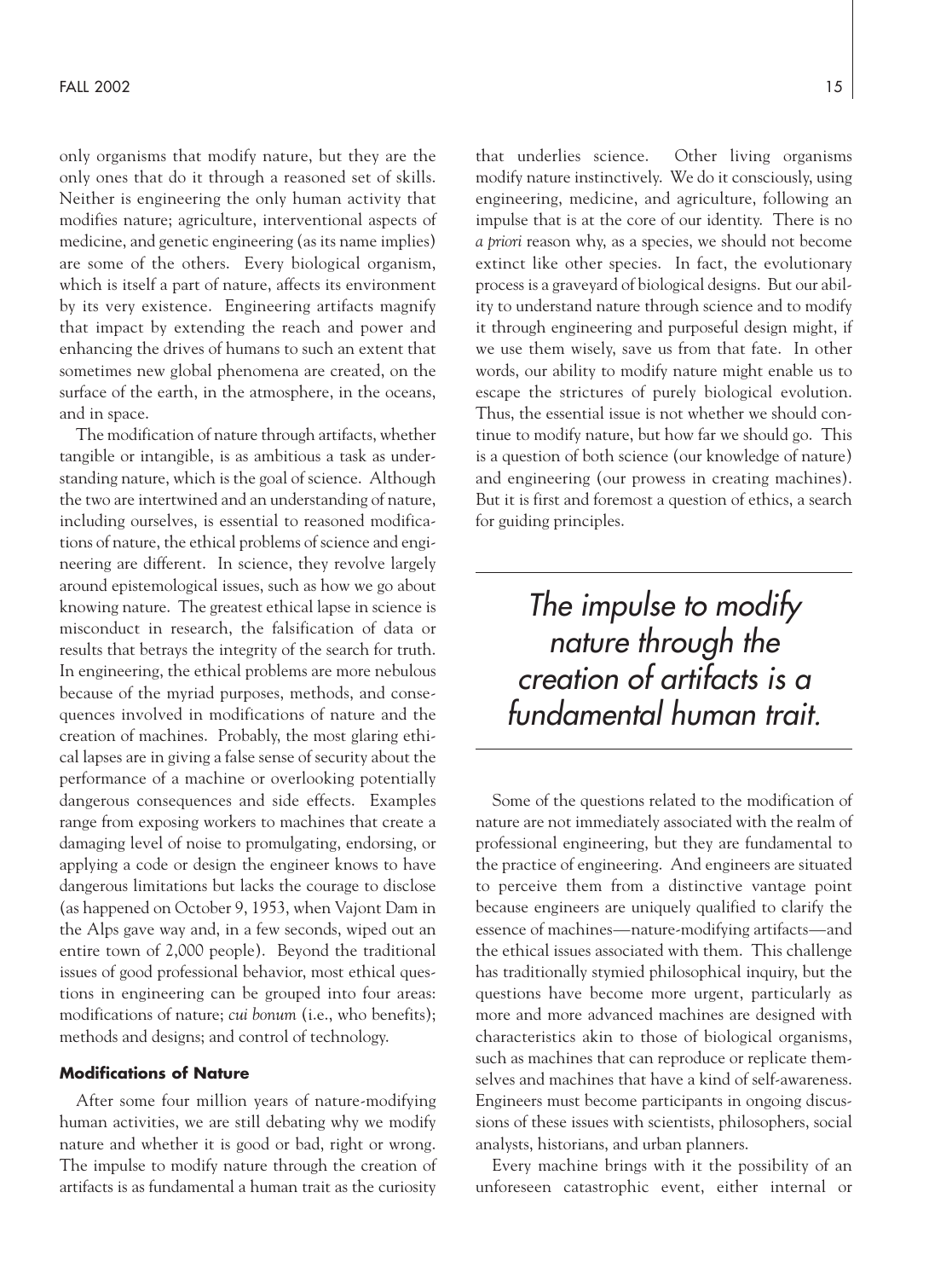only organisms that modify nature, but they are the only ones that do it through a reasoned set of skills. Neither is engineering the only human activity that modifies nature; agriculture, interventional aspects of medicine, and genetic engineering (as its name implies) are some of the others. Every biological organism, which is itself a part of nature, affects its environment by its very existence. Engineering artifacts magnify that impact by extending the reach and power and enhancing the drives of humans to such an extent that sometimes new global phenomena are created, on the surface of the earth, in the atmosphere, in the oceans, and in space.

The modification of nature through artifacts, whether tangible or intangible, is as ambitious a task as understanding nature, which is the goal of science. Although the two are intertwined and an understanding of nature, including ourselves, is essential to reasoned modifications of nature, the ethical problems of science and engineering are different. In science, they revolve largely around epistemological issues, such as how we go about knowing nature. The greatest ethical lapse in science is misconduct in research, the falsification of data or results that betrays the integrity of the search for truth. In engineering, the ethical problems are more nebulous because of the myriad purposes, methods, and consequences involved in modifications of nature and the creation of machines. Probably, the most glaring ethical lapses are in giving a false sense of security about the performance of a machine or overlooking potentially dangerous consequences and side effects. Examples range from exposing workers to machines that create a damaging level of noise to promulgating, endorsing, or applying a code or design the engineer knows to have dangerous limitations but lacks the courage to disclose (as happened on October 9, 1953, when Vajont Dam in the Alps gave way and, in a few seconds, wiped out an entire town of 2,000 people). Beyond the traditional issues of good professional behavior, most ethical questions in engineering can be grouped into four areas: modifications of nature; *cui bonum* (i.e., who benefits); methods and designs; and control of technology.

### Modifications of Nature

After some four million years of nature-modifying human activities, we are still debating why we modify nature and whether it is good or bad, right or wrong. The impulse to modify nature through the creation of artifacts is as fundamental a human trait as the curiosity that underlies science. Other living organisms modify nature instinctively. We do it consciously, using engineering, medicine, and agriculture, following an impulse that is at the core of our identity. There is no *a priori* reason why, as a species, we should not become extinct like other species. In fact, the evolutionary process is a graveyard of biological designs. But our ability to understand nature through science and to modify it through engineering and purposeful design might, if we use them wisely, save us from that fate. In other words, our ability to modify nature might enable us to escape the strictures of purely biological evolution. Thus, the essential issue is not whether we should continue to modify nature, but how far we should go. This is a question of both science (our knowledge of nature) and engineering (our prowess in creating machines). But it is first and foremost a question of ethics, a search for guiding principles.

> *The impulse to modify nature through the creation of artifacts is a fundamental human trait.*

Some of the questions related to the modification of nature are not immediately associated with the realm of professional engineering, but they are fundamental to the practice of engineering. And engineers are situated to perceive them from a distinctive vantage point because engineers are uniquely qualified to clarify the essence of machines—nature-modifying artifacts—and the ethical issues associated with them. This challenge has traditionally stymied philosophical inquiry, but the questions have become more urgent, particularly as more and more advanced machines are designed with characteristics akin to those of biological organisms, such as machines that can reproduce or replicate themselves and machines that have a kind of self-awareness. Engineers must become participants in ongoing discussions of these issues with scientists, philosophers, social analysts, historians, and urban planners.

Every machine brings with it the possibility of an unforeseen catastrophic event, either internal or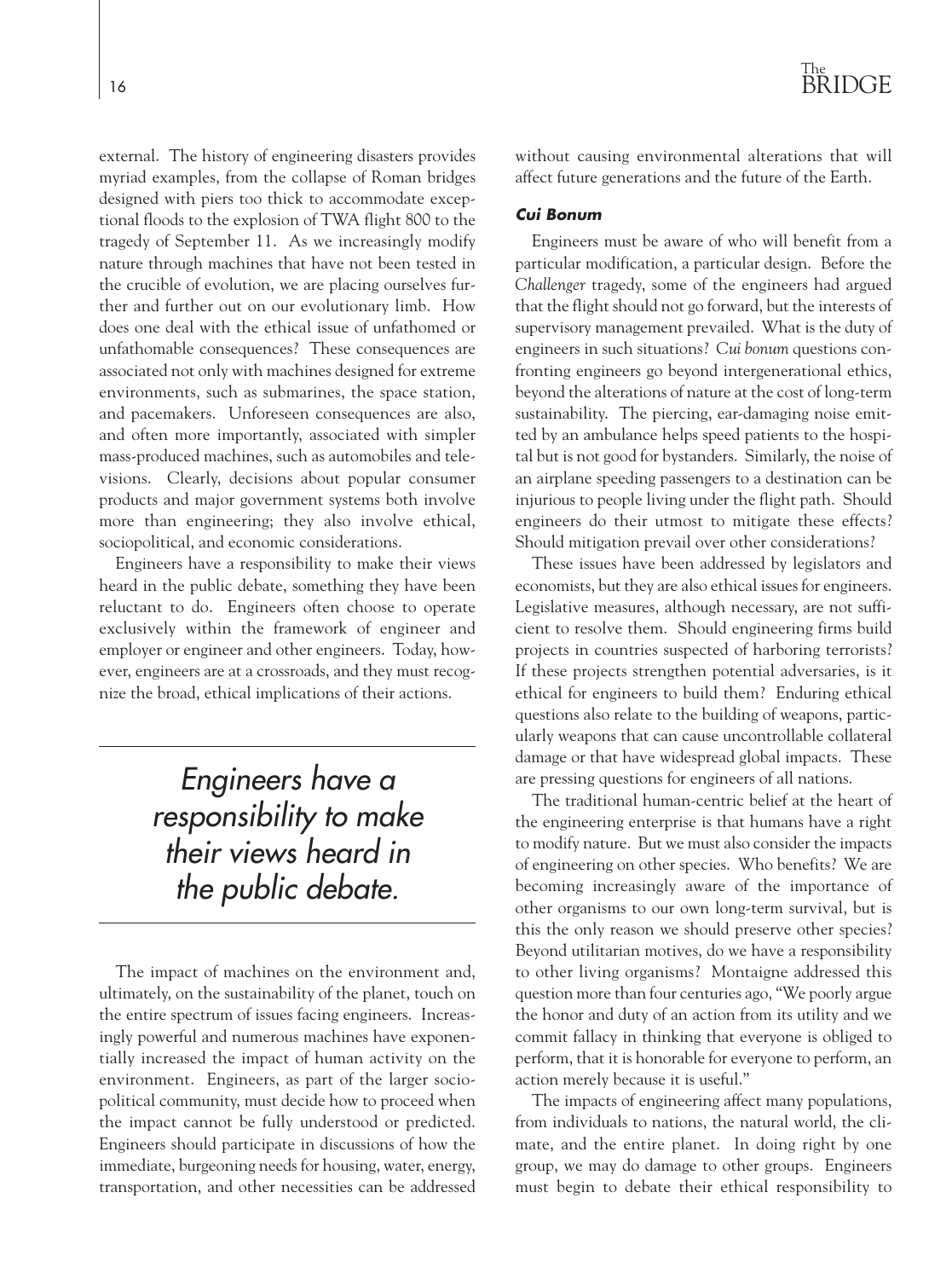external. The history of engineering disasters provides myriad examples, from the collapse of Roman bridges designed with piers too thick to accommodate exceptional floods to the explosion of TWA flight 800 to the tragedy of September 11. As we increasingly modify nature through machines that have not been tested in the crucible of evolution, we are placing ourselves further and further out on our evolutionary limb. How does one deal with the ethical issue of unfathomed or unfathomable consequences? These consequences are associated not only with machines designed for extreme environments, such as submarines, the space station, and pacemakers. Unforeseen consequences are also, and often more importantly, associated with simpler mass-produced machines, such as automobiles and televisions. Clearly, decisions about popular consumer products and major government systems both involve more than engineering; they also involve ethical, sociopolitical, and economic considerations.

Engineers have a responsibility to make their views heard in the public debate, something they have been reluctant to do. Engineers often choose to operate exclusively within the framework of engineer and employer or engineer and other engineers. Today, however, engineers are at a crossroads, and they must recognize the broad, ethical implications of their actions.

> *Engineers have a responsibility to make their views heard in the public debate.*

The impact of machines on the environment and, ultimately, on the sustainability of the planet, touch on the entire spectrum of issues facing engineers. Increasingly powerful and numerous machines have exponentially increased the impact of human activity on the environment. Engineers, as part of the larger sociopolitical community, must decide how to proceed when the impact cannot be fully understood or predicted. Engineers should participate in discussions of how the immediate, burgeoning needs for housing, water, energy, transportation, and other necessities can be addressed without causing environmental alterations that will affect future generations and the future of the Earth.

### *Cui Bonum*

Engineers must be aware of who will benefit from a particular modification, a particular design. Before the *Challenger* tragedy, some of the engineers had argued that the flight should not go forward, but the interests of supervisory management prevailed. What is the duty of engineers in such situations? *Cui bonum* questions confronting engineers go beyond intergenerational ethics, beyond the alterations of nature at the cost of long-term sustainability. The piercing, ear-damaging noise emitted by an ambulance helps speed patients to the hospital but is not good for bystanders. Similarly, the noise of an airplane speeding passengers to a destination can be injurious to people living under the flight path. Should engineers do their utmost to mitigate these effects? Should mitigation prevail over other considerations?

These issues have been addressed by legislators and economists, but they are also ethical issues for engineers. Legislative measures, although necessary, are not sufficient to resolve them. Should engineering firms build projects in countries suspected of harboring terrorists? If these projects strengthen potential adversaries, is it ethical for engineers to build them? Enduring ethical questions also relate to the building of weapons, particularly weapons that can cause uncontrollable collateral damage or that have widespread global impacts. These are pressing questions for engineers of all nations.

The traditional human-centric belief at the heart of the engineering enterprise is that humans have a right to modify nature. But we must also consider the impacts of engineering on other species. Who benefits? We are becoming increasingly aware of the importance of other organisms to our own long-term survival, but is this the only reason we should preserve other species? Beyond utilitarian motives, do we have a responsibility to other living organisms? Montaigne addressed this question more than four centuries ago, "We poorly argue the honor and duty of an action from its utility and we commit fallacy in thinking that everyone is obliged to perform, that it is honorable for everyone to perform, an action merely because it is useful."

The impacts of engineering affect many populations, from individuals to nations, the natural world, the climate, and the entire planet. In doing right by one group, we may do damage to other groups. Engineers must begin to debate their ethical responsibility to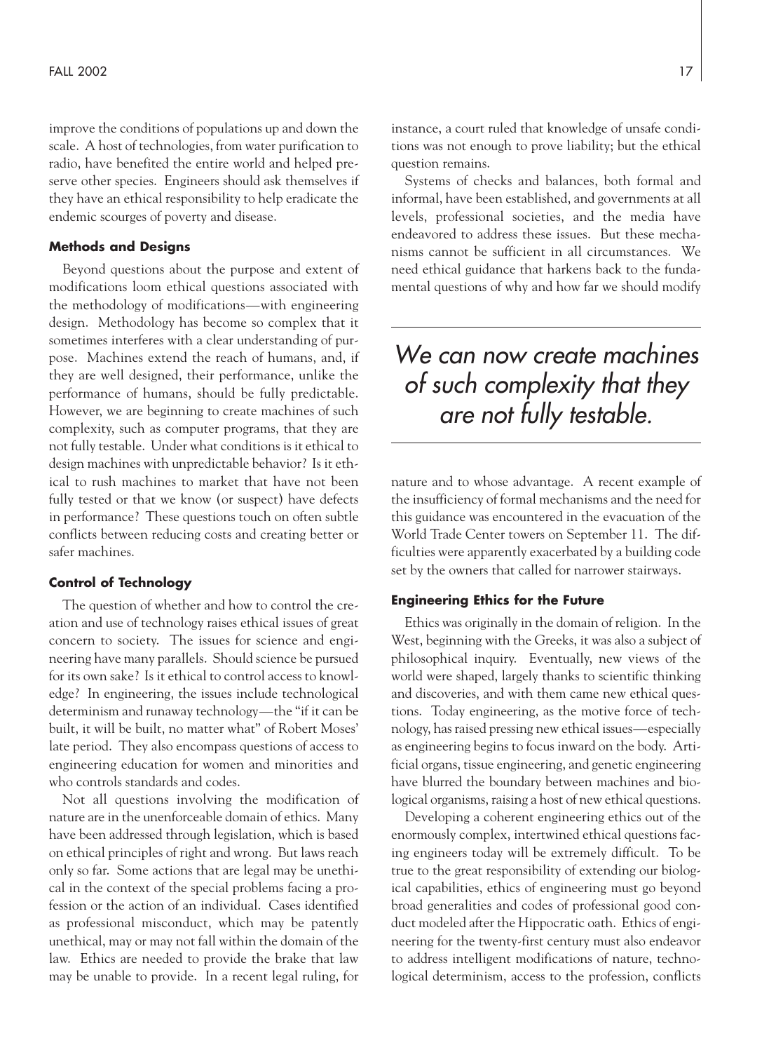improve the conditions of populations up and down the scale. A host of technologies, from water purification to radio, have benefited the entire world and helped preserve other species. Engineers should ask themselves if they have an ethical responsibility to help eradicate the endemic scourges of poverty and disease.

### Methods and Designs

Beyond questions about the purpose and extent of modifications loom ethical questions associated with the methodology of modifications—with engineering design. Methodology has become so complex that it sometimes interferes with a clear understanding of purpose. Machines extend the reach of humans, and, if they are well designed, their performance, unlike the performance of humans, should be fully predictable. However, we are beginning to create machines of such complexity, such as computer programs, that they are not fully testable. Under what conditions is it ethical to design machines with unpredictable behavior? Is it ethical to rush machines to market that have not been fully tested or that we know (or suspect) have defects in performance? These questions touch on often subtle conflicts between reducing costs and creating better or safer machines.

### Control of Technology

The question of whether and how to control the creation and use of technology raises ethical issues of great concern to society. The issues for science and engineering have many parallels. Should science be pursued for its own sake? Is it ethical to control access to knowledge? In engineering, the issues include technological determinism and runaway technology—the "if it can be built, it will be built, no matter what" of Robert Moses' late period. They also encompass questions of access to engineering education for women and minorities and who controls standards and codes.

Not all questions involving the modification of nature are in the unenforceable domain of ethics. Many have been addressed through legislation, which is based on ethical principles of right and wrong. But laws reach only so far. Some actions that are legal may be unethical in the context of the special problems facing a profession or the action of an individual. Cases identified as professional misconduct, which may be patently unethical, may or may not fall within the domain of the law. Ethics are needed to provide the brake that law may be unable to provide. In a recent legal ruling, for instance, a court ruled that knowledge of unsafe conditions was not enough to prove liability; but the ethical question remains.

Systems of checks and balances, both formal and informal, have been established, and governments at all levels, professional societies, and the media have endeavored to address these issues. But these mechanisms cannot be sufficient in all circumstances. We need ethical guidance that harkens back to the fundamental questions of why and how far we should modify nature and to whose advantage. A recent example of the insufficiency of formal mechanisms and the need for this guidance was encountered in the evacuation of the World Trade Center towers on September 11. The difficulties were apparently exacerbated by a building code set by the owners that called for narrower stairways.

*We can now create machines of such complexity that they are not fully testable.*

### Engineering Ethics for the Future

Ethics was originally in the domain of religion. In the West, beginning with the Greeks, it was also a subject of philosophical inquiry. Eventually, new views of the world were shaped, largely thanks to scientific thinking and discoveries, and with them came new ethical questions. Today engineering, as the motive force of technology, has raised pressing new ethical issues—especially as engineering begins to focus inward on the body. Artificial organs, tissue engineering, and genetic engineering have blurred the boundary between machines and biological organisms, raising a host of new ethical questions.

Developing a coherent engineering ethics out of the enormously complex, intertwined ethical questions facing engineers today will be extremely difficult. To be true to the great responsibility of extending our biological capabilities, ethics of engineering must go beyond broad generalities and codes of professional good conduct modeled after the Hippocratic oath. Ethics of engineering for the twenty-first century must also endeavor to address intelligent modifications of nature, technological determinism, access to the profession, conflicts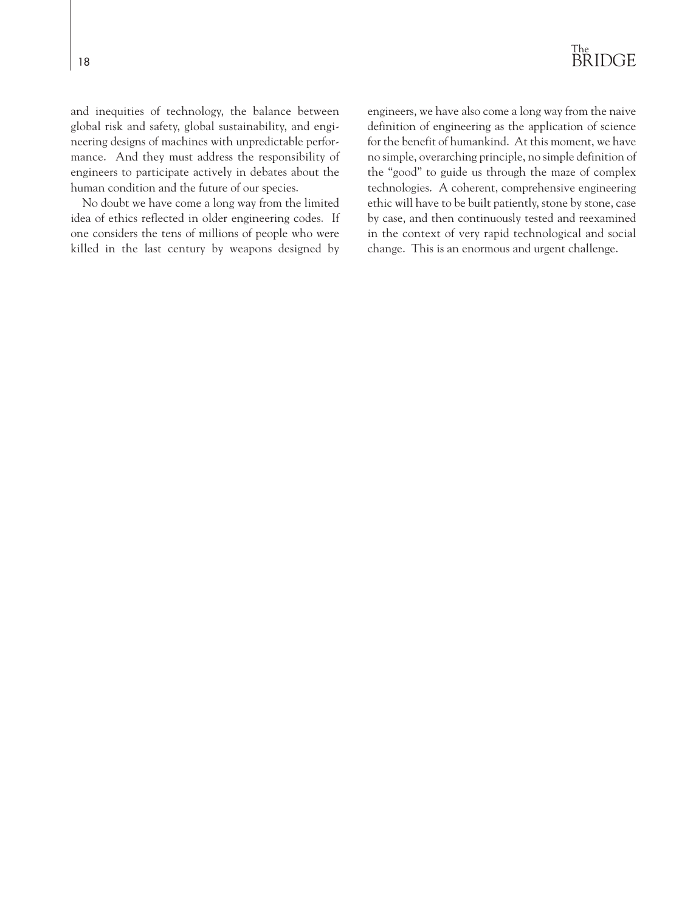and inequities of technology, the balance between global risk and safety, global sustainability, and engineering designs of machines with unpredictable performance. And they must address the responsibility of engineers to participate actively in debates about the human condition and the future of our species.

No doubt we have come a long way from the limited idea of ethics reflected in older engineering codes. If one considers the tens of millions of people who were killed in the last century by weapons designed by engineers, we have also come a long way from the naive definition of engineering as the application of science for the benefit of humankind. At this moment, we have no simple, overarching principle, no simple definition of the "good" to guide us through the maze of complex technologies. A coherent, comprehensive engineering ethic will have to be built patiently, stone by stone, case by case, and then continuously tested and reexamined in the context of very rapid technological and social change. This is an enormous and urgent challenge.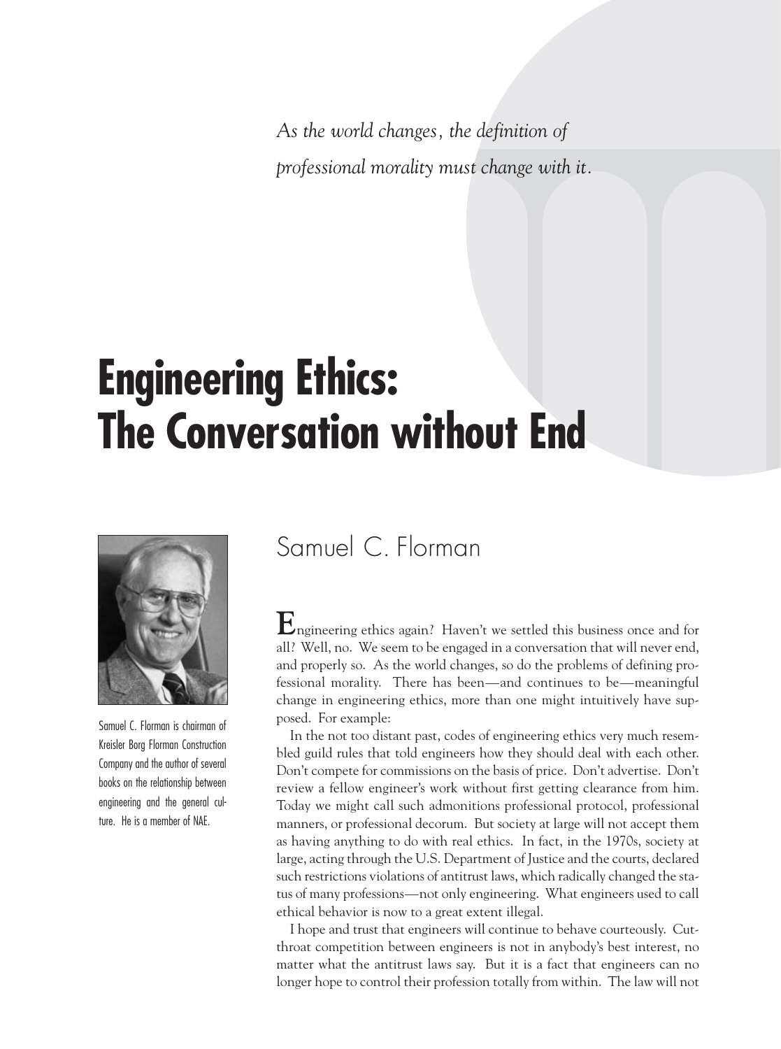*As the world changes, the definition of professional morality must change with it.*

# Engineering Ethics: The Conversation without End

Samuel C. Florman is chairman of Kreisler Borg Florman Construction Company and the author of several books on the relationship between engineering and the general culture. He is a member of NAE.

## Samuel C. Florman

Engineering ethics again? Haven't we settled this business once and for all? Well, no. We seem to be engaged in a conversation that will never end, and properly so. As the world changes, so do the problems of defining professional morality. There has been—and continues to be—meaningful change in engineering ethics, more than one might intuitively have supposed. For example:

In the not too distant past, codes of engineering ethics very much resembled guild rules that told engineers how they should deal with each other. Don't compete for commissions on the basis of price. Don't advertise. Don't review a fellow engineer's work without first getting clearance from him. Today we might call such admonitions professional protocol, professional manners, or professional decorum. But society at large will not accept them as having anything to do with real ethics. In fact, in the 1970s, society at large, acting through the U.S. Department of Justice and the courts, declared such restrictions violations of antitrust laws, which radically changed the status of many professions—not only engineering. What engineers used to call ethical behavior is now to a great extent illegal.

I hope and trust that engineers will continue to behave courteously. Cutthroat competition between engineers is not in anybody's best interest, no matter what the antitrust laws say. But it is a fact that engineers can no longer hope to control their profession totally from within. The law will not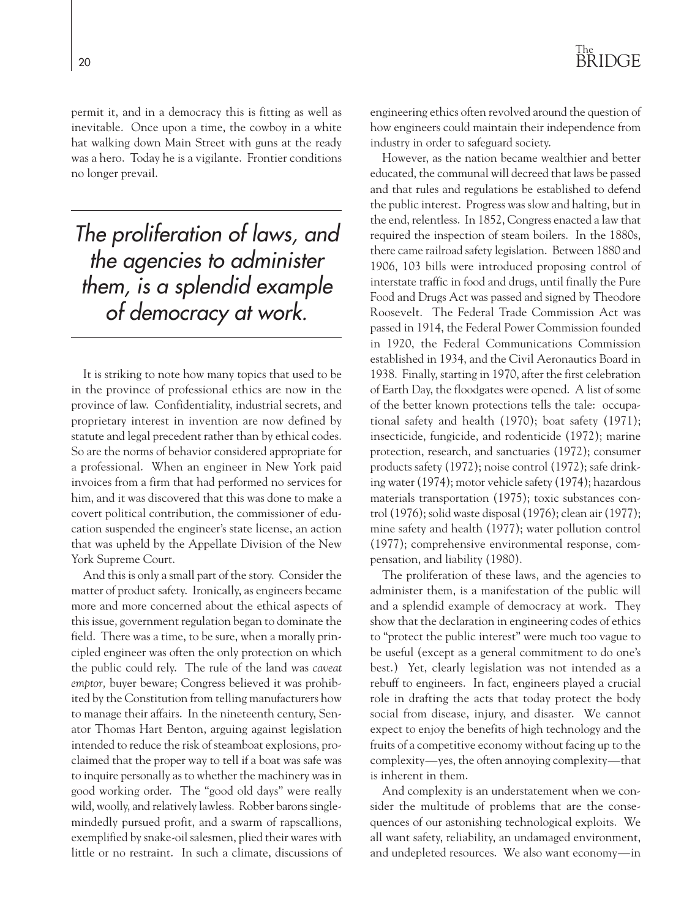permit it, and in a democracy this is fitting as well as inevitable. Once upon a time, the cowboy in a white hat walking down Main Street with guns at the ready was a hero. Today he is a vigilante. Frontier conditions no longer prevail.

> *The proliferation of laws, and the agencies to administer them, is a splendid example of democracy at work.*

It is striking to note how many topics that used to be in the province of professional ethics are now in the province of law. Confidentiality, industrial secrets, and proprietary interest in invention are now defined by statute and legal precedent rather than by ethical codes. So are the norms of behavior considered appropriate for a professional. When an engineer in New York paid invoices from a firm that had performed no services for him, and it was discovered that this was done to make a covert political contribution, the commissioner of education suspended the engineer's state license, an action that was upheld by the Appellate Division of the New York Supreme Court.

And this is only a small part of the story. Consider the matter of product safety. Ironically, as engineers became more and more concerned about the ethical aspects of this issue, government regulation began to dominate the field. There was a time, to be sure, when a morally principled engineer was often the only protection on which the public could rely. The rule of the land was *caveat emptor,* buyer beware; Congress believed it was prohibited by the Constitution from telling manufacturers how to manage their affairs. In the nineteenth century, Senator Thomas Hart Benton, arguing against legislation intended to reduce the risk of steamboat explosions, proclaimed that the proper way to tell if a boat was safe was to inquire personally as to whether the machinery was in good working order. The "good old days" were really wild, woolly, and relatively lawless. Robber barons single-mindedly pursued profit, and a swarm of rapscallions, exemplified by snake-oil salesmen, plied their wares with little or no restraint. In such a climate, discussions of engineering ethics often revolved around the question of how engineers could maintain their independence from industry in order to safeguard society.

However, as the nation became wealthier and better educated, the communal will decreed that laws be passed and that rules and regulations be established to defend the public interest. Progress was slow and halting, but in the end, relentless. In 1852, Congress enacted a law that required the inspection of steam boilers. In the 1880s, there came railroad safety legislation. Between 1880 and 1906, 103 bills were introduced proposing control of interstate traffic in food and drugs, until finally the Pure Food and Drugs Act was passed and signed by Theodore Roosevelt. The Federal Trade Commission Act was passed in 1914, the Federal Power Commission founded in 1920, the Federal Communications Commission established in 1934, and the Civil Aeronautics Board in 1938. Finally, starting in 1970, after the first celebration of Earth Day, the floodgates were opened. A list of some of the better known protections tells the tale: occupational safety and health (1970); boat safety (1971); insecticide, fungicide, and rodenticide (1972); marine protection, research, and sanctuaries (1972); consumer products safety (1972); noise control (1972); safe drinking water (1974); motor vehicle safety (1974); hazardous materials transportation (1975); toxic substances control (1976); solid waste disposal (1976); clean air (1977); mine safety and health (1977); water pollution control (1977); comprehensive environmental response, compensation, and liability (1980).

The proliferation of these laws, and the agencies to administer them, is a manifestation of the public will and a splendid example of democracy at work. They show that the declaration in engineering codes of ethics to "protect the public interest" were much too vague to be useful (except as a general commitment to do one's best.) Yet, clearly legislation was not intended as a rebuff to engineers. In fact, engineers played a crucial role in drafting the acts that today protect the body social from disease, injury, and disaster. We cannot expect to enjoy the benefits of high technology and the fruits of a competitive economy without facing up to the complexity—yes, the often annoying complexity—that is inherent in them.

And complexity is an understatement when we consider the multitude of problems that are the consequences of our astonishing technological exploits. We all want safety, reliability, an undamaged environment, and undepleted resources. We also want economy—in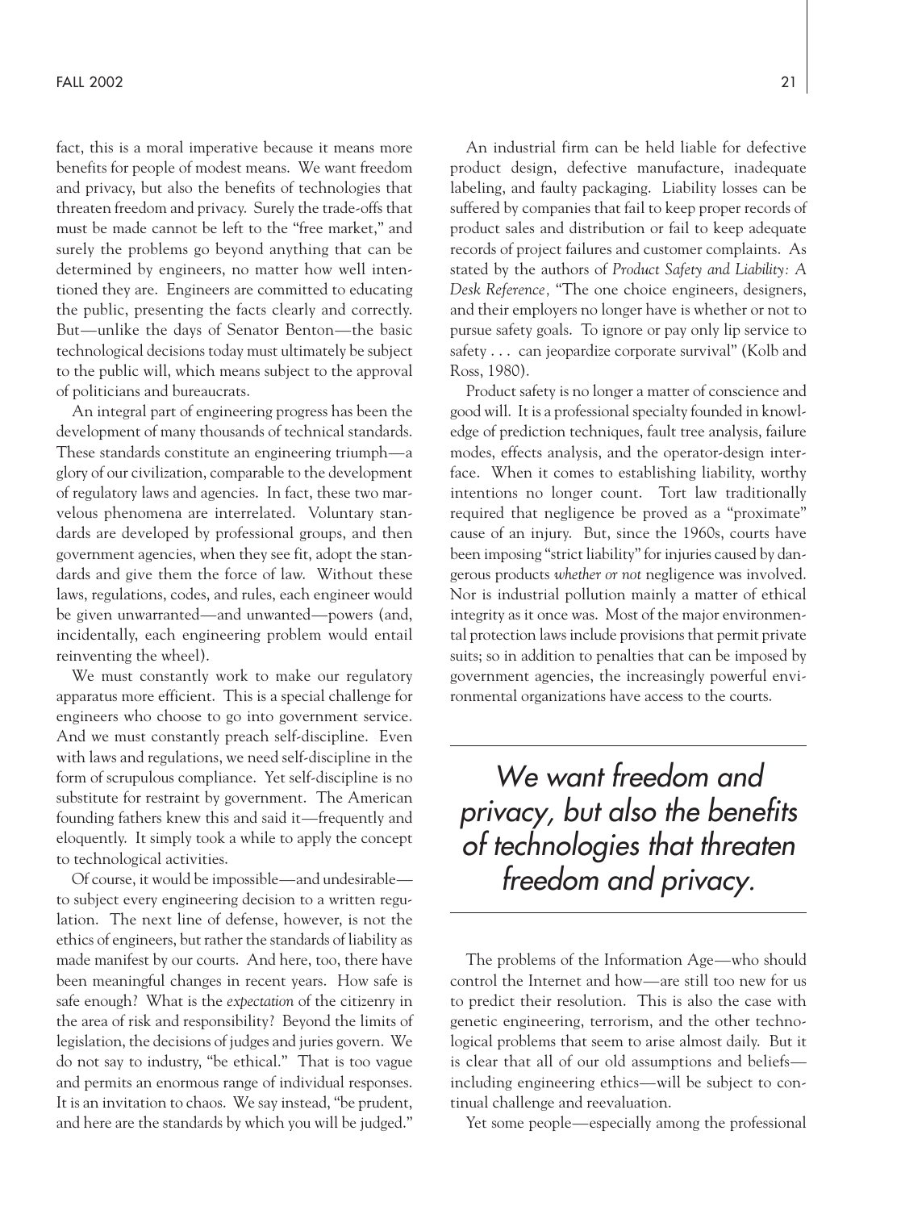fact, this is a moral imperative because it means more benefits for people of modest means. We want freedom and privacy, but also the benefits of technologies that threaten freedom and privacy. Surely the trade-offs that must be made cannot be left to the "free market," and surely the problems go beyond anything that can be determined by engineers, no matter how well intentioned they are. Engineers are committed to educating the public, presenting the facts clearly and correctly. But—unlike the days of Senator Benton—the basic technological decisions today must ultimately be subject to the public will, which means subject to the approval of politicians and bureaucrats.

An integral part of engineering progress has been the development of many thousands of technical standards. These standards constitute an engineering triumph—a glory of our civilization, comparable to the development of regulatory laws and agencies. In fact, these two marvelous phenomena are interrelated. Voluntary standards are developed by professional groups, and then government agencies, when they see fit, adopt the standards and give them the force of law. Without these laws, regulations, codes, and rules, each engineer would be given unwarranted—and unwanted—powers (and, incidentally, each engineering problem would entail reinventing the wheel).

We must constantly work to make our regulatory apparatus more efficient. This is a special challenge for engineers who choose to go into government service. And we must constantly preach self-discipline. Even with laws and regulations, we need self-discipline in the form of scrupulous compliance. Yet self-discipline is no substitute for restraint by government. The American founding fathers knew this and said it—frequently and eloquently. It simply took a while to apply the concept to technological activities.

Of course, it would be impossible—and undesirable—to subject every engineering decision to a written regulation. The next line of defense, however, is not the ethics of engineers, but rather the standards of liability as made manifest by our courts. And here, too, there have been meaningful changes in recent years. How safe is safe enough? What is the *expectation* of the citizenry in the area of risk and responsibility? Beyond the limits of legislation, the decisions of judges and juries govern. We do not say to industry, "be ethical." That is too vague and permits an enormous range of individual responses. It is an invitation to chaos. We say instead, "be prudent, and here are the standards by which you will be judged."

An industrial firm can be held liable for defective product design, defective manufacture, inadequate labeling, and faulty packaging. Liability losses can be suffered by companies that fail to keep proper records of product sales and distribution or fail to keep adequate records of project failures and customer complaints. As stated by the authors of *Product Safety and Liability: A Desk Reference,* "The one choice engineers, designers, and their employers no longer have is whether or not to pursue safety goals. To ignore or pay only lip service to safety . . . can jeopardize corporate survival" (Kolb and Ross, 1980).

Product safety is no longer a matter of conscience and good will. It is a professional specialty founded in knowledge of prediction techniques, fault tree analysis, failure modes, effects analysis, and the operator-design interface. When it comes to establishing liability, worthy intentions no longer count. Tort law traditionally required that negligence be proved as a "proximate" cause of an injury. But, since the 1960s, courts have been imposing "strict liability" for injuries caused by dangerous products *whether or not* negligence was involved. Nor is industrial pollution mainly a matter of ethical integrity as it once was. Most of the major environmental protection laws include provisions that permit private suits; so in addition to penalties that can be imposed by government agencies, the increasingly powerful environmental organizations have access to the courts.

> *We want freedom and privacy, but also the benefits of technologies that threaten freedom and privacy.*

The problems of the Information Age—who should control the Internet and how—are still too new for us to predict their resolution. This is also the case with genetic engineering, terrorism, and the other technological problems that seem to arise almost daily. But it is clear that all of our old assumptions and beliefs—including engineering ethics—will be subject to continual challenge and reevaluation.

Yet some people—especially among the professional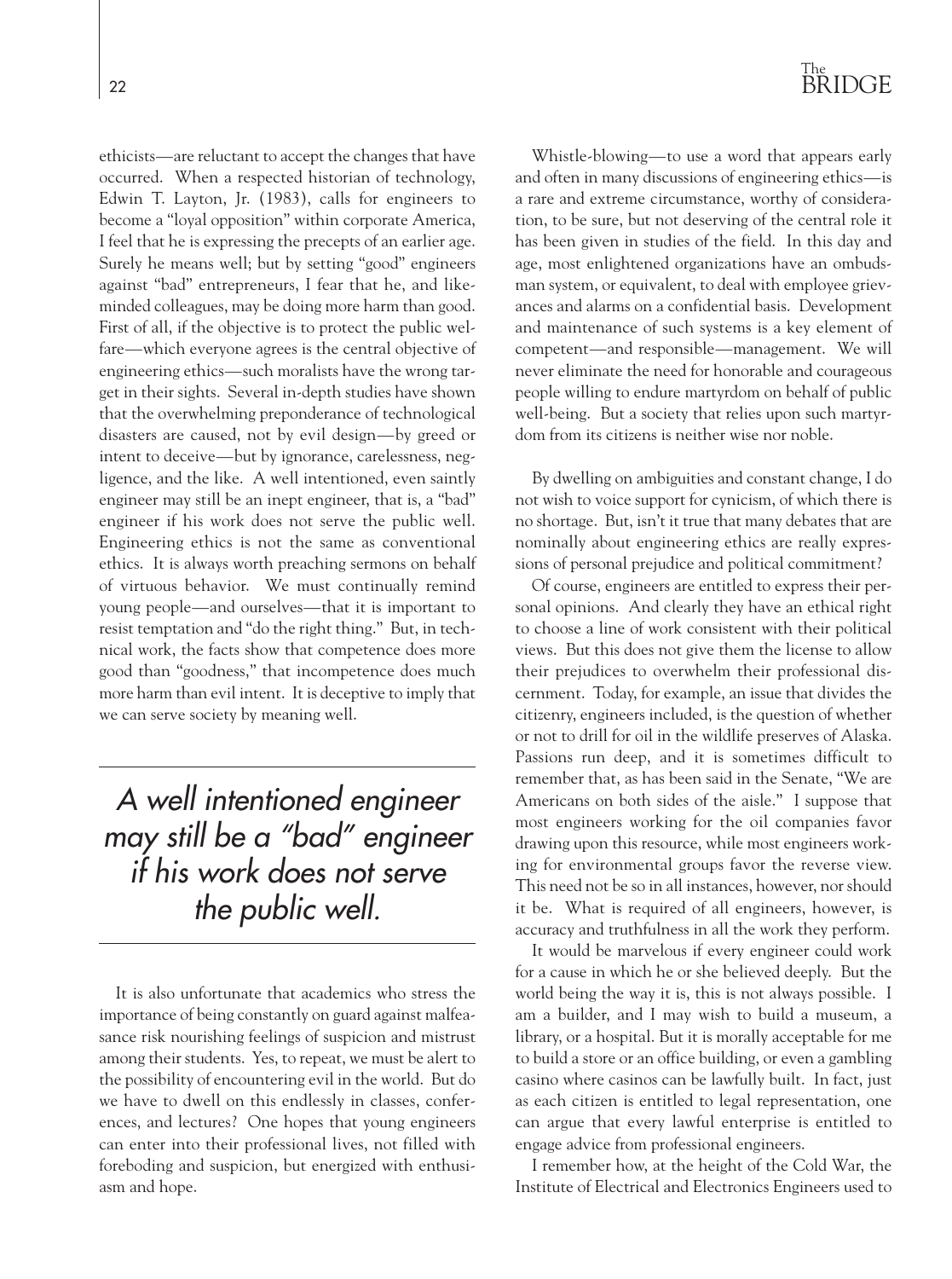ethicists—are reluctant to accept the changes that have occurred. When a respected historian of technology, Edwin T. Layton, Jr. (1983), calls for engineers to become a "loyal opposition" within corporate America, I feel that he is expressing the precepts of an earlier age. Surely he means well; but by setting "good" engineers against "bad" entrepreneurs, I fear that he, and like-minded colleagues, may be doing more harm than good. First of all, if the objective is to protect the public welfare—which everyone agrees is the central objective of engineering ethics—such moralists have the wrong target in their sights. Several in-depth studies have shown that the overwhelming preponderance of technological disasters are caused, not by evil design—by greed or intent to deceive—but by ignorance, carelessness, negligence, and the like. A well intentioned, even saintly engineer may still be an inept engineer, that is, a "bad" engineer if his work does not serve the public well. Engineering ethics is not the same as conventional ethics. It is always worth preaching sermons on behalf of virtuous behavior. We must continually remind young people—and ourselves—that it is important to resist temptation and "do the right thing." But, in technical work, the facts show that competence does more good than "goodness," that incompetence does much more harm than evil intent. It is deceptive to imply that we can serve society by meaning well.

> *A well intentioned engineer may still be a "bad" engineer if his work does not serve the public well.*

It is also unfortunate that academics who stress the importance of being constantly on guard against malfeasance risk nourishing feelings of suspicion and mistrust among their students. Yes, to repeat, we must be alert to the possibility of encountering evil in the world. But do we have to dwell on this endlessly in classes, conferences, and lectures? One hopes that young engineers can enter into their professional lives, not filled with foreboding and suspicion, but energized with enthusiasm and hope.

Whistle-blowing—to use a word that appears early and often in many discussions of engineering ethics—is a rare and extreme circumstance, worthy of consideration, to be sure, but not deserving of the central role it has been given in studies of the field. In this day and age, most enlightened organizations have an ombudsman system, or equivalent, to deal with employee grievances and alarms on a confidential basis. Development and maintenance of such systems is a key element of competent—and responsible—management. We will never eliminate the need for honorable and courageous people willing to endure martyrdom on behalf of public well-being. But a society that relies upon such martyrdom from its citizens is neither wise nor noble.

By dwelling on ambiguities and constant change, I do not wish to voice support for cynicism, of which there is no shortage. But, isn't it true that many debates that are nominally about engineering ethics are really expressions of personal prejudice and political commitment?

Of course, engineers are entitled to express their personal opinions. And clearly they have an ethical right to choose a line of work consistent with their political views. But this does not give them the license to allow their prejudices to overwhelm their professional discernment. Today, for example, an issue that divides the citizenry, engineers included, is the question of whether or not to drill for oil in the wildlife preserves of Alaska. Passions run deep, and it is sometimes difficult to remember that, as has been said in the Senate, "We are Americans on both sides of the aisle." I suppose that most engineers working for the oil companies favor drawing upon this resource, while most engineers working for environmental groups favor the reverse view. This need not be so in all instances, however, nor should it be. What is required of all engineers, however, is accuracy and truthfulness in all the work they perform.

It would be marvelous if every engineer could work for a cause in which he or she believed deeply. But the world being the way it is, this is not always possible. I am a builder, and I may wish to build a museum, a library, or a hospital. But it is morally acceptable for me to build a store or an office building, or even a gambling casino where casinos can be lawfully built. In fact, just as each citizen is entitled to legal representation, one can argue that every lawful enterprise is entitled to engage advice from professional engineers.

I remember how, at the height of the Cold War, the Institute of Electrical and Electronics Engineers used to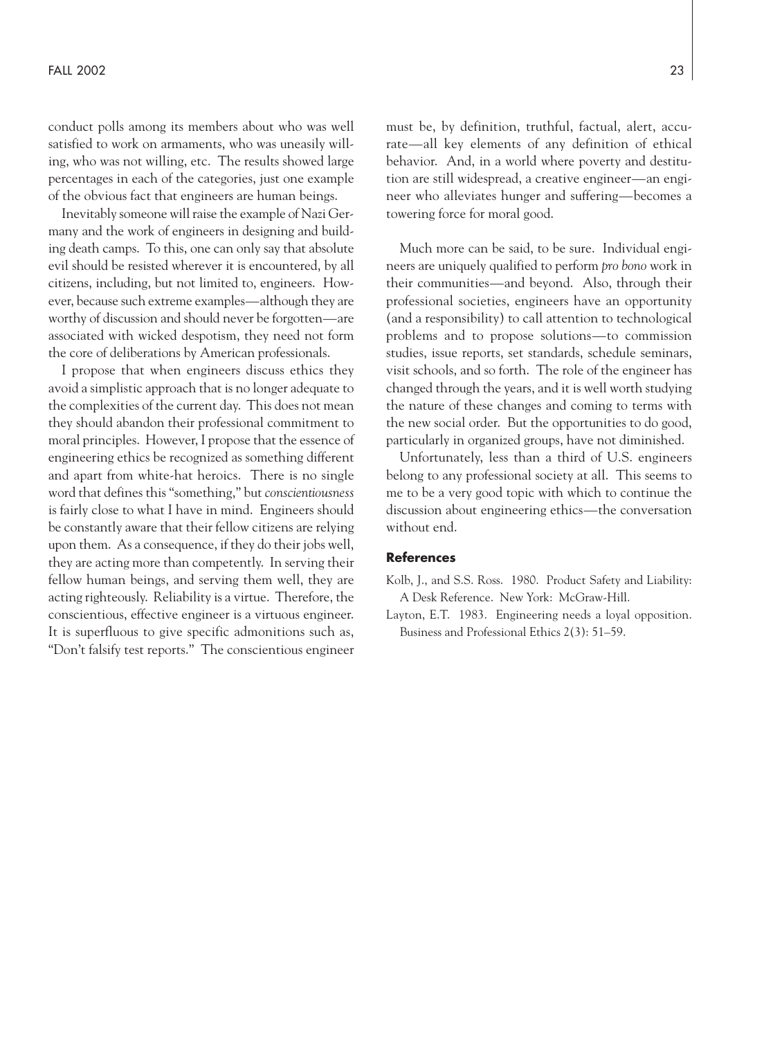conduct polls among its members about who was well satisfied to work on armaments, who was uneasily willing, who was not willing, etc. The results showed large percentages in each of the categories, just one example of the obvious fact that engineers are human beings.

Inevitably someone will raise the example of Nazi Germany and the work of engineers in designing and building death camps. To this, one can only say that absolute evil should be resisted wherever it is encountered, by all citizens, including, but not limited to, engineers. However, because such extreme examples—although they are worthy of discussion and should never be forgotten—are associated with wicked despotism, they need not form the core of deliberations by American professionals.

I propose that when engineers discuss ethics they avoid a simplistic approach that is no longer adequate to the complexities of the current day. This does not mean they should abandon their professional commitment to moral principles. However, I propose that the essence of engineering ethics be recognized as something different and apart from white-hat heroics. There is no single word that defines this "something," but *conscientiousness* is fairly close to what I have in mind. Engineers should be constantly aware that their fellow citizens are relying upon them. As a consequence, if they do their jobs well, they are acting more than competently. In serving their fellow human beings, and serving them well, they are acting righteously. Reliability is a virtue. Therefore, the conscientious, effective engineer is a virtuous engineer. It is superfluous to give specific admonitions such as, "Don't falsify test reports." The conscientious engineer must be, by definition, truthful, factual, alert, accurate—all key elements of any definition of ethical behavior. And, in a world where poverty and destitution are still widespread, a creative engineer—an engineer who alleviates hunger and suffering—becomes a towering force for moral good.

Much more can be said, to be sure. Individual engineers are uniquely qualified to perform *pro bono* work in their communities—and beyond. Also, through their professional societies, engineers have an opportunity (and a responsibility) to call attention to technological problems and to propose solutions—to commission studies, issue reports, set standards, schedule seminars, visit schools, and so forth. The role of the engineer has changed through the years, and it is well worth studying the nature of these changes and coming to terms with the new social order. But the opportunities to do good, particularly in organized groups, have not diminished.

Unfortunately, less than a third of U.S. engineers belong to any professional society at all. This seems to me to be a very good topic with which to continue the discussion about engineering ethics—the conversation without end.

## References

Kolb, J., and S.S. Ross. 1980. Product Safety and Liability: A Desk Reference. New York: McGraw-Hill.

Layton, E.T. 1983. Engineering needs a loyal opposition. Business and Professional Ethics 2(3): 51–59.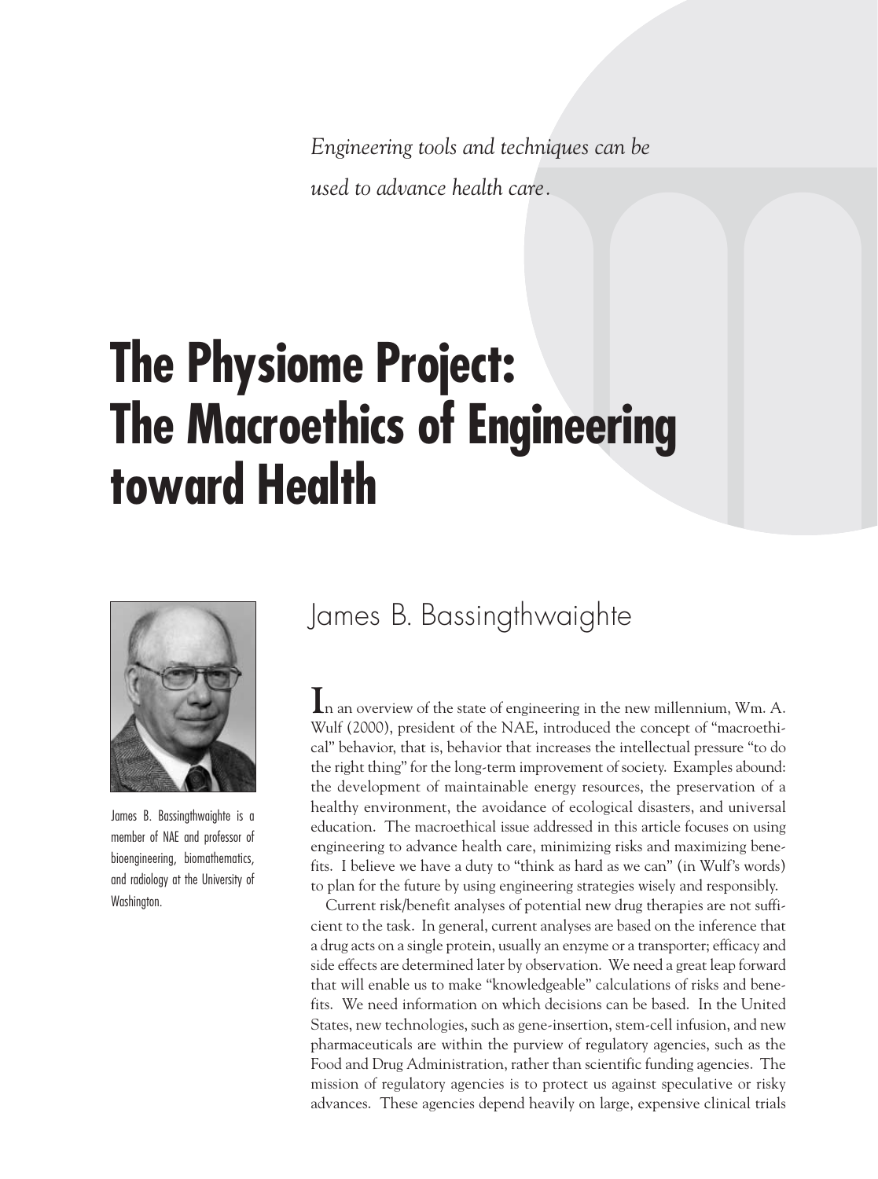*Engineering tools and techniques can be used to advance health care.*

# The Physiome Project: The Macroethics of Engineering toward Health

James B. Bassingthwaighte is a member of NAE and professor of bioengineering, biomathematics, and radiology at the University of Washington.

## James B. Bassingthwaighte

In an overview of the state of engineering in the new millennium, Wm. A. Wulf (2000), president of the NAE, introduced the concept of "macroethical" behavior, that is, behavior that increases the intellectual pressure "to do the right thing" for the long-term improvement of society. Examples abound: the development of maintainable energy resources, the preservation of a healthy environment, the avoidance of ecological disasters, and universal education. The macroethical issue addressed in this article focuses on using engineering to advance health care, minimizing risks and maximizing benefits. I believe we have a duty to "think as hard as we can" (in Wulf's words) to plan for the future by using engineering strategies wisely and responsibly.

Current risk/benefit analyses of potential new drug therapies are not sufficient to the task. In general, current analyses are based on the inference that a drug acts on a single protein, usually an enzyme or a transporter; efficacy and side effects are determined later by observation. We need a great leap forward that will enable us to make "knowledgeable" calculations of risks and benefits. We need information on which decisions can be based. In the United States, new technologies, such as gene-insertion, stem-cell infusion, and new pharmaceuticals are within the purview of regulatory agencies, such as the Food and Drug Administration, rather than scientific funding agencies. The mission of regulatory agencies is to protect us against speculative or risky advances. These agencies depend heavily on large, expensive clinical trials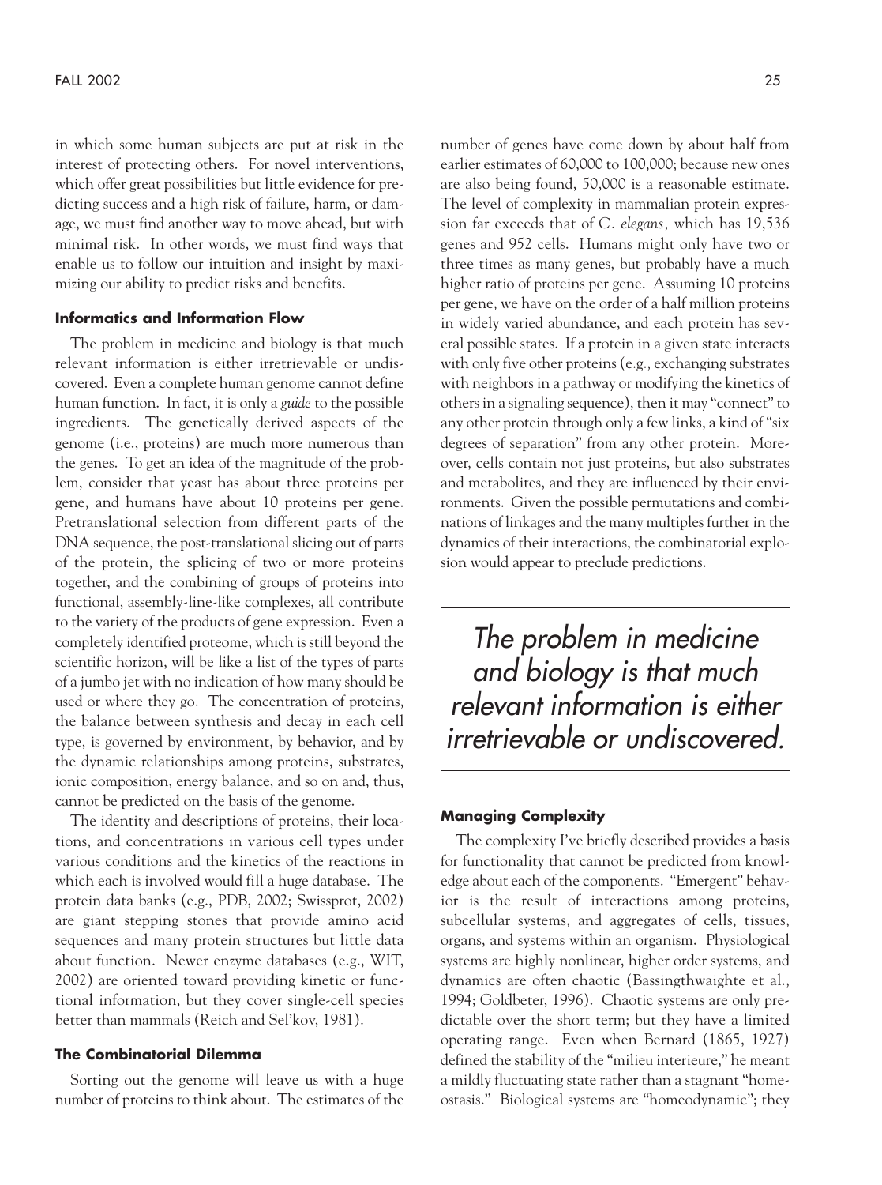in which some human subjects are put at risk in the interest of protecting others. For novel interventions, which offer great possibilities but little evidence for predicting success and a high risk of failure, harm, or damage, we must find another way to move ahead, but with minimal risk. In other words, we must find ways that enable us to follow our intuition and insight by maximizing our ability to predict risks and benefits.

#### Informatics and Information Flow

The problem in medicine and biology is that much relevant information is either irretrievable or undiscovered. Even a complete human genome cannot define human function. In fact, it is only a *guide* to the possible ingredients. The genetically derived aspects of the genome (i.e., proteins) are much more numerous than the genes. To get an idea of the magnitude of the problem, consider that yeast has about three proteins per gene, and humans have about 10 proteins per gene. Pretranslational selection from different parts of the DNA sequence, the post-translational slicing out of parts of the protein, the splicing of two or more proteins together, and the combining of groups of proteins into functional, assembly-line-like complexes, all contribute to the variety of the products of gene expression. Even a completely identified proteome, which is still beyond the scientific horizon, will be like a list of the types of parts of a jumbo jet with no indication of how many should be used or where they go. The concentration of proteins, the balance between synthesis and decay in each cell type, is governed by environment, by behavior, and by the dynamic relationships among proteins, substrates, ionic composition, energy balance, and so on and, thus, cannot be predicted on the basis of the genome.

The identity and descriptions of proteins, their locations, and concentrations in various cell types under various conditions and the kinetics of the reactions in which each is involved would fill a huge database. The protein data banks (e.g., PDB, 2002; Swissprot, 2002) are giant stepping stones that provide amino acid sequences and many protein structures but little data about function. Newer enzyme databases (e.g., WIT, 2002) are oriented toward providing kinetic or functional information, but they cover single-cell species better than mammals (Reich and Sel'kov, 1981).

#### The Combinatorial Dilemma

Sorting out the genome will leave us with a huge number of proteins to think about. The estimates of the number of genes have come down by about half from earlier estimates of 60,000 to 100,000; because new ones are also being found, 50,000 is a reasonable estimate. The level of complexity in mammalian protein expression far exceeds that of *C. elegans,* which has 19,536 genes and 952 cells. Humans might only have two or three times as many genes, but probably have a much higher ratio of proteins per gene. Assuming 10 proteins per gene, we have on the order of a half million proteins in widely varied abundance, and each protein has several possible states. If a protein in a given state interacts with only five other proteins (e.g., exchanging substrates with neighbors in a pathway or modifying the kinetics of others in a signaling sequence), then it may "connect" to any other protein through only a few links, a kind of "six degrees of separation" from any other protein. Moreover, cells contain not just proteins, but also substrates and metabolites, and they are influenced by their environments. Given the possible permutations and combinations of linkages and the many multiples further in the dynamics of their interactions, the combinatorial explosion would appear to preclude predictions.

> *The problem in medicine and biology is that much relevant information is either irretrievable or undiscovered.*

#### Managing Complexity

The complexity I've briefly described provides a basis for functionality that cannot be predicted from knowledge about each of the components. "Emergent" behavior is the result of interactions among proteins, subcellular systems, and aggregates of cells, tissues, organs, and systems within an organism. Physiological systems are highly nonlinear, higher order systems, and dynamics are often chaotic (Bassingthwaighte et al., 1994; Goldbeter, 1996). Chaotic systems are only predictable over the short term; but they have a limited operating range. Even when Bernard (1865, 1927) defined the stability of the "milieu interieure," he meant a mildly fluctuating state rather than a stagnant "homeostasis." Biological systems are "homeodynamic"; they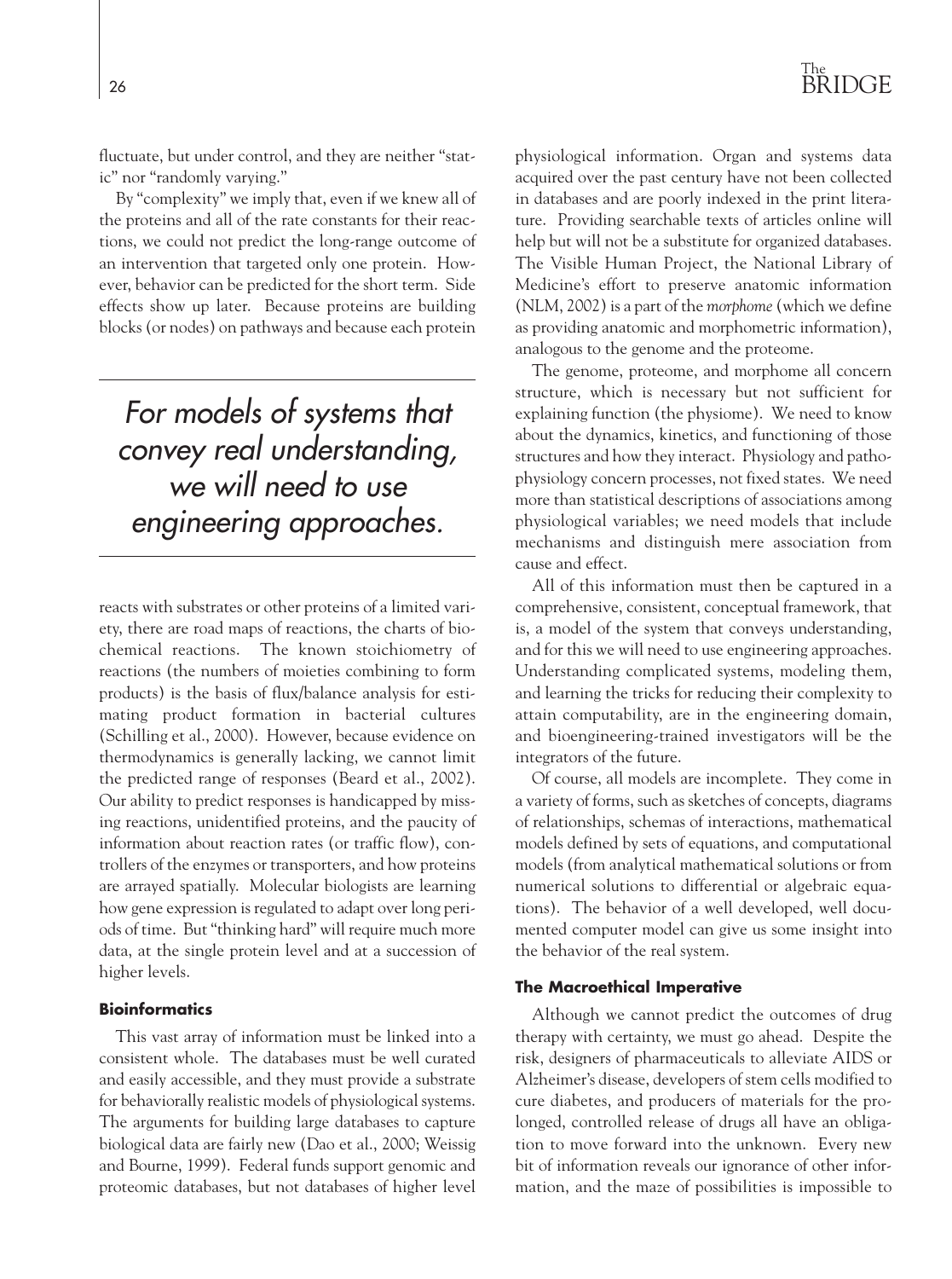fluctuate, but under control, and they are neither "static" nor "randomly varying."

By "complexity" we imply that, even if we knew all of the proteins and all of the rate constants for their reactions, we could not predict the long-range outcome of an intervention that targeted only one protein. However, behavior can be predicted for the short term. Side effects show up later. Because proteins are building blocks (or nodes) on pathways and because each protein reacts with substrates or other proteins of a limited variety, there are road maps of reactions, the charts of biochemical reactions. The known stoichiometry of reactions (the numbers of moieties combining to form products) is the basis of flux/balance analysis for estimating product formation in bacterial cultures (Schilling et al., 2000). However, because evidence on thermodynamics is generally lacking, we cannot limit the predicted range of responses (Beard et al., 2002). Our ability to predict responses is handicapped by missing reactions, unidentified proteins, and the paucity of information about reaction rates (or traffic flow), controllers of the enzymes or transporters, and how proteins are arrayed spatially. Molecular biologists are learning how gene expression is regulated to adapt over long periods of time. But "thinking hard" will require much more data, at the single protein level and at a succession of higher levels.

> *For models of systems that convey real understanding, we will need to use engineering approaches.*

### Bioinformatics

This vast array of information must be linked into a consistent whole. The databases must be well curated and easily accessible, and they must provide a substrate for behaviorally realistic models of physiological systems. The arguments for building large databases to capture biological data are fairly new (Dao et al., 2000; Weissig and Bourne, 1999). Federal funds support genomic and proteomic databases, but not databases of higher level physiological information. Organ and systems data acquired over the past century have not been collected in databases and are poorly indexed in the print literature. Providing searchable texts of articles online will help but will not be a substitute for organized databases. The Visible Human Project, the National Library of Medicine's effort to preserve anatomic information (NLM, 2002) is a part of the *morphome* (which we define as providing anatomic and morphometric information), analogous to the genome and the proteome.

The genome, proteome, and morphome all concern structure, which is necessary but not sufficient for explaining function (the physiome). We need to know about the dynamics, kinetics, and functioning of those structures and how they interact. Physiology and pathophysiology concern processes, not fixed states. We need more than statistical descriptions of associations among physiological variables; we need models that include mechanisms and distinguish mere association from cause and effect.

All of this information must then be captured in a comprehensive, consistent, conceptual framework, that is, a model of the system that conveys understanding, and for this we will need to use engineering approaches. Understanding complicated systems, modeling them, and learning the tricks for reducing their complexity to attain computability, are in the engineering domain, and bioengineering-trained investigators will be the integrators of the future.

Of course, all models are incomplete. They come in a variety of forms, such as sketches of concepts, diagrams of relationships, schemas of interactions, mathematical models defined by sets of equations, and computational models (from analytical mathematical solutions or from numerical solutions to differential or algebraic equations). The behavior of a well developed, well documented computer model can give us some insight into the behavior of the real system.

### The Macroethical Imperative

Although we cannot predict the outcomes of drug therapy with certainty, we must go ahead. Despite the risk, designers of pharmaceuticals to alleviate AIDS or Alzheimer's disease, developers of stem cells modified to cure diabetes, and producers of materials for the prolonged, controlled release of drugs all have an obligation to move forward into the unknown. Every new bit of information reveals our ignorance of other information, and the maze of possibilities is impossible to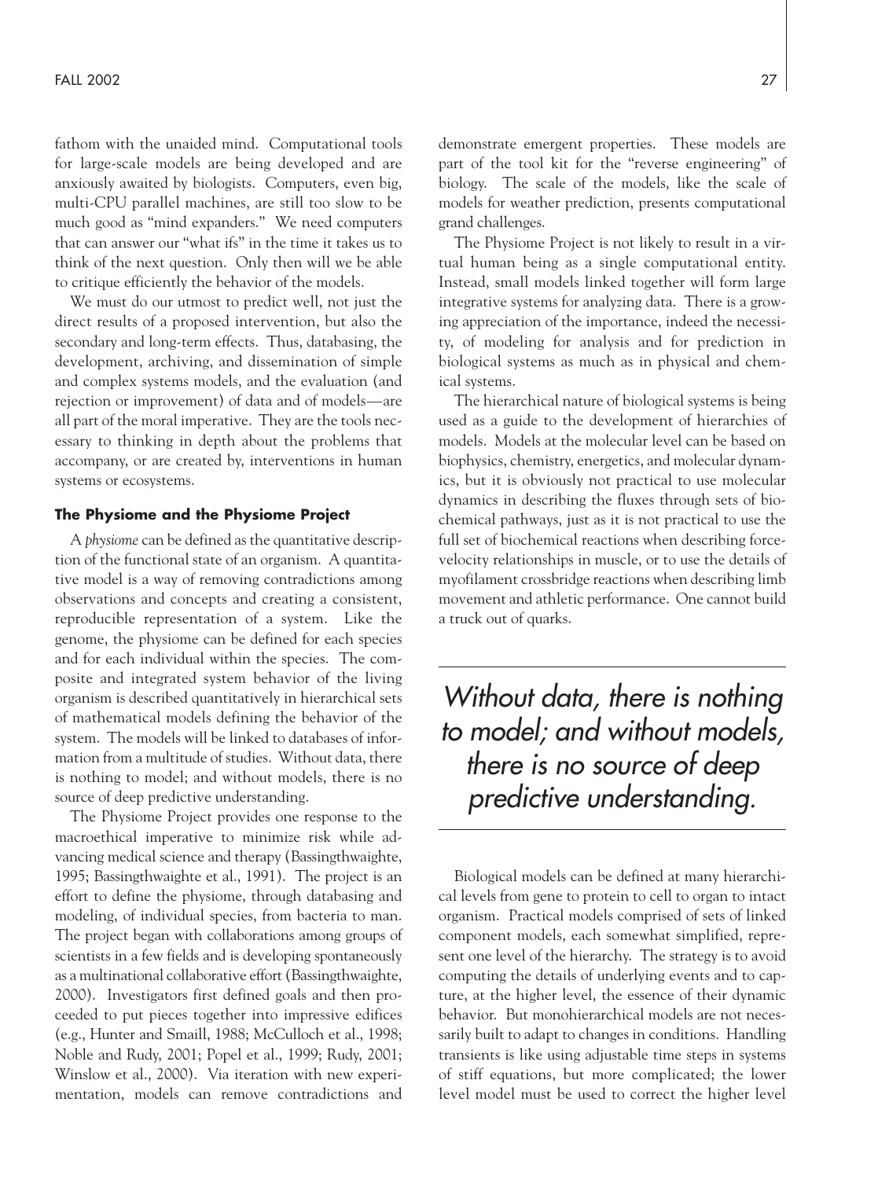fathom with the unaided mind. Computational tools for large-scale models are being developed and are anxiously awaited by biologists. Computers, even big, multi-CPU parallel machines, are still too slow to be much good as "mind expanders." We need computers that can answer our "what ifs" in the time it takes us to think of the next question. Only then will we be able to critique efficiently the behavior of the models.

We must do our utmost to predict well, not just the direct results of a proposed intervention, but also the secondary and long-term effects. Thus, databasing, the development, archiving, and dissemination of simple and complex systems models, and the evaluation (and rejection or improvement) of data and of models—are all part of the moral imperative. They are the tools necessary to thinking in depth about the problems that accompany, or are created by, interventions in human systems or ecosystems.

### The Physiome and the Physiome Project

A *physiome* can be defined as the quantitative description of the functional state of an organism. A quantitative model is a way of removing contradictions among observations and concepts and creating a consistent, reproducible representation of a system. Like the genome, the physiome can be defined for each species and for each individual within the species. The composite and integrated system behavior of the living organism is described quantitatively in hierarchical sets of mathematical models defining the behavior of the system. The models will be linked to databases of information from a multitude of studies. Without data, there is nothing to model; and without models, there is no source of deep predictive understanding.

The Physiome Project provides one response to the macroethical imperative to minimize risk while advancing medical science and therapy (Bassingthwaighte, 1995; Bassingthwaighte et al., 1991). The project is an effort to define the physiome, through databasing and modeling, of individual species, from bacteria to man. The project began with collaborations among groups of scientists in a few fields and is developing spontaneously as a multinational collaborative effort (Bassingthwaighte, 2000). Investigators first defined goals and then proceeded to put pieces together into impressive edifices (e.g., Hunter and Smaill, 1988; McCulloch et al., 1998; Noble and Rudy, 2001; Popel et al., 1999; Rudy, 2001; Winslow et al., 2000). Via iteration with new experimentation, models can remove contradictions and demonstrate emergent properties. These models are part of the tool kit for the "reverse engineering" of biology. The scale of the models, like the scale of models for weather prediction, presents computational grand challenges.

The Physiome Project is not likely to result in a virtual human being as a single computational entity. Instead, small models linked together will form large integrative systems for analyzing data. There is a growing appreciation of the importance, indeed the necessity, of modeling for analysis and for prediction in biological systems as much as in physical and chemical systems.

The hierarchical nature of biological systems is being used as a guide to the development of hierarchies of models. Models at the molecular level can be based on biophysics, chemistry, energetics, and molecular dynamics, but it is obviously not practical to use molecular dynamics in describing the fluxes through sets of biochemical pathways, just as it is not practical to use the full set of biochemical reactions when describing force-velocity relationships in muscle, or to use the details of myofilament crossbridge reactions when describing limb movement and athletic performance. One cannot build a truck out of quarks.

> *Without data, there is nothing to model; and without models, there is no source of deep predictive understanding.*

Biological models can be defined at many hierarchical levels from gene to protein to cell to organ to intact organism. Practical models comprised of sets of linked component models, each somewhat simplified, represent one level of the hierarchy. The strategy is to avoid computing the details of underlying events and to capture, at the higher level, the essence of their dynamic behavior. But monohierarchical models are not necessarily built to adapt to changes in conditions. Handling transients is like using adjustable time steps in systems of stiff equations, but more complicated; the lower level model must be used to correct the higher level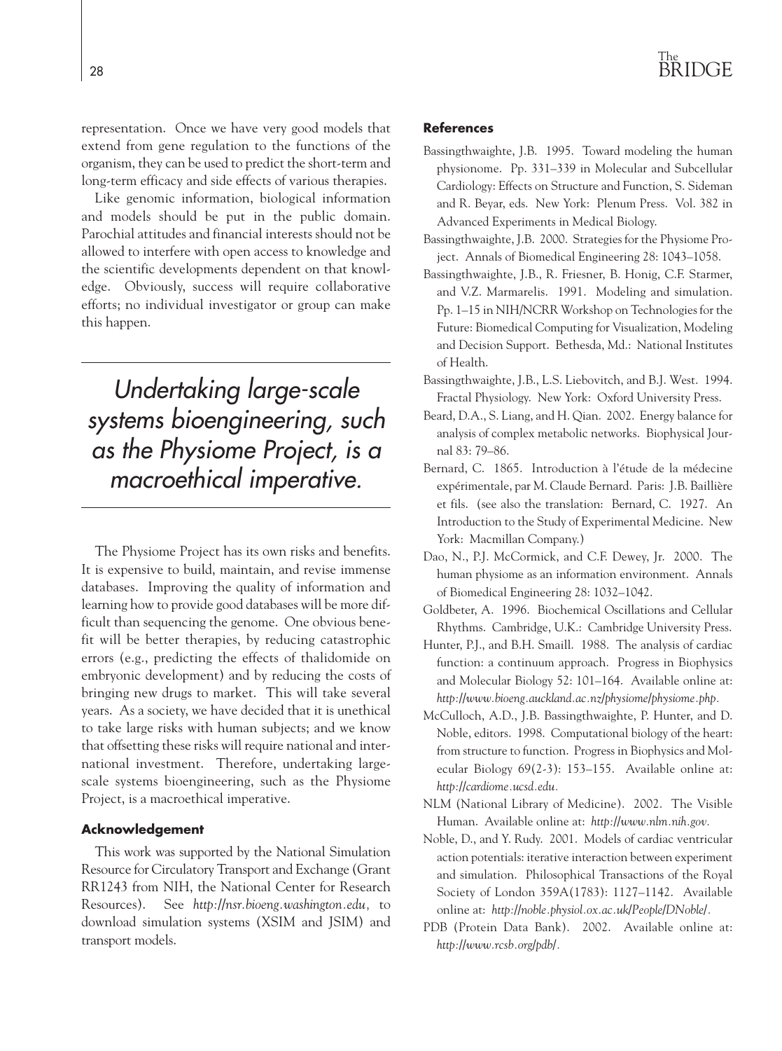representation. Once we have very good models that extend from gene regulation to the functions of the organism, they can be used to predict the short-term and long-term efficacy and side effects of various therapies.

Like genomic information, biological information and models should be put in the public domain. Parochial attitudes and financial interests should not be allowed to interfere with open access to knowledge and the scientific developments dependent on that knowledge. Obviously, success will require collaborative efforts; no individual investigator or group can make this happen.

> *Undertaking large-scale systems bioengineering, such as the Physiome Project, is a macroethical imperative.*

The Physiome Project has its own risks and benefits. It is expensive to build, maintain, and revise immense databases. Improving the quality of information and learning how to provide good databases will be more difficult than sequencing the genome. One obvious benefit will be better therapies, by reducing catastrophic errors (e.g., predicting the effects of thalidomide on embryonic development) and by reducing the costs of bringing new drugs to market. This will take several years. As a society, we have decided that it is unethical to take large risks with human subjects; and we know that offsetting these risks will require national and international investment. Therefore, undertaking large-scale systems bioengineering, such as the Physiome Project, is a macroethical imperative.

### Acknowledgement

This work was supported by the National Simulation Resource for Circulatory Transport and Exchange (Grant RR1243 from NIH, the National Center for Research Resources). See *http://nsr.bioeng.washington.edu,* to download simulation systems (XSIM and JSIM) and transport models.

### References

Bassingthwaighte, J.B. 1995. Toward modeling the human physionome. Pp. 331–339 in Molecular and Subcellular Cardiology: Effects on Structure and Function, S. Sideman and R. Beyar, eds. New York: Plenum Press. Vol. 382 in Advanced Experiments in Medical Biology.

Bassingthwaighte, J.B. 2000. Strategies for the Physiome Project. Annals of Biomedical Engineering 28: 1043–1058.

Bassingthwaighte, J.B., R. Friesner, B. Honig, C.F. Starmer, and V.Z. Marmarelis. 1991. Modeling and simulation. Pp. 1–15 in NIH/NCRR Workshop on Technologies for the Future: Biomedical Computing for Visualization, Modeling and Decision Support. Bethesda, Md.: National Institutes of Health.

Bassingthwaighte, J.B., L.S. Liebovitch, and B.J. West. 1994. Fractal Physiology. New York: Oxford University Press.

Beard, D.A., S. Liang, and H. Qian. 2002. Energy balance for analysis of complex metabolic networks. Biophysical Journal 83: 79–86.

Bernard, C. 1865. Introduction à l'étude de la médecine expérimentale, par M. Claude Bernard. Paris: J.B. Baillière et fils. (see also the translation: Bernard, C. 1927. An Introduction to the Study of Experimental Medicine. New York: Macmillan Company.)

Dao, N., P.J. McCormick, and C.F. Dewey, Jr. 2000. The human physiome as an information environment. Annals of Biomedical Engineering 28: 1032–1042.

Goldbeter, A. 1996. Biochemical Oscillations and Cellular Rhythms. Cambridge, U.K.: Cambridge University Press.

Hunter, P.J., and B.H. Smaill. 1988. The analysis of cardiac function: a continuum approach. Progress in Biophysics and Molecular Biology 52: 101–164. Available online at: *http://www.bioeng.auckland.ac.nz/physiome/physiome.php.*

McCulloch, A.D., J.B. Bassingthwaighte, P. Hunter, and D. Noble, editors. 1998. Computational biology of the heart: from structure to function. Progress in Biophysics and Molecular Biology 69(2-3): 153–155. Available online at: *http://cardiome.ucsd.edu.*

NLM (National Library of Medicine). 2002. The Visible Human. Available online at: *http://www.nlm.nih.gov.*

Noble, D., and Y. Rudy. 2001. Models of cardiac ventricular action potentials: iterative interaction between experiment and simulation. Philosophical Transactions of the Royal Society of London 359A(1783): 1127–1142. Available online at: *http://noble.physiol.ox.ac.uk/People/DNoble/.*

PDB (Protein Data Bank). 2002. Available online at: *http://www.rcsb.org/pdb/.*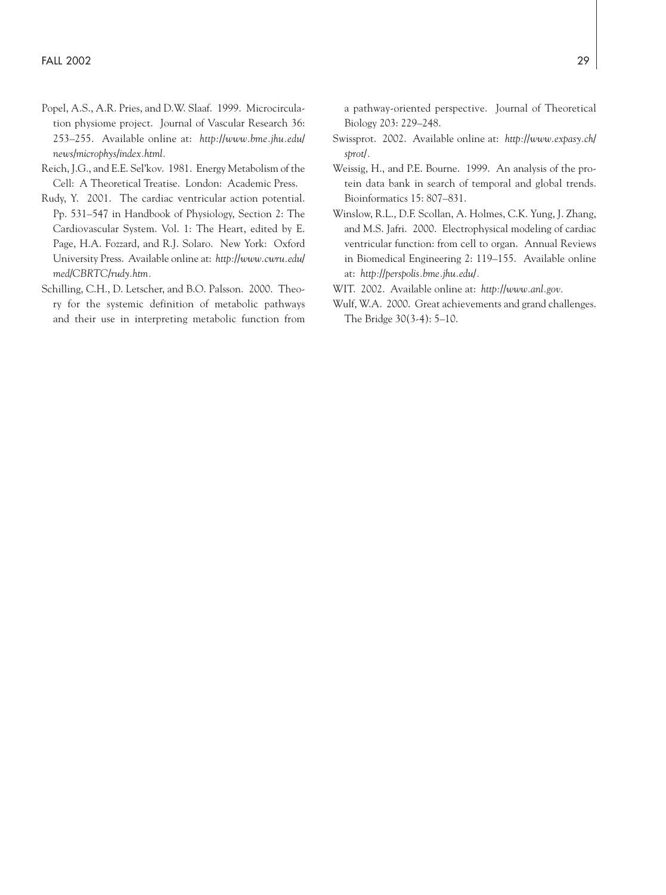Popel, A.S., A.R. Pries, and D.W. Slaaf. 1999. Microcirculation physiome project. Journal of Vascular Research 36: 253–255. Available online at: *http://www.bme.jhu.edu/news/microphys/index.html.*

Reich, J.G., and E.E. Sel'kov. 1981. Energy Metabolism of the Cell: A Theoretical Treatise. London: Academic Press.

Rudy, Y. 2001. The cardiac ventricular action potential. Pp. 531–547 in Handbook of Physiology, Section 2: The Cardiovascular System. Vol. 1: The Heart, edited by E. Page, H.A. Fozzard, and R.J. Solaro. New York: Oxford University Press. Available online at: *http://www.cwru.edu/med/CBRTC/rudy.htm.*

Schilling, C.H., D. Letscher, and B.O. Palsson. 2000. Theory for the systemic definition of metabolic pathways and their use in interpreting metabolic function from a pathway-oriented perspective. Journal of Theoretical Biology 203: 229–248.

Swissprot. 2002. Available online at: *http://www.expasy.ch/sprot/.*

Weissig, H., and P.E. Bourne. 1999. An analysis of the protein data bank in search of temporal and global trends. Bioinformatics 15: 807–831.

Winslow, R.L., D.F. Scollan, A. Holmes, C.K. Yung, J. Zhang, and M.S. Jafri. 2000. Electrophysical modeling of cardiac ventricular function: from cell to organ. Annual Reviews in Biomedical Engineering 2: 119–155. Available online at: *http://perspolis.bme.jhu.edu/.*

WIT. 2002. Available online at: *http://www.anl.gov.*

Wulf, W.A. 2000. Great achievements and grand challenges. The Bridge 30(3-4): 5–10.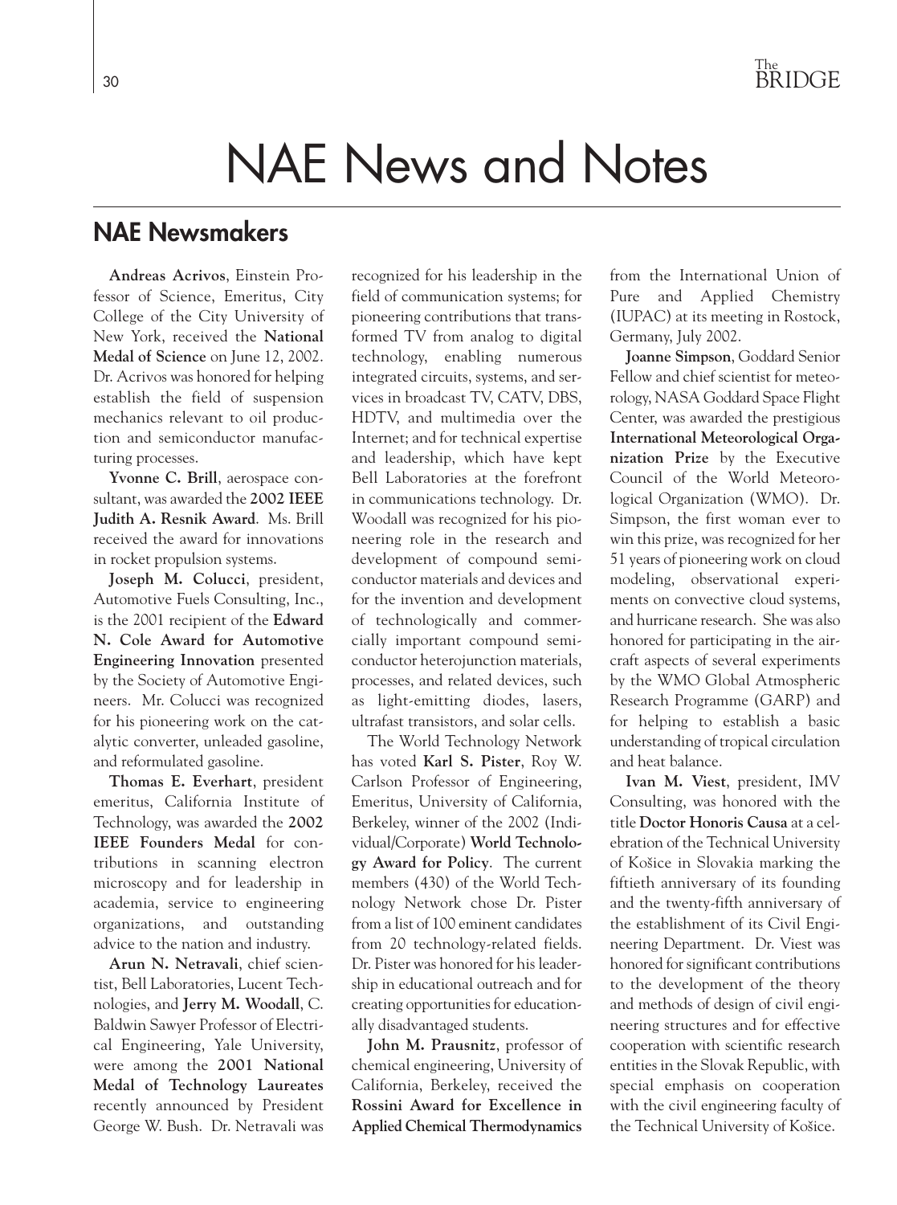# NAE News and Notes

## NAE Newsmakers

**Andreas Acrivos**, Einstein Professor of Science, Emeritus, City College of the City University of New York, received the **National Medal of Science** on June 12, 2002. Dr. Acrivos was honored for helping establish the field of suspension mechanics relevant to oil production and semiconductor manufacturing processes.

**Yvonne C. Brill**, aerospace consultant, was awarded the **2002 IEEE Judith A. Resnik Award**. Ms. Brill received the award for innovations in rocket propulsion systems.

**Joseph M. Colucci**, president, Automotive Fuels Consulting, Inc., is the 2001 recipient of the **Edward N. Cole Award for Automotive Engineering Innovation** presented by the Society of Automotive Engineers. Mr. Colucci was recognized for his pioneering work on the catalytic converter, unleaded gasoline, and reformulated gasoline.

**Thomas E. Everhart**, president emeritus, California Institute of Technology, was awarded the **2002 IEEE Founders Medal** for contributions in scanning electron microscopy and for leadership in academia, service to engineering organizations, and outstanding advice to the nation and industry.

**Arun N. Netravali**, chief scientist, Bell Laboratories, Lucent Technologies, and **Jerry M. Woodall**, C. Baldwin Sawyer Professor of Electrical Engineering, Yale University, were among the **2001 National Medal of Technology Laureates** recently announced by President George W. Bush. Dr. Netravali was recognized for his leadership in the field of communication systems; for pioneering contributions that transformed TV from analog to digital technology, enabling numerous integrated circuits, systems, and services in broadcast TV, CATV, DBS, HDTV, and multimedia over the Internet; and for technical expertise and leadership, which have kept Bell Laboratories at the forefront in communications technology. Dr. Woodall was recognized for his pioneering role in the research and development of compound semiconductor materials and devices and for the invention and development of technologically and commercially important compound semiconductor heterojunction materials, processes, and related devices, such as light-emitting diodes, lasers, ultrafast transistors, and solar cells.

The World Technology Network has voted **Karl S. Pister**, Roy W. Carlson Professor of Engineering, Emeritus, University of California, Berkeley, winner of the 2002 (Individual/Corporate) **World Technology Award for Policy**. The current members (430) of the World Technology Network chose Dr. Pister from a list of 100 eminent candidates from 20 technology-related fields. Dr. Pister was honored for his leadership in educational outreach and for creating opportunities for educationally disadvantaged students.

**John M. Prausnitz**, professor of chemical engineering, University of California, Berkeley, received the **Rossini Award for Excellence in Applied Chemical Thermodynamics** from the International Union of Pure and Applied Chemistry (IUPAC) at its meeting in Rostock, Germany, July 2002.

**Joanne Simpson**, Goddard Senior Fellow and chief scientist for meteorology, NASA Goddard Space Flight Center, was awarded the prestigious **International Meteorological Organization Prize** by the Executive Council of the World Meteorological Organization (WMO). Dr. Simpson, the first woman ever to win this prize, was recognized for her 51 years of pioneering work on cloud modeling, observational experiments on convective cloud systems, and hurricane research. She was also honored for participating in the aircraft aspects of several experiments by the WMO Global Atmospheric Research Programme (GARP) and for helping to establish a basic understanding of tropical circulation and heat balance.

**Ivan M. Viest**, president, IMV Consulting, was honored with the title **Doctor Honoris Causa** at a celebration of the Technical University of Košice in Slovakia marking the fiftieth anniversary of its founding and the twenty-fifth anniversary of the establishment of its Civil Engineering Department. Dr. Viest was honored for significant contributions to the development of the theory and methods of design of civil engineering structures and for effective cooperation with scientific research entities in the Slovak Republic, with special emphasis on cooperation with the civil engineering faculty of the Technical University of Košice.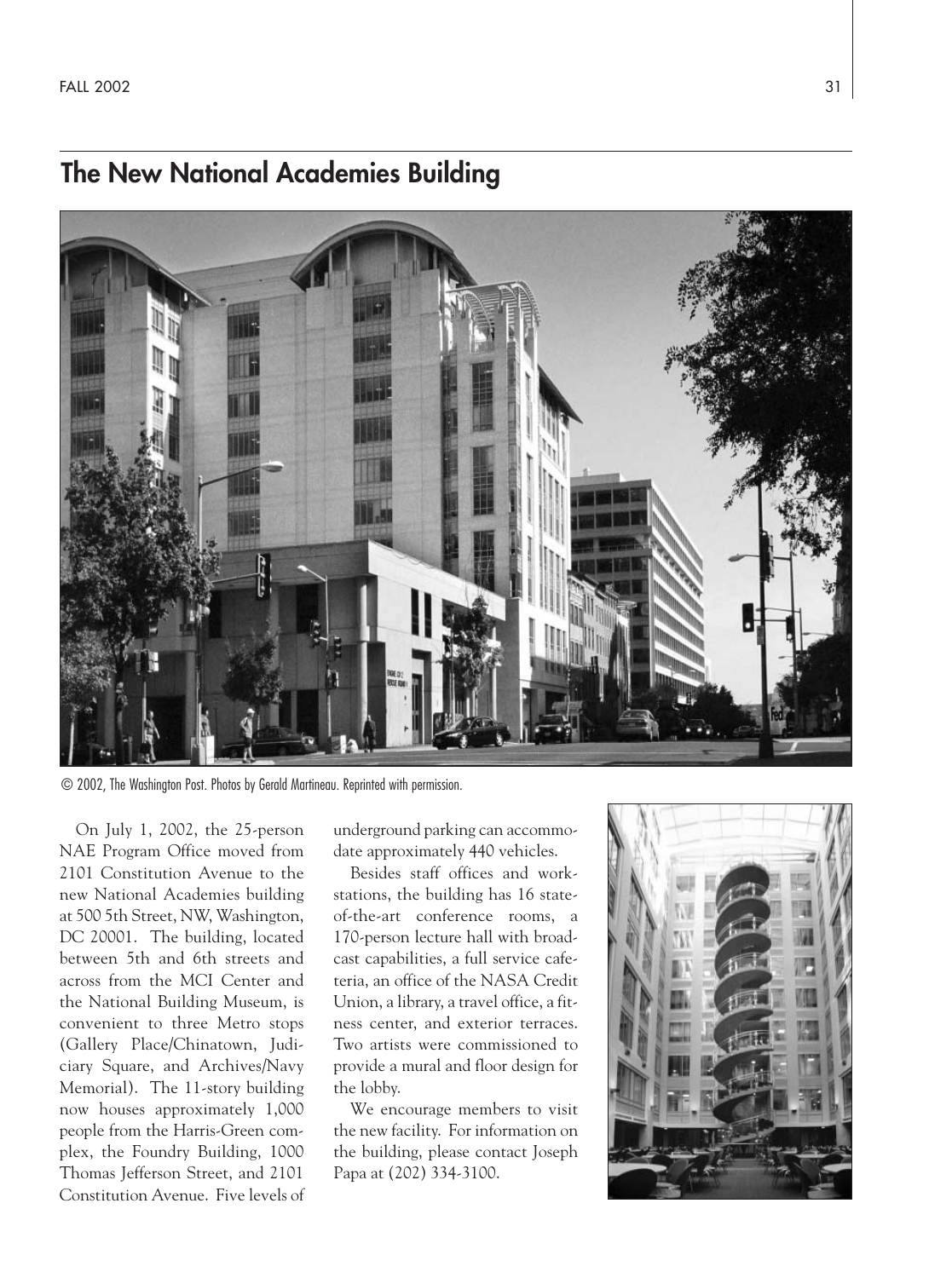# The New National Academies Building

© 2002, The Washington Post. Photos by Gerald Martineau. Reprinted with permission.

On July 1, 2002, the 25-person NAE Program Office moved from 2101 Constitution Avenue to the new National Academies building at 500 5th Street, NW, Washington, DC 20001. The building, located between 5th and 6th streets and across from the MCI Center and the National Building Museum, is convenient to three Metro stops (Gallery Place/Chinatown, Judiciary Square, and Archives/Navy Memorial). The 11-story building now houses approximately 1,000 people from the Harris-Green complex, the Foundry Building, 1000 Thomas Jefferson Street, and 2101 Constitution Avenue. Five levels of underground parking can accommodate approximately 440 vehicles.

Besides staff offices and workstations, the building has 16 state-of-the-art conference rooms, a 170-person lecture hall with broadcast capabilities, a full service cafeteria, an office of the NASA Credit Union, a library, a travel office, a fitness center, and exterior terraces. Two artists were commissioned to provide a mural and floor design for the lobby.

We encourage members to visit the new facility. For information on the building, please contact Joseph Papa at (202) 334-3100.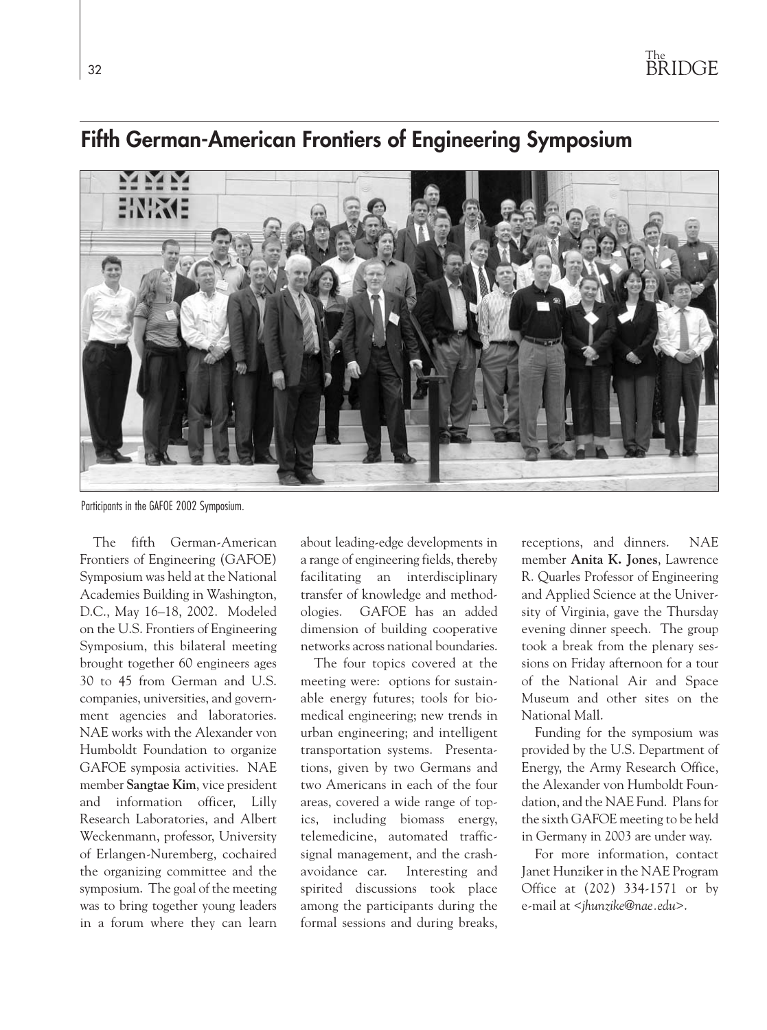## Fifth German-American Frontiers of Engineering Symposium

Participants in the GAFOE 2002 Symposium.

The fifth German-American Frontiers of Engineering (GAFOE) Symposium was held at the National Academies Building in Washington, D.C., May 16–18, 2002. Modeled on the U.S. Frontiers of Engineering Symposium, this bilateral meeting brought together 60 engineers ages 30 to 45 from German and U.S. companies, universities, and government agencies and laboratories. NAE works with the Alexander von Humboldt Foundation to organize GAFOE symposia activities. NAE member **Sangtae Kim**, vice president and information officer, Lilly Research Laboratories, and Albert Weckenmann, professor, University of Erlangen-Nuremberg, cochaired the organizing committee and the symposium. The goal of the meeting was to bring together young leaders in a forum where they can learn about leading-edge developments in a range of engineering fields, thereby facilitating an interdisciplinary transfer of knowledge and methodologies. GAFOE has an added dimension of building cooperative networks across national boundaries.

The four topics covered at the meeting were: options for sustainable energy futures; tools for biomedical engineering; new trends in urban engineering; and intelligent transportation systems. Presentations, given by two Germans and two Americans in each of the four areas, covered a wide range of topics, including biomass energy, telemedicine, automated traffic-signal management, and the crash-avoidance car. Interesting and spirited discussions took place among the participants during the formal sessions and during breaks, receptions, and dinners. NAE member **Anita K. Jones**, Lawrence R. Quarles Professor of Engineering and Applied Science at the University of Virginia, gave the Thursday evening dinner speech. The group took a break from the plenary sessions on Friday afternoon for a tour of the National Air and Space Museum and other sites on the National Mall.

Funding for the symposium was provided by the U.S. Department of Energy, the Army Research Office, the Alexander von Humboldt Foundation, and the NAE Fund. Plans for the sixth GAFOE meeting to be held in Germany in 2003 are under way.

For more information, contact Janet Hunziker in the NAE Program Office at (202) 334-1571 or by e-mail at <*jhunzike@nae.edu*>.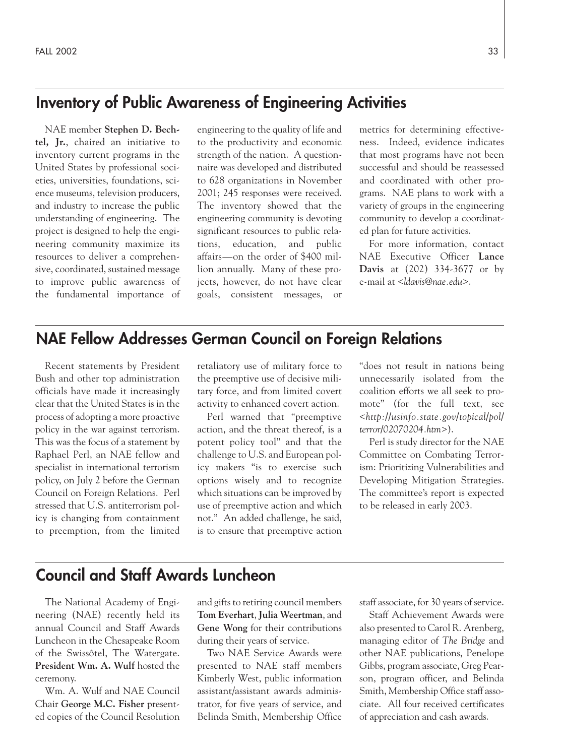## Inventory of Public Awareness of Engineering Activities

NAE member **Stephen D. Bechtel, Jr.**, chaired an initiative to inventory current programs in the United States by professional societies, universities, foundations, science museums, television producers, and industry to increase the public understanding of engineering. The project is designed to help the engineering community maximize its resources to deliver a comprehensive, coordinated, sustained message to improve public awareness of the fundamental importance of engineering to the quality of life and to the productivity and economic strength of the nation. A questionnaire was developed and distributed to 628 organizations in November 2001; 245 responses were received. The inventory showed that the engineering community is devoting significant resources to public relations, education, and public affairs—on the order of $400 million annually. Many of these projects, however, do not have clear goals, consistent messages, or metrics for determining effectiveness. Indeed, evidence indicates that most programs have not been successful and should be reassessed and coordinated with other programs. NAE plans to work with a variety of groups in the engineering community to develop a coordinated plan for future activities.

For more information, contact NAE Executive Officer **Lance Davis** at (202) 334-3677 or by e-mail at <*ldavis@nae.edu*>.

## NAE Fellow Addresses German Council on Foreign Relations

Recent statements by President Bush and other top administration officials have made it increasingly clear that the United States is in the process of adopting a more proactive policy in the war against terrorism. This was the focus of a statement by Raphael Perl, an NAE fellow and specialist in international terrorism policy, on July 2 before the German Council on Foreign Relations. Perl stressed that U.S. antiterrorism policy is changing from containment to preemption, from the limited retaliatory use of military force to the preemptive use of decisive military force, and from limited covert activity to enhanced covert action.

Perl warned that "preemptive action, and the threat thereof, is a potent policy tool" and that the challenge to U.S. and European policy makers "is to exercise such options wisely and to recognize which situations can be improved by use of preemptive action and which not." An added challenge, he said, is to ensure that preemptive action "does not result in nations being unnecessarily isolated from the coalition efforts we all seek to promote" (for the full text, see <*http://usinfo.state.gov/topical/pol/terror/02070204.htm*>).

Perl is study director for the NAE Committee on Combating Terrorism: Prioritizing Vulnerabilities and Developing Mitigation Strategies. The committee's report is expected to be released in early 2003.

## Council and Staff Awards Luncheon

The National Academy of Engineering (NAE) recently held its annual Council and Staff Awards Luncheon in the Chesapeake Room of the Swissôtel, The Watergate. **President Wm. A. Wulf** hosted the ceremony.

Wm. A. Wulf and NAE Council Chair **George M.C. Fisher** presented copies of the Council Resolution and gifts to retiring council members **Tom Everhart**, **Julia Weertman**, and **Gene Wong** for their contributions during their years of service.

Two NAE Service Awards were presented to NAE staff members Kimberly West, public information assistant/assistant awards administrator, for five years of service, and Belinda Smith, Membership Office staff associate, for 30 years of service.

Staff Achievement Awards were also presented to Carol R. Arenberg, managing editor of *The Bridge* and other NAE publications, Penelope Gibbs, program associate, Greg Pearson, program officer, and Belinda Smith, Membership Office staff associate. All four received certificates of appreciation and cash awards.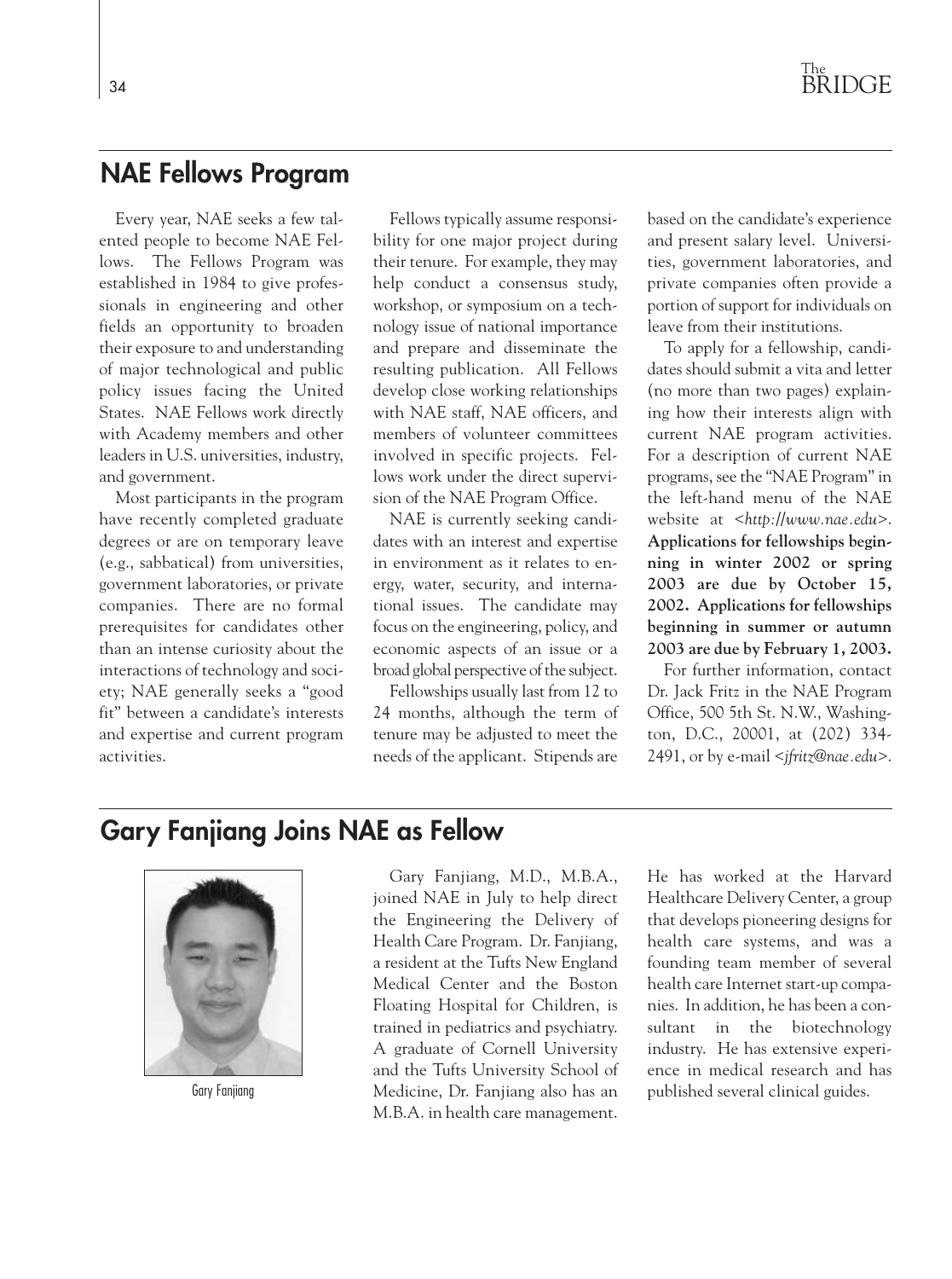## NAE Fellows Program

Every year, NAE seeks a few talented people to become NAE Fellows. The Fellows Program was established in 1984 to give professionals in engineering and other fields an opportunity to broaden their exposure to and understanding of major technological and public policy issues facing the United States. NAE Fellows work directly with Academy members and other leaders in U.S. universities, industry, and government.

Most participants in the program have recently completed graduate degrees or are on temporary leave (e.g., sabbatical) from universities, government laboratories, or private companies. There are no formal prerequisites for candidates other than an intense curiosity about the interactions of technology and society; NAE generally seeks a "good fit" between a candidate's interests and expertise and current program activities.

Fellows typically assume responsibility for one major project during their tenure. For example, they may help conduct a consensus study, workshop, or symposium on a technology issue of national importance and prepare and disseminate the resulting publication. All Fellows develop close working relationships with NAE staff, NAE officers, and members of volunteer committees involved in specific projects. Fellows work under the direct supervision of the NAE Program Office.

NAE is currently seeking candidates with an interest and expertise in environment as it relates to energy, water, security, and international issues. The candidate may focus on the engineering, policy, and economic aspects of an issue or a broad global perspective of the subject.

Fellowships usually last from 12 to 24 months, although the term of tenure may be adjusted to meet the needs of the applicant. Stipends are based on the candidate's experience and present salary level. Universities, government laboratories, and private companies often provide a portion of support for individuals on leave from their institutions.

To apply for a fellowship, candidates should submit a vita and letter (no more than two pages) explaining how their interests align with current NAE program activities. For a description of current NAE programs, see the "NAE Program" in the left-hand menu of the NAE website at <*http://www.nae.edu*>. **Applications for fellowships beginning in winter 2002 or spring 2003 are due by October 15, 2002. Applications for fellowships beginning in summer or autumn 2003 are due by February 1, 2003.**

For further information, contact Dr. Jack Fritz in the NAE Program Office, 500 5th St. N.W., Washington, D.C., 20001, at (202) 334-2491, or by e-mail <*jfritz@nae.edu*>.

## Gary Fanjiang Joins NAE as Fellow

Gary Fanjiang

Gary Fanjiang, M.D., M.B.A., joined NAE in July to help direct the Engineering the Delivery of Health Care Program. Dr. Fanjiang, a resident at the Tufts New England Medical Center and the Boston Floating Hospital for Children, is trained in pediatrics and psychiatry. A graduate of Cornell University and the Tufts University School of Medicine, Dr. Fanjiang also has an M.B.A. in health care management. He has worked at the Harvard Healthcare Delivery Center, a group that develops pioneering designs for health care systems, and was a founding team member of several health care Internet start-up companies. In addition, he has been a consultant in the biotechnology industry. He has extensive experience in medical research and has published several clinical guides.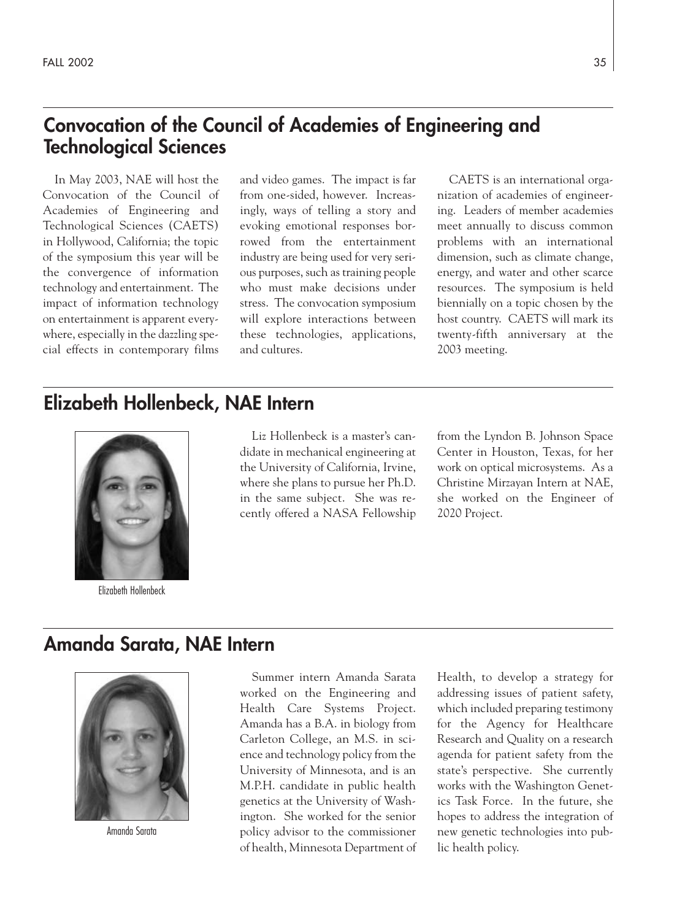## Convocation of the Council of Academies of Engineering and Technological Sciences

In May 2003, NAE will host the Convocation of the Council of Academies of Engineering and Technological Sciences (CAETS) in Hollywood, California; the topic of the symposium this year will be the convergence of information technology and entertainment. The impact of information technology on entertainment is apparent everywhere, especially in the dazzling special effects in contemporary films and video games. The impact is far from one-sided, however. Increasingly, ways of telling a story and evoking emotional responses borrowed from the entertainment industry are being used for very serious purposes, such as training people who must make decisions under stress. The convocation symposium will explore interactions between these technologies, applications, and cultures.

CAETS is an international organization of academies of engineering. Leaders of member academies meet annually to discuss common problems with an international dimension, such as climate change, energy, and water and other scarce resources. The symposium is held biennially on a topic chosen by the host country. CAETS will mark its twenty-fifth anniversary at the 2003 meeting.

## Elizabeth Hollenbeck, NAE Intern

Elizabeth Hollenbeck

Liz Hollenbeck is a master's candidate in mechanical engineering at the University of California, Irvine, where she plans to pursue her Ph.D. in the same subject. She was recently offered a NASA Fellowship from the Lyndon B. Johnson Space Center in Houston, Texas, for her work on optical microsystems. As a Christine Mirzayan Intern at NAE, she worked on the Engineer of 2020 Project.

## Amanda Sarata, NAE Intern

Amanda Sarata

Summer intern Amanda Sarata worked on the Engineering and Health Care Systems Project. Amanda has a B.A. in biology from Carleton College, an M.S. in science and technology policy from the University of Minnesota, and is an M.P.H. candidate in public health genetics at the University of Washington. She worked for the senior policy advisor to the commissioner of health, Minnesota Department of Health, to develop a strategy for addressing issues of patient safety, which included preparing testimony for the Agency for Healthcare Research and Quality on a research agenda for patient safety from the state's perspective. She currently works with the Washington Genetics Task Force. In the future, she hopes to address the integration of new genetic technologies into public health policy.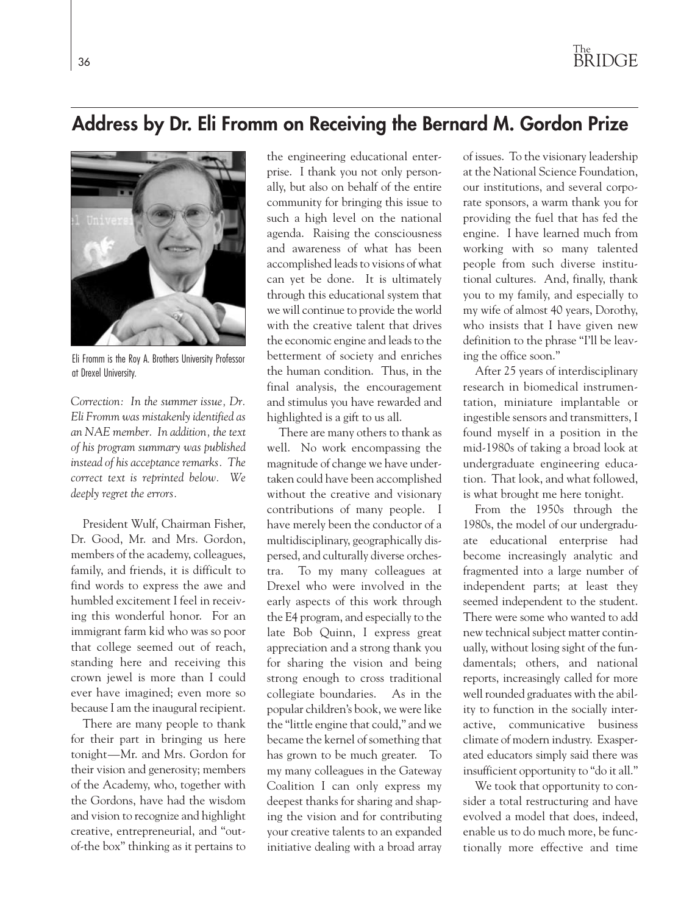## Address by Dr. Eli Fromm on Receiving the Bernard M. Gordon Prize

Eli Fromm is the Roy A. Brothers University Professor at Drexel University.

*Correction: In the summer issue, Dr. Eli Fromm was mistakenly identified as an NAE member. In addition, the text of his program summary was published instead of his acceptance remarks. The correct text is reprinted below. We deeply regret the errors.*

President Wulf, Chairman Fisher, Dr. Good, Mr. and Mrs. Gordon, members of the academy, colleagues, family, and friends, it is difficult to find words to express the awe and humbled excitement I feel in receiving this wonderful honor. For an immigrant farm kid who was so poor that college seemed out of reach, standing here and receiving this crown jewel is more than I could ever have imagined; even more so because I am the inaugural recipient.

There are many people to thank for their part in bringing us here tonight—Mr. and Mrs. Gordon for their vision and generosity; members of the Academy, who, together with the Gordons, have had the wisdom and vision to recognize and highlight creative, entrepreneurial, and "out-of-the box" thinking as it pertains to the engineering educational enterprise. I thank you not only personally, but also on behalf of the entire community for bringing this issue to such a high level on the national agenda. Raising the consciousness and awareness of what has been accomplished leads to visions of what can yet be done. It is ultimately through this educational system that we will continue to provide the world with the creative talent that drives the economic engine and leads to the betterment of society and enriches the human condition. Thus, in the final analysis, the encouragement and stimulus you have rewarded and highlighted is a gift to us all.

There are many others to thank as well. No work encompassing the magnitude of change we have undertaken could have been accomplished without the creative and visionary contributions of many people. I have merely been the conductor of a multidisciplinary, geographically dispersed, and culturally diverse orchestra. To my many colleagues at Drexel who were involved in the early aspects of this work through the E4 program, and especially to the late Bob Quinn, I express great appreciation and a strong thank you for sharing the vision and being strong enough to cross traditional collegiate boundaries. As in the popular children's book, we were like the "little engine that could," and we became the kernel of something that has grown to be much greater. To my many colleagues in the Gateway Coalition I can only express my deepest thanks for sharing and shaping the vision and for contributing your creative talents to an expanded initiative dealing with a broad array of issues. To the visionary leadership at the National Science Foundation, our institutions, and several corporate sponsors, a warm thank you for providing the fuel that has fed the engine. I have learned much from working with so many talented people from such diverse institutional cultures. And, finally, thank you to my family, and especially to my wife of almost 40 years, Dorothy, who insists that I have given new definition to the phrase "I'll be leaving the office soon."

After 25 years of interdisciplinary research in biomedical instrumentation, miniature implantable or ingestible sensors and transmitters, I found myself in a position in the mid-1980s of taking a broad look at undergraduate engineering education. That look, and what followed, is what brought me here tonight.

From the 1950s through the 1980s, the model of our undergraduate educational enterprise had become increasingly analytic and fragmented into a large number of independent parts; at least they seemed independent to the student. There were some who wanted to add new technical subject matter continually, without losing sight of the fundamentals; others, and national reports, increasingly called for more well rounded graduates with the ability to function in the socially interactive, communicative business climate of modern industry. Exasperated educators simply said there was insufficient opportunity to "do it all."

We took that opportunity to consider a total restructuring and have evolved a model that does, indeed, enable us to do much more, be functionally more effective and time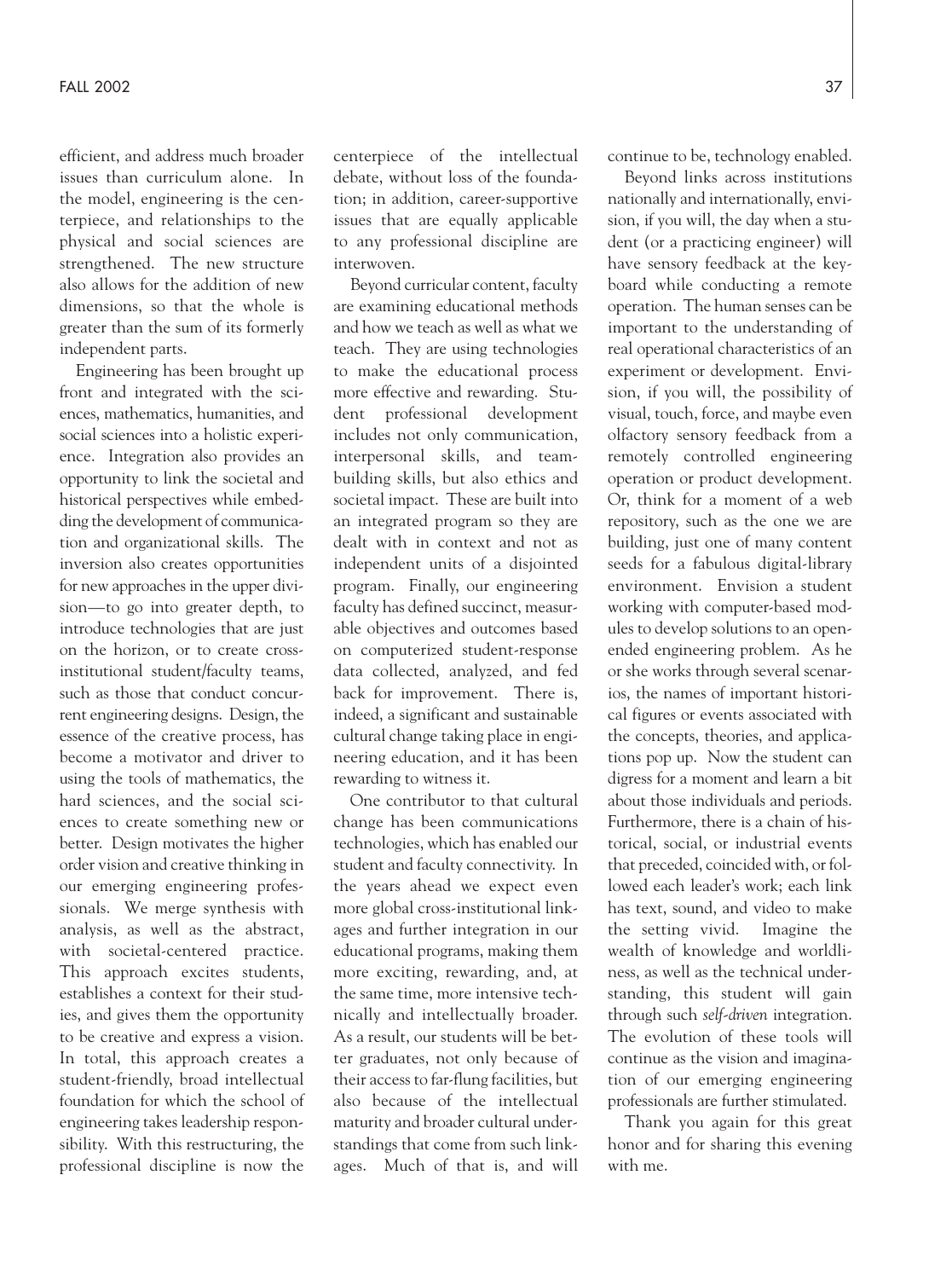efficient, and address much broader issues than curriculum alone. In the model, engineering is the centerpiece, and relationships to the physical and social sciences are strengthened. The new structure also allows for the addition of new dimensions, so that the whole is greater than the sum of its formerly independent parts.

Engineering has been brought up front and integrated with the sciences, mathematics, humanities, and social sciences into a holistic experience. Integration also provides an opportunity to link the societal and historical perspectives while embedding the development of communication and organizational skills. The inversion also creates opportunities for new approaches in the upper division—to go into greater depth, to introduce technologies that are just on the horizon, or to create cross-institutional student/faculty teams, such as those that conduct concurrent engineering designs. Design, the essence of the creative process, has become a motivator and driver to using the tools of mathematics, the hard sciences, and the social sciences to create something new or better. Design motivates the higher order vision and creative thinking in our emerging engineering professionals. We merge synthesis with analysis, as well as the abstract, with societal-centered practice. This approach excites students, establishes a context for their studies, and gives them the opportunity to be creative and express a vision. In total, this approach creates a student-friendly, broad intellectual foundation for which the school of engineering takes leadership responsibility. With this restructuring, the professional discipline is now the centerpiece of the intellectual debate, without loss of the foundation; in addition, career-supportive issues that are equally applicable to any professional discipline are interwoven.

Beyond curricular content, faculty are examining educational methods and how we teach as well as what we teach. They are using technologies to make the educational process more effective and rewarding. Student professional development includes not only communication, interpersonal skills, and team-building skills, but also ethics and societal impact. These are built into an integrated program so they are dealt with in context and not as independent units of a disjointed program. Finally, our engineering faculty has defined succinct, measurable objectives and outcomes based on computerized student-response data collected, analyzed, and fed back for improvement. There is, indeed, a significant and sustainable cultural change taking place in engineering education, and it has been rewarding to witness it.

One contributor to that cultural change has been communications technologies, which has enabled our student and faculty connectivity. In the years ahead we expect even more global cross-institutional linkages and further integration in our educational programs, making them more exciting, rewarding, and, at the same time, more intensive technically and intellectually broader. As a result, our students will be better graduates, not only because of their access to far-flung facilities, but also because of the intellectual maturity and broader cultural understandings that come from such linkages. Much of that is, and will continue to be, technology enabled.

Beyond links across institutions nationally and internationally, envision, if you will, the day when a student (or a practicing engineer) will have sensory feedback at the keyboard while conducting a remote operation. The human senses can be important to the understanding of real operational characteristics of an experiment or development. Envision, if you will, the possibility of visual, touch, force, and maybe even olfactory sensory feedback from a remotely controlled engineering operation or product development. Or, think for a moment of a web repository, such as the one we are building, just one of many content seeds for a fabulous digital-library environment. Envision a student working with computer-based modules to develop solutions to an open-ended engineering problem. As he or she works through several scenarios, the names of important historical figures or events associated with the concepts, theories, and applications pop up. Now the student can digress for a moment and learn a bit about those individuals and periods. Furthermore, there is a chain of historical, social, or industrial events that preceded, coincided with, or followed each leader's work; each link has text, sound, and video to make the setting vivid. Imagine the wealth of knowledge and worldliness, as well as the technical understanding, this student will gain through such *self-driven* integration. The evolution of these tools will continue as the vision and imagination of our emerging engineering professionals are further stimulated.

Thank you again for this great honor and for sharing this evening with me.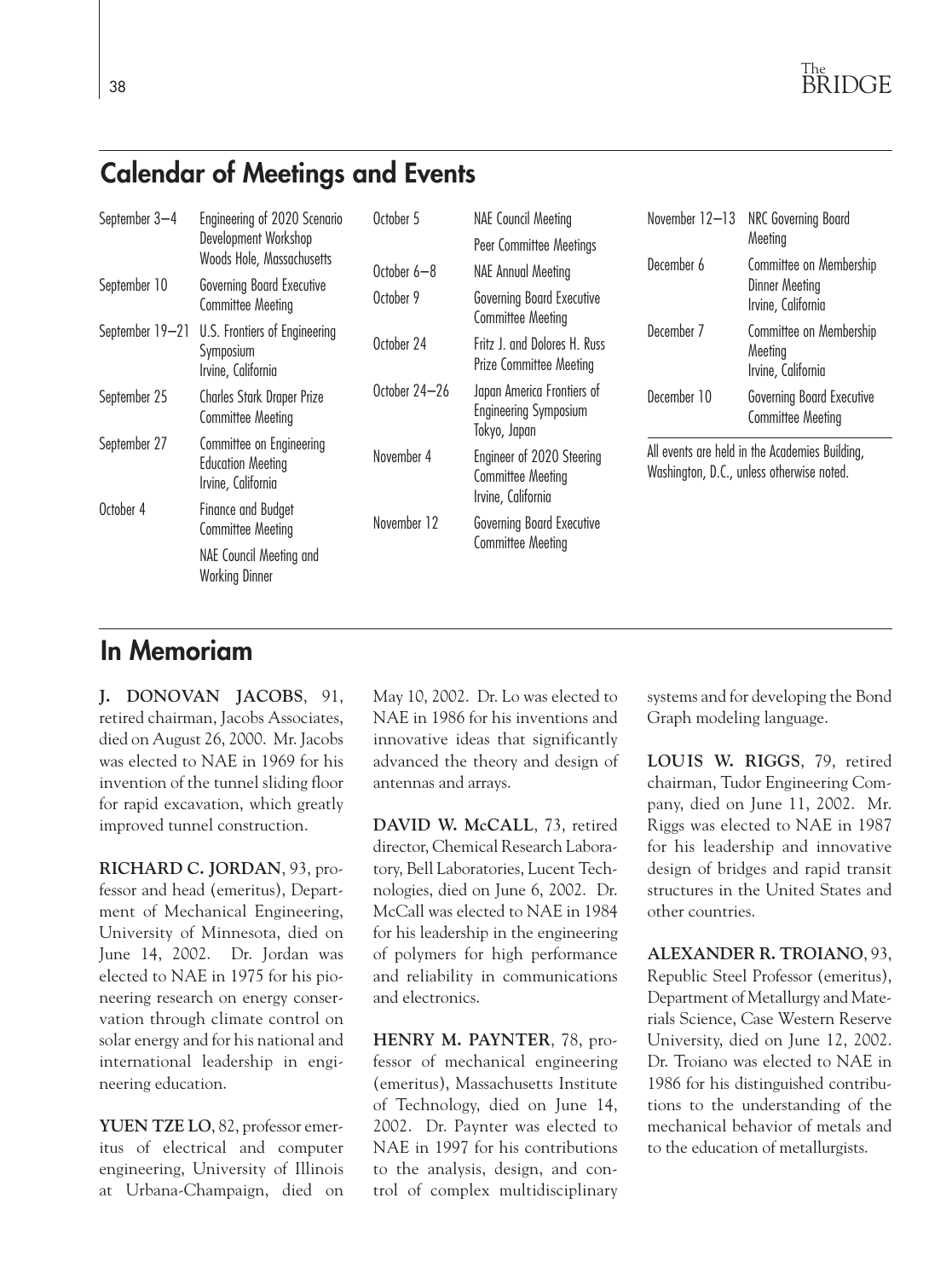## Calendar of Meetings and Events

| Date | Event |
|---|---|
| September 3–4 | Engineering of 2020 Scenario Development Workshop<br>Woods Hole, Massachusetts |
| September 10 | Governing Board Executive Committee Meeting |
| September 19–21 | U.S. Frontiers of Engineering Symposium<br>Irvine, California |
| September 25 | Charles Stark Draper Prize Committee Meeting |
| September 27 | Committee on Engineering Education Meeting<br>Irvine, California |
| October 4 | Finance and Budget Committee Meeting<br>NAE Council Meeting and Working Dinner |
| October 5 | NAE Council Meeting<br>Peer Committee Meetings |
| October 6–8 | NAE Annual Meeting |
| October 9 | Governing Board Executive Committee Meeting |
| October 24 | Fritz J. and Dolores H. Russ Prize Committee Meeting |
| October 24–26 | Japan America Frontiers of Engineering Symposium<br>Tokyo, Japan |
| November 4 | Engineer of 2020 Steering Committee Meeting<br>Irvine, California |
| November 12 | Governing Board Executive Committee Meeting |
| November 12–13 | NRC Governing Board Meeting |
| December 6 | Committee on Membership Dinner Meeting<br>Irvine, California |
| December 7 | Committee on Membership Meeting<br>Irvine, California |
| December 10 | Governing Board Executive Committee Meeting |

All events are held in the Academies Building, Washington, D.C., unless otherwise noted.

## In Memoriam

**J. DONOVAN JACOBS**, 91, retired chairman, Jacobs Associates, died on August 26, 2000. Mr. Jacobs was elected to NAE in 1969 for his invention of the tunnel sliding floor for rapid excavation, which greatly improved tunnel construction.

**RICHARD C. JORDAN**, 93, professor and head (emeritus), Department of Mechanical Engineering, University of Minnesota, died on June 14, 2002. Dr. Jordan was elected to NAE in 1975 for his pioneering research on energy conservation through climate control on solar energy and for his national and international leadership in engineering education.

**YUEN TZE LO**, 82, professor emeritus of electrical and computer engineering, University of Illinois at Urbana-Champaign, died on May 10, 2002. Dr. Lo was elected to NAE in 1986 for his inventions and innovative ideas that significantly advanced the theory and design of antennas and arrays.

**DAVID W. McCALL**, 73, retired director, Chemical Research Laboratory, Bell Laboratories, Lucent Technologies, died on June 6, 2002. Dr. McCall was elected to NAE in 1984 for his leadership in the engineering of polymers for high performance and reliability in communications and electronics.

**HENRY M. PAYNTER**, 78, professor of mechanical engineering (emeritus), Massachusetts Institute of Technology, died on June 14, 2002. Dr. Paynter was elected to NAE in 1997 for his contributions to the analysis, design, and control of complex multidisciplinary systems and for developing the Bond Graph modeling language.

**LOUIS W. RIGGS**, 79, retired chairman, Tudor Engineering Company, died on June 11, 2002. Mr. Riggs was elected to NAE in 1987 for his leadership and innovative design of bridges and rapid transit structures in the United States and other countries.

**ALEXANDER R. TROIANO**, 93, Republic Steel Professor (emeritus), Department of Metallurgy and Materials Science, Case Western Reserve University, died on June 12, 2002. Dr. Troiano was elected to NAE in 1986 for his distinguished contributions to the understanding of the mechanical behavior of metals and to the education of metallurgists.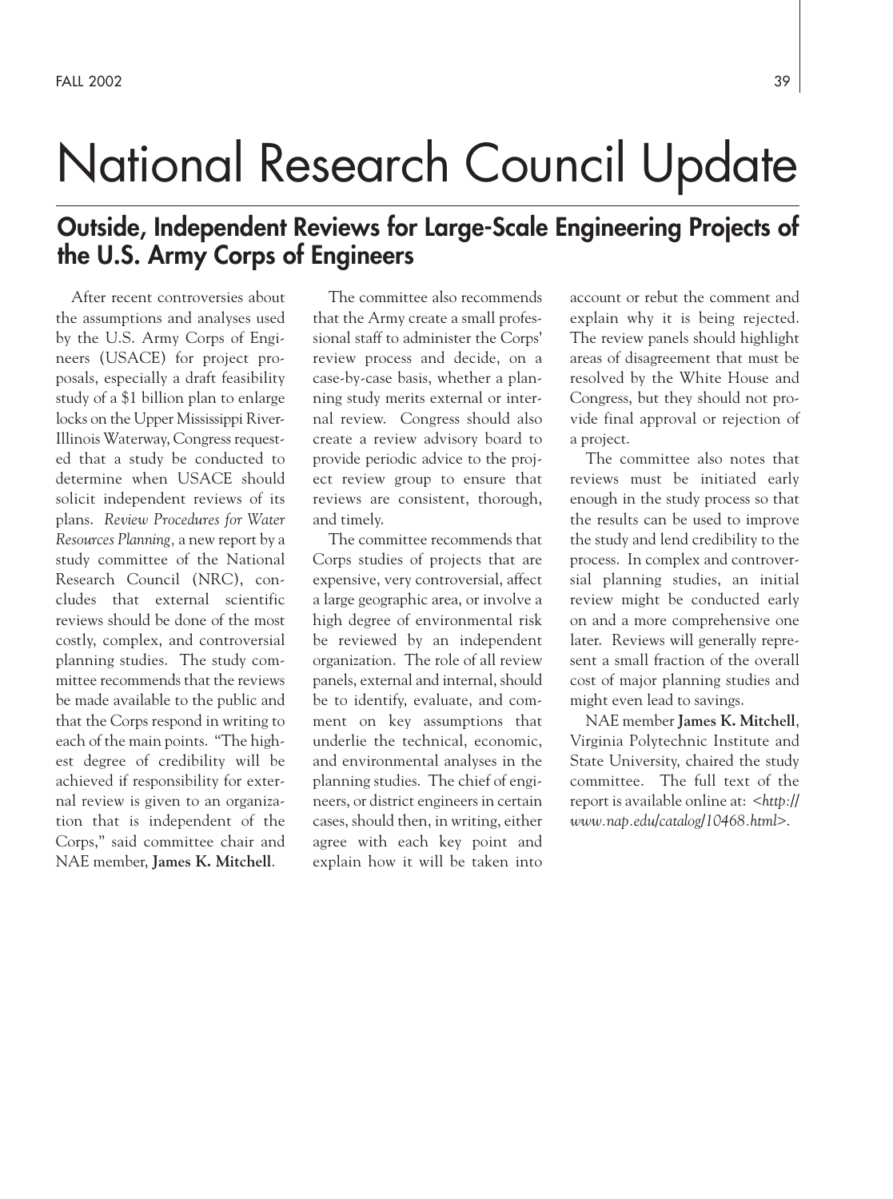# National Research Council Update

## Outside, Independent Reviews for Large-Scale Engineering Projects of the U.S. Army Corps of Engineers

After recent controversies about the assumptions and analyses used by the U.S. Army Corps of Engineers (USACE) for project proposals, especially a draft feasibility study of a $1 billion plan to enlarge locks on the Upper Mississippi River-Illinois Waterway, Congress requested that a study be conducted to determine when USACE should solicit independent reviews of its plans. *Review Procedures for Water Resources Planning,* a new report by a study committee of the National Research Council (NRC), concludes that external scientific reviews should be done of the most costly, complex, and controversial planning studies. The study committee recommends that the reviews be made available to the public and that the Corps respond in writing to each of the main points. "The highest degree of credibility will be achieved if responsibility for external review is given to an organization that is independent of the Corps," said committee chair and NAE member, **James K. Mitchell**.

The committee also recommends that the Army create a small professional staff to administer the Corps' review process and decide, on a case-by-case basis, whether a planning study merits external or internal review. Congress should also create a review advisory board to provide periodic advice to the project review group to ensure that reviews are consistent, thorough, and timely.

The committee recommends that Corps studies of projects that are expensive, very controversial, affect a large geographic area, or involve a high degree of environmental risk be reviewed by an independent organization. The role of all review panels, external and internal, should be to identify, evaluate, and comment on key assumptions that underlie the technical, economic, and environmental analyses in the planning studies. The chief of engineers, or district engineers in certain cases, should then, in writing, either agree with each key point and explain how it will be taken into account or rebut the comment and explain why it is being rejected. The review panels should highlight areas of disagreement that must be resolved by the White House and Congress, but they should not provide final approval or rejection of a project.

The committee also notes that reviews must be initiated early enough in the study process so that the results can be used to improve the study and lend credibility to the process. In complex and controversial planning studies, an initial review might be conducted early on and a more comprehensive one later. Reviews will generally represent a small fraction of the overall cost of major planning studies and might even lead to savings.

NAE member **James K. Mitchell**, Virginia Polytechnic Institute and State University, chaired the study committee. The full text of the report is available online at: *<http://www.nap.edu/catalog/10468.html>*.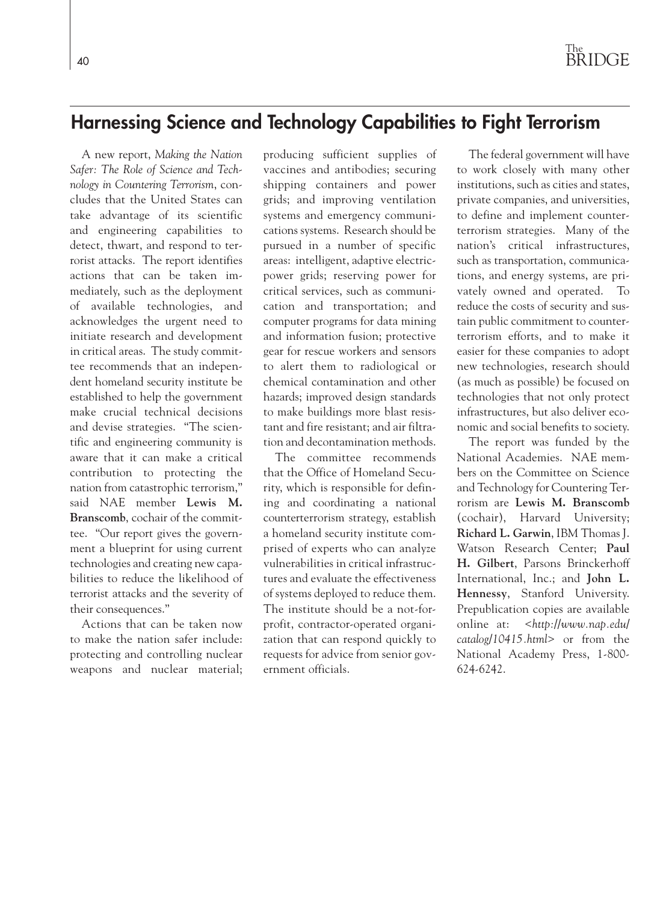## Harnessing Science and Technology Capabilities to Fight Terrorism

A new report, *Making the Nation Safer: The Role of Science and Technology in Countering Terrorism*, concludes that the United States can take advantage of its scientific and engineering capabilities to detect, thwart, and respond to terrorist attacks. The report identifies actions that can be taken immediately, such as the deployment of available technologies, and acknowledges the urgent need to initiate research and development in critical areas. The study committee recommends that an independent homeland security institute be established to help the government make crucial technical decisions and devise strategies. "The scientific and engineering community is aware that it can make a critical contribution to protecting the nation from catastrophic terrorism," said NAE member **Lewis M. Branscomb**, cochair of the committee. "Our report gives the government a blueprint for using current technologies and creating new capabilities to reduce the likelihood of terrorist attacks and the severity of their consequences."

Actions that can be taken now to make the nation safer include: protecting and controlling nuclear weapons and nuclear material; producing sufficient supplies of vaccines and antibodies; securing shipping containers and power grids; and improving ventilation systems and emergency communications systems. Research should be pursued in a number of specific areas: intelligent, adaptive electric-power grids; reserving power for critical services, such as communication and transportation; and computer programs for data mining and information fusion; protective gear for rescue workers and sensors to alert them to radiological or chemical contamination and other hazards; improved design standards to make buildings more blast resistant and fire resistant; and air filtration and decontamination methods.

The committee recommends that the Office of Homeland Security, which is responsible for defining and coordinating a national counterterrorism strategy, establish a homeland security institute comprised of experts who can analyze vulnerabilities in critical infrastructures and evaluate the effectiveness of systems deployed to reduce them. The institute should be a not-for-profit, contractor-operated organization that can respond quickly to requests for advice from senior government officials.

The federal government will have to work closely with many other institutions, such as cities and states, private companies, and universities, to define and implement counterterrorism strategies. Many of the nation's critical infrastructures, such as transportation, communications, and energy systems, are privately owned and operated. To reduce the costs of security and sustain public commitment to counterterrorism efforts, and to make it easier for these companies to adopt new technologies, research should (as much as possible) be focused on technologies that not only protect infrastructures, but also deliver economic and social benefits to society.

The report was funded by the National Academies. NAE members on the Committee on Science and Technology for Countering Terrorism are **Lewis M. Branscomb** (cochair), Harvard University; **Richard L. Garwin**, IBM Thomas J. Watson Research Center; **Paul H. Gilbert**, Parsons Brinckerhoff International, Inc.; and **John L. Hennessy**, Stanford University. Prepublication copies are available online at: <*http://www.nap.edu/catalog/10415.html*> or from the National Academy Press, 1-800-624-6242.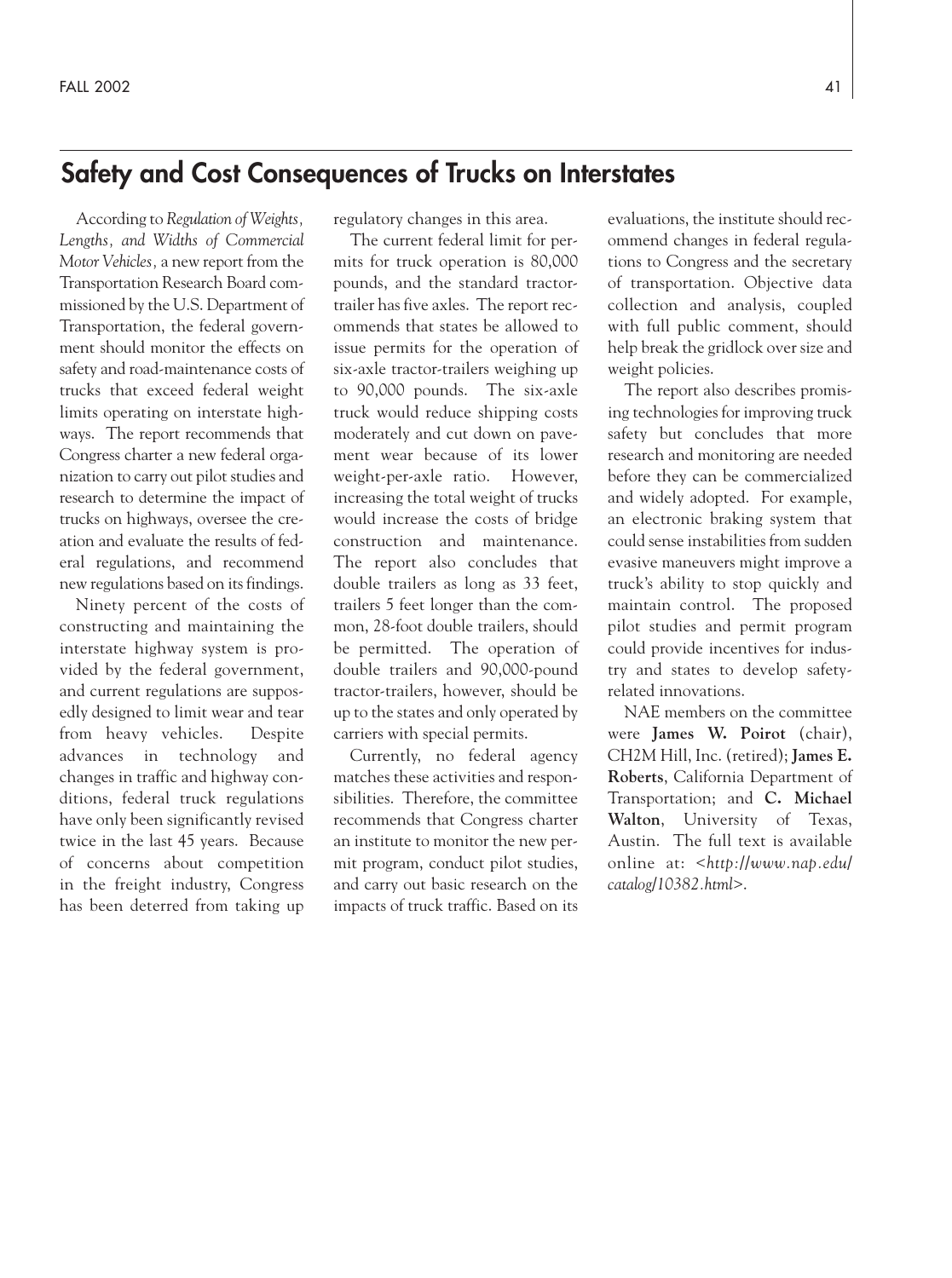## Safety and Cost Consequences of Trucks on Interstates

According to *Regulation of Weights, Lengths, and Widths of Commercial Motor Vehicles,* a new report from the Transportation Research Board commissioned by the U.S. Department of Transportation, the federal government should monitor the effects on safety and road-maintenance costs of trucks that exceed federal weight limits operating on interstate highways. The report recommends that Congress charter a new federal organization to carry out pilot studies and research to determine the impact of trucks on highways, oversee the creation and evaluate the results of federal regulations, and recommend new regulations based on its findings.

Ninety percent of the costs of constructing and maintaining the interstate highway system is provided by the federal government, and current regulations are supposedly designed to limit wear and tear from heavy vehicles. Despite advances in technology and changes in traffic and highway conditions, federal truck regulations have only been significantly revised twice in the last 45 years. Because of concerns about competition in the freight industry, Congress has been deterred from taking up regulatory changes in this area.

The current federal limit for permits for truck operation is 80,000 pounds, and the standard tractor-trailer has five axles. The report recommends that states be allowed to issue permits for the operation of six-axle tractor-trailers weighing up to 90,000 pounds. The six-axle truck would reduce shipping costs moderately and cut down on pavement wear because of its lower weight-per-axle ratio. However, increasing the total weight of trucks would increase the costs of bridge construction and maintenance. The report also concludes that double trailers as long as 33 feet, trailers 5 feet longer than the common, 28-foot double trailers, should be permitted. The operation of double trailers and 90,000-pound tractor-trailers, however, should be up to the states and only operated by carriers with special permits.

Currently, no federal agency matches these activities and responsibilities. Therefore, the committee recommends that Congress charter an institute to monitor the new permit program, conduct pilot studies, and carry out basic research on the impacts of truck traffic. Based on its evaluations, the institute should recommend changes in federal regulations to Congress and the secretary of transportation. Objective data collection and analysis, coupled with full public comment, should help break the gridlock over size and weight policies.

The report also describes promising technologies for improving truck safety but concludes that more research and monitoring are needed before they can be commercialized and widely adopted. For example, an electronic braking system that could sense instabilities from sudden evasive maneuvers might improve a truck's ability to stop quickly and maintain control. The proposed pilot studies and permit program could provide incentives for industry and states to develop safety-related innovations.

NAE members on the committee were **James W. Poirot** (chair), CH2M Hill, Inc. (retired); **James E. Roberts**, California Department of Transportation; and **C. Michael Walton**, University of Texas, Austin. The full text is available online at: <*http://www.nap.edu/catalog/10382.html*>.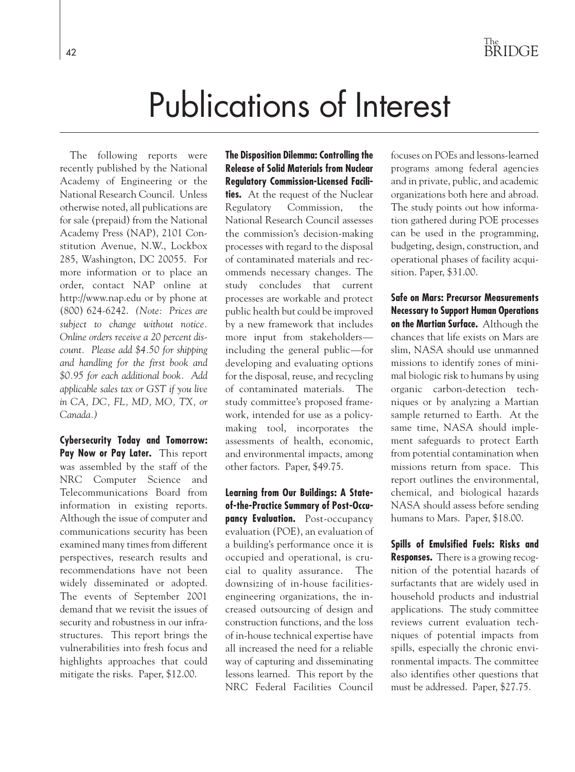# Publications of Interest

The following reports were recently published by the National Academy of Engineering or the National Research Council. Unless otherwise noted, all publications are for sale (prepaid) from the National Academy Press (NAP), 2101 Constitution Avenue, N.W., Lockbox 285, Washington, DC 20055. For more information or to place an order, contact NAP online at http://www.nap.edu or by phone at (800) 624-6242. *(Note: Prices are subject to change without notice. Online orders receive a 20 percent discount. Please add $4.50 for shipping and handling for the first book and $0.95 for each additional book. Add applicable sales tax or GST if you live in CA, DC, FL, MD, MO, TX, or Canada.)*

**Cybersecurity Today and Tomorrow: Pay Now or Pay Later.** This report was assembled by the staff of the NRC Computer Science and Telecommunications Board from information in existing reports. Although the issue of computer and communications security has been examined many times from different perspectives, research results and recommendations have not been widely disseminated or adopted. The events of September 2001 demand that we revisit the issues of security and robustness in our infrastructures. This report brings the vulnerabilities into fresh focus and highlights approaches that could mitigate the risks. Paper, $12.00.

**The Disposition Dilemma: Controlling the Release of Solid Materials from Nuclear Regulatory Commission-Licensed Facilities.** At the request of the Nuclear Regulatory Commission, the National Research Council assesses the commission's decision-making processes with regard to the disposal of contaminated materials and recommends necessary changes. The study concludes that current processes are workable and protect public health but could be improved by a new framework that includes more input from stakeholders—including the general public—for developing and evaluating options for the disposal, reuse, and recycling of contaminated materials. The study committee's proposed framework, intended for use as a policymaking tool, incorporates the assessments of health, economic, and environmental impacts, among other factors. Paper, $49.75.

**Learning from Our Buildings: A State-of-the-Practice Summary of Post-Occupancy Evaluation.** Post-occupancy evaluation (POE), an evaluation of a building's performance once it is occupied and operational, is crucial to quality assurance. The downsizing of in-house facilities-engineering organizations, the increased outsourcing of design and construction functions, and the loss of in-house technical expertise have all increased the need for a reliable way of capturing and disseminating lessons learned. This report by the NRC Federal Facilities Council focuses on POEs and lessons-learned programs among federal agencies and in private, public, and academic organizations both here and abroad. The study points out how information gathered during POE processes can be used in the programming, budgeting, design, construction, and operational phases of facility acquisition. Paper, $31.00.

**Safe on Mars: Precursor Measurements Necessary to Support Human Operations on the Martian Surface.** Although the chances that life exists on Mars are slim, NASA should use unmanned missions to identify zones of minimal biologic risk to humans by using organic carbon-detection techniques or by analyzing a Martian sample returned to Earth. At the same time, NASA should implement safeguards to protect Earth from potential contamination when missions return from space. This report outlines the environmental, chemical, and biological hazards NASA should assess before sending humans to Mars. Paper, $18.00.

**Spills of Emulsified Fuels: Risks and Responses.** There is a growing recognition of the potential hazards of surfactants that are widely used in household products and industrial applications. The study committee reviews current evaluation techniques of potential impacts from spills, especially the chronic environmental impacts. The committee also identifies other questions that must be addressed. Paper, $27.75.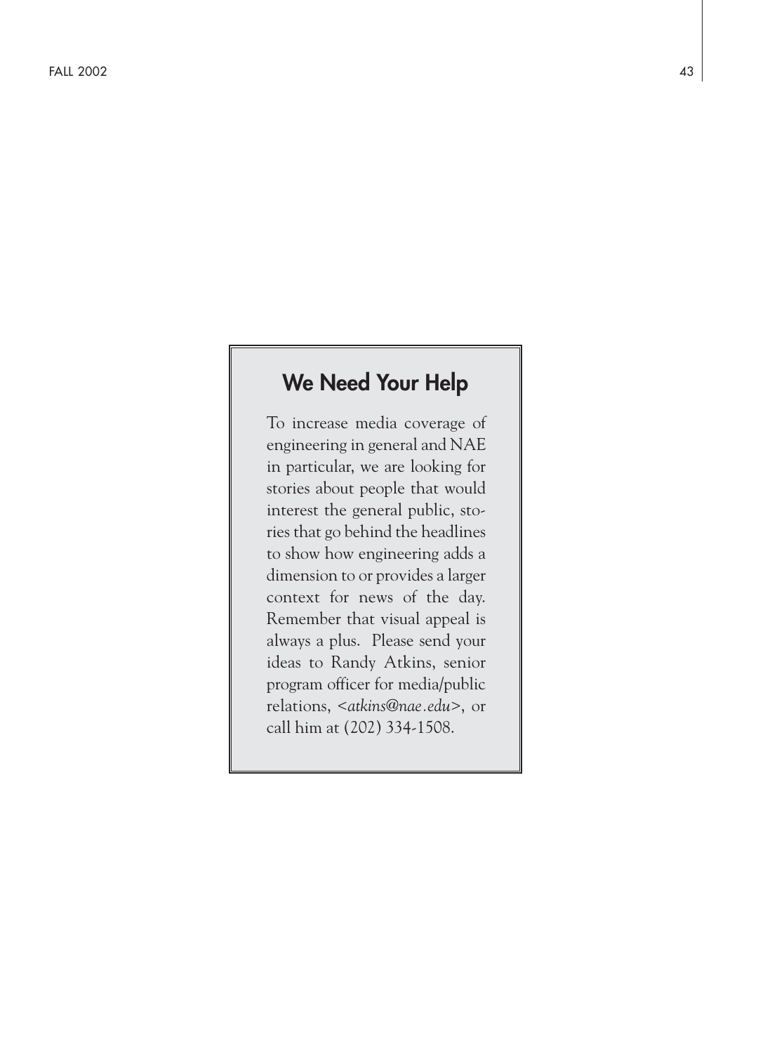## We Need Your Help

To increase media coverage of engineering in general and NAE in particular, we are looking for stories about people that would interest the general public, stories that go behind the headlines to show how engineering adds a dimension to or provides a larger context for news of the day. Remember that visual appeal is always a plus. Please send your ideas to Randy Atkins, senior program officer for media/public relations, <*atkins@nae.edu*>, or call him at (202) 334-1508.